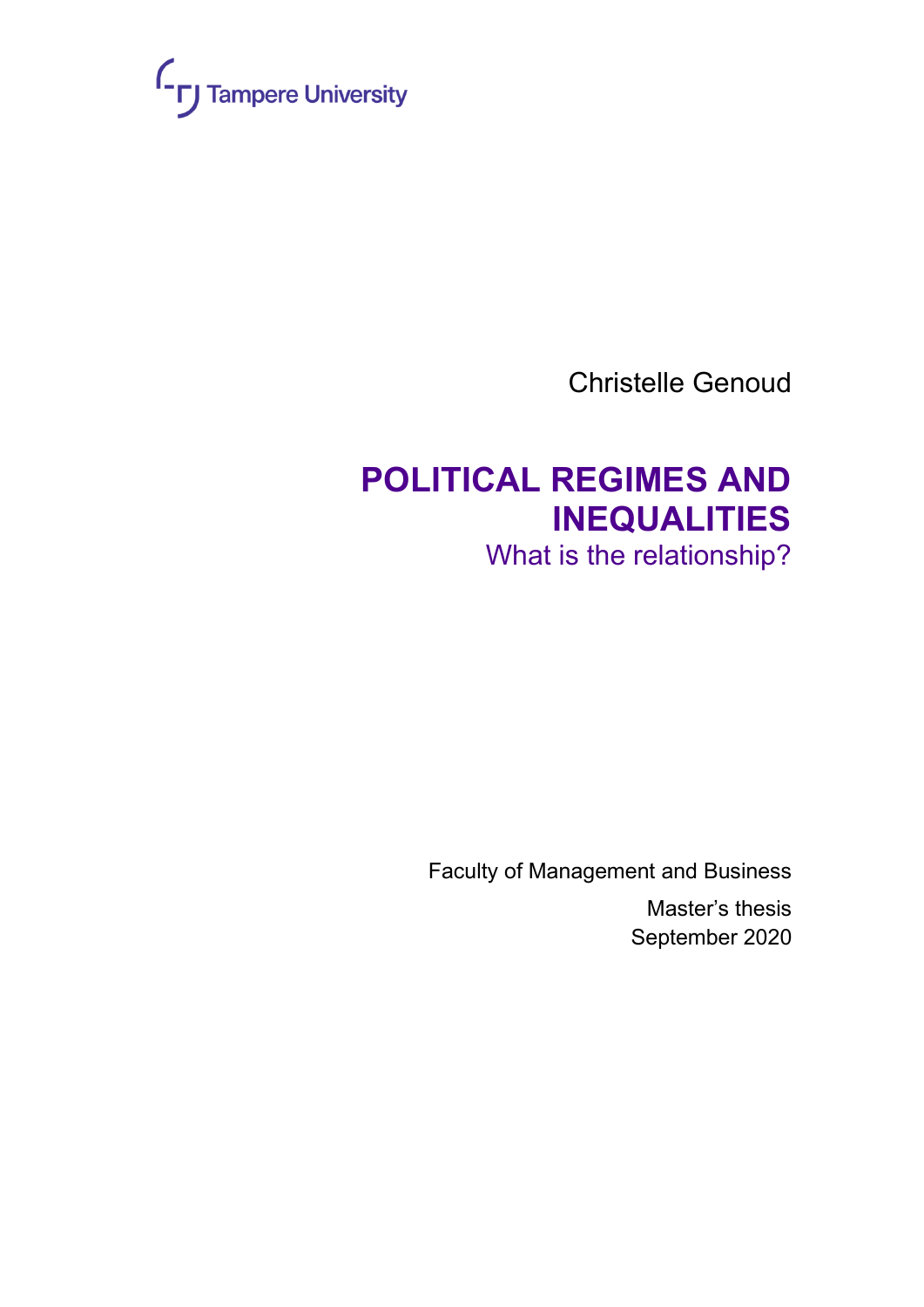Tampere University

Christelle Genoud

# POLITICAL REGIMES AND INEQUALITIES

## What is the relationship?

Faculty of Management and Business

Master's thesis

September 2020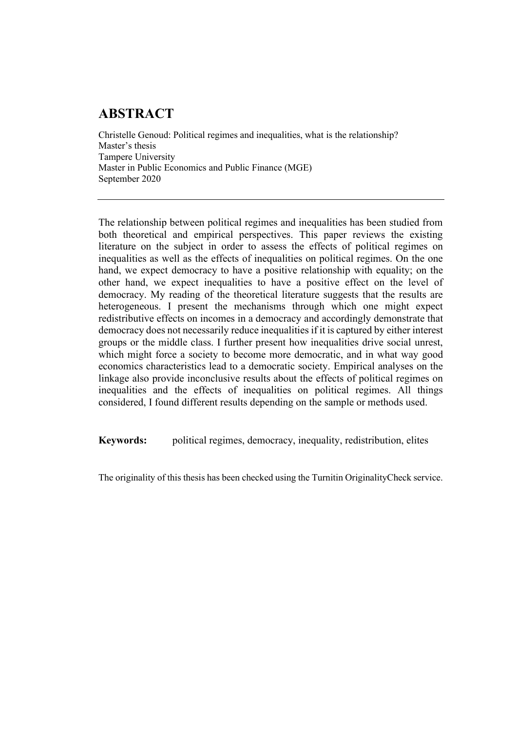# ABSTRACT

Christelle Genoud: Political regimes and inequalities, what is the relationship?
Master's thesis
Tampere University
Master in Public Economics and Public Finance (MGE)
September 2020

---

The relationship between political regimes and inequalities has been studied from both theoretical and empirical perspectives. This paper reviews the existing literature on the subject in order to assess the effects of political regimes on inequalities as well as the effects of inequalities on political regimes. On the one hand, we expect democracy to have a positive relationship with equality; on the other hand, we expect inequalities to have a positive effect on the level of democracy. My reading of the theoretical literature suggests that the results are heterogeneous. I present the mechanisms through which one might expect redistributive effects on incomes in a democracy and accordingly demonstrate that democracy does not necessarily reduce inequalities if it is captured by either interest groups or the middle class. I further present how inequalities drive social unrest, which might force a society to become more democratic, and in what way good economics characteristics lead to a democratic society. Empirical analyses on the linkage also provide inconclusive results about the effects of political regimes on inequalities and the effects of inequalities on political regimes. All things considered, I found different results depending on the sample or methods used.

**Keywords:** political regimes, democracy, inequality, redistribution, elites

The originality of this thesis has been checked using the Turnitin OriginalityCheck service.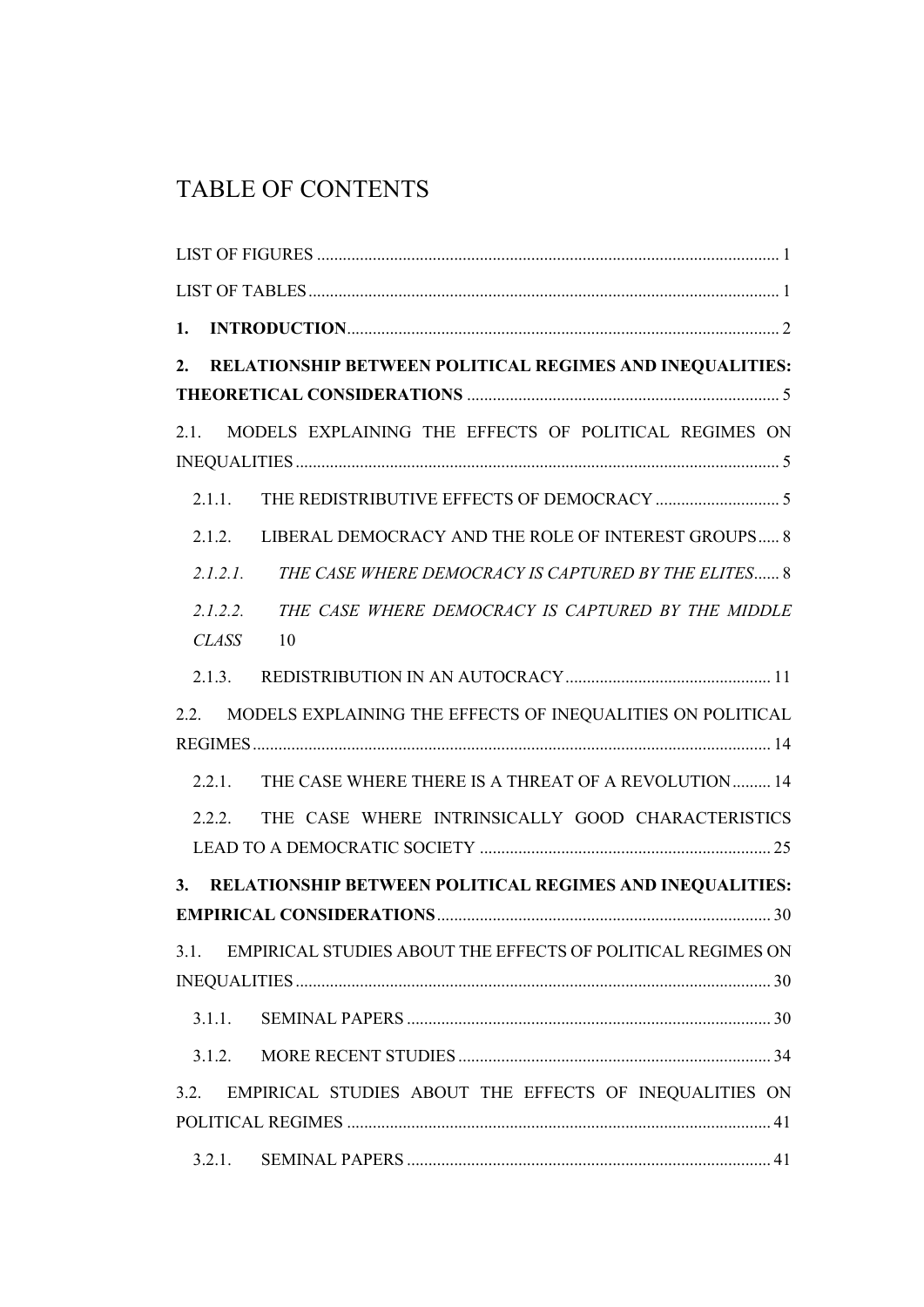# TABLE OF CONTENTS

LIST OF FIGURES ........................................................................................................... 1

LIST OF TABLES ............................................................................................................ 1

**1. INTRODUCTION** .................................................................................................... 2

**2. RELATIONSHIP BETWEEN POLITICAL REGIMES AND INEQUALITIES: THEORETICAL CONSIDERATIONS** ........................................................................ 5

2.1. MODELS EXPLAINING THE EFFECTS OF POLITICAL REGIMES ON INEQUALITIES ................................................................................................................ 5

2.1.1. THE REDISTRIBUTIVE EFFECTS OF DEMOCRACY ............................. 5

2.1.2. LIBERAL DEMOCRACY AND THE ROLE OF INTEREST GROUPS ..... 8

*2.1.2.1. THE CASE WHERE DEMOCRACY IS CAPTURED BY THE ELITES* ...... 8

*2.1.2.2. THE CASE WHERE DEMOCRACY IS CAPTURED BY THE MIDDLE CLASS* 10

2.1.3. REDISTRIBUTION IN AN AUTOCRACY ................................................ 11

2.2. MODELS EXPLAINING THE EFFECTS OF INEQUALITIES ON POLITICAL REGIMES ........................................................................................................................ 14

2.2.1. THE CASE WHERE THERE IS A THREAT OF A REVOLUTION ......... 14

2.2.2. THE CASE WHERE INTRINSICALLY GOOD CHARACTERISTICS LEAD TO A DEMOCRATIC SOCIETY .................................................................... 25

**3. RELATIONSHIP BETWEEN POLITICAL REGIMES AND INEQUALITIES: EMPIRICAL CONSIDERATIONS** ............................................................................. 30

3.1. EMPIRICAL STUDIES ABOUT THE EFFECTS OF POLITICAL REGIMES ON INEQUALITIES .............................................................................................................. 30

3.1.1. SEMINAL PAPERS ..................................................................................... 30

3.1.2. MORE RECENT STUDIES ......................................................................... 34

3.2. EMPIRICAL STUDIES ABOUT THE EFFECTS OF INEQUALITIES ON POLITICAL REGIMES .................................................................................................. 41

3.2.1. SEMINAL PAPERS .................................................................................... 41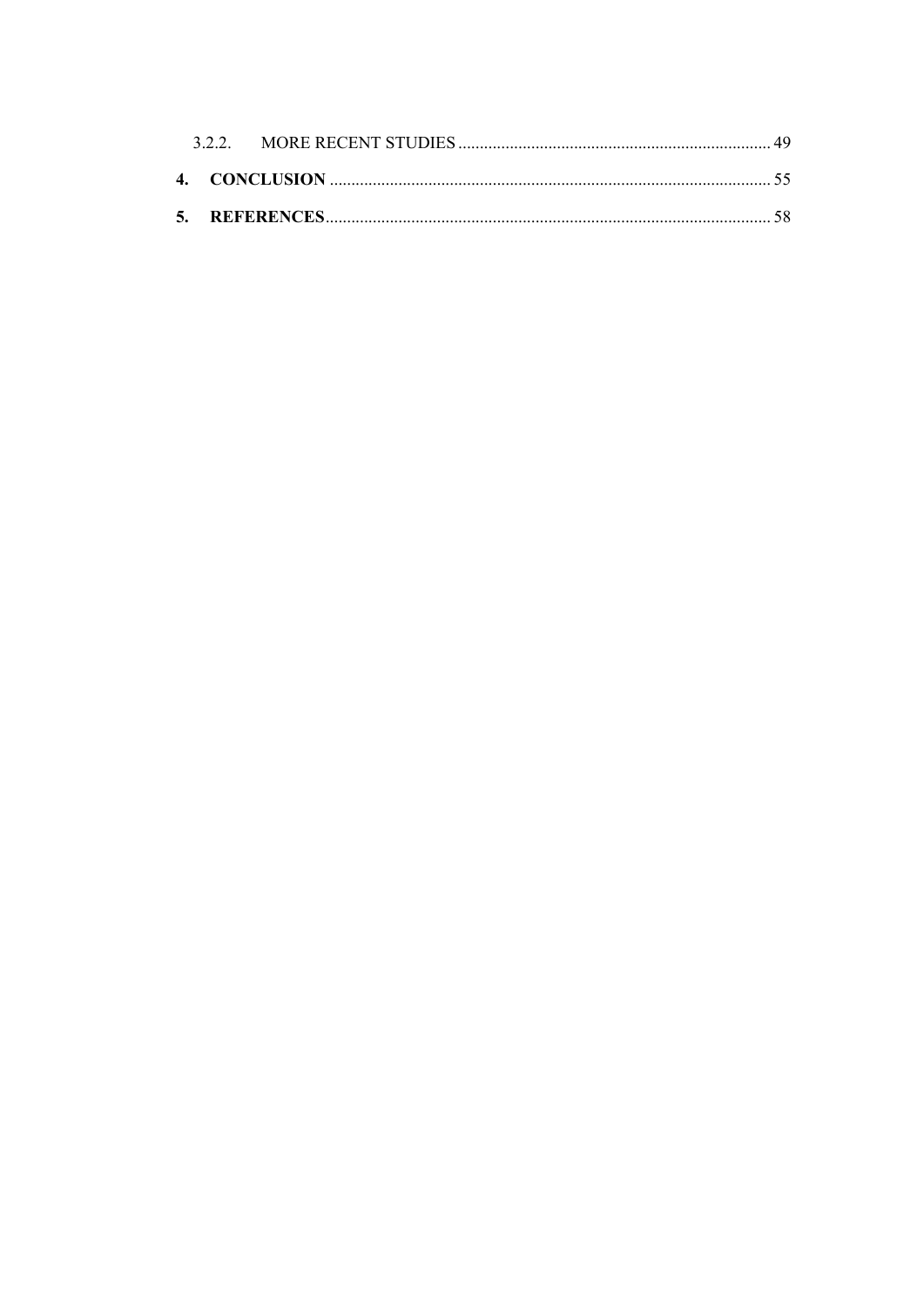3.2.2. MORE RECENT STUDIES ........................................................................ 49

**4. CONCLUSION** ...................................................................................................... 55

**5. REFERENCES** ...................................................................................................... 58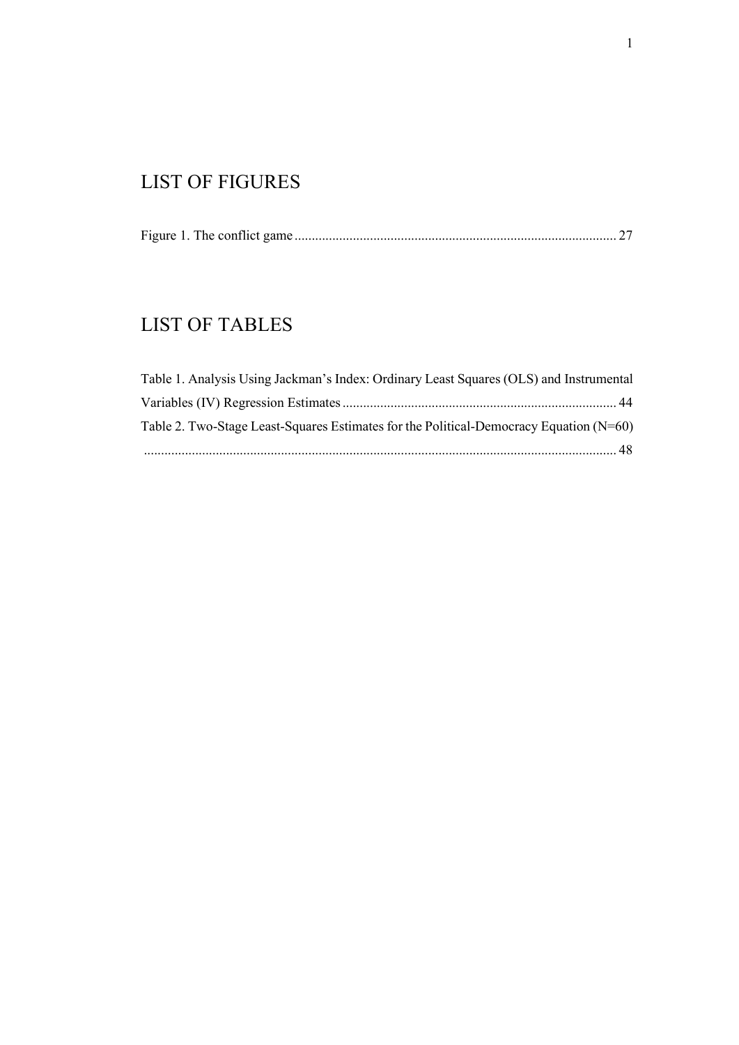# LIST OF FIGURES

Figure 1. The conflict game ............................................................................................ 27

# LIST OF TABLES

Table 1. Analysis Using Jackman's Index: Ordinary Least Squares (OLS) and Instrumental Variables (IV) Regression Estimates ................................................................................ 44

Table 2. Two-Stage Least-Squares Estimates for the Political-Democracy Equation (N=60) ......................................................................................................................... 48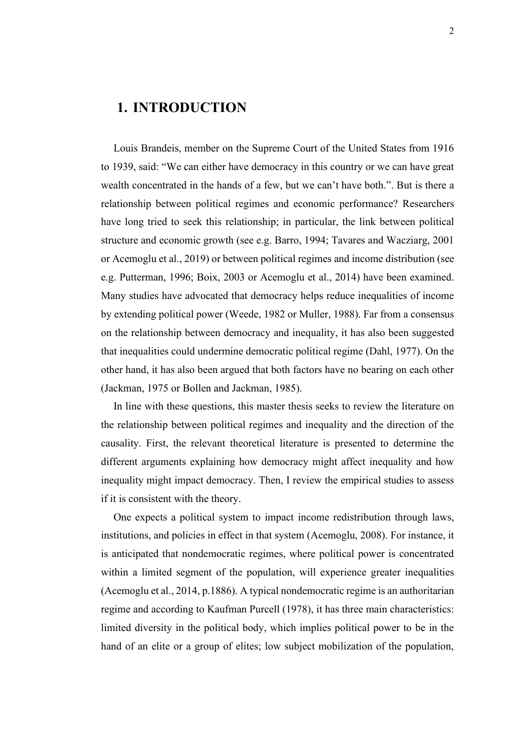# 1. INTRODUCTION

Louis Brandeis, member on the Supreme Court of the United States from 1916 to 1939, said: "We can either have democracy in this country or we can have great wealth concentrated in the hands of a few, but we can't have both.". But is there a relationship between political regimes and economic performance? Researchers have long tried to seek this relationship; in particular, the link between political structure and economic growth (see e.g. Barro, 1994; Tavares and Wacziarg, 2001 or Acemoglu et al., 2019) or between political regimes and income distribution (see e.g. Putterman, 1996; Boix, 2003 or Acemoglu et al., 2014) have been examined. Many studies have advocated that democracy helps reduce inequalities of income by extending political power (Weede, 1982 or Muller, 1988). Far from a consensus on the relationship between democracy and inequality, it has also been suggested that inequalities could undermine democratic political regime (Dahl, 1977). On the other hand, it has also been argued that both factors have no bearing on each other (Jackman, 1975 or Bollen and Jackman, 1985).

In line with these questions, this master thesis seeks to review the literature on the relationship between political regimes and inequality and the direction of the causality. First, the relevant theoretical literature is presented to determine the different arguments explaining how democracy might affect inequality and how inequality might impact democracy. Then, I review the empirical studies to assess if it is consistent with the theory.

One expects a political system to impact income redistribution through laws, institutions, and policies in effect in that system (Acemoglu, 2008). For instance, it is anticipated that nondemocratic regimes, where political power is concentrated within a limited segment of the population, will experience greater inequalities (Acemoglu et al., 2014, p.1886). A typical nondemocratic regime is an authoritarian regime and according to Kaufman Purcell (1978), it has three main characteristics: limited diversity in the political body, which implies political power to be in the hand of an elite or a group of elites; low subject mobilization of the population,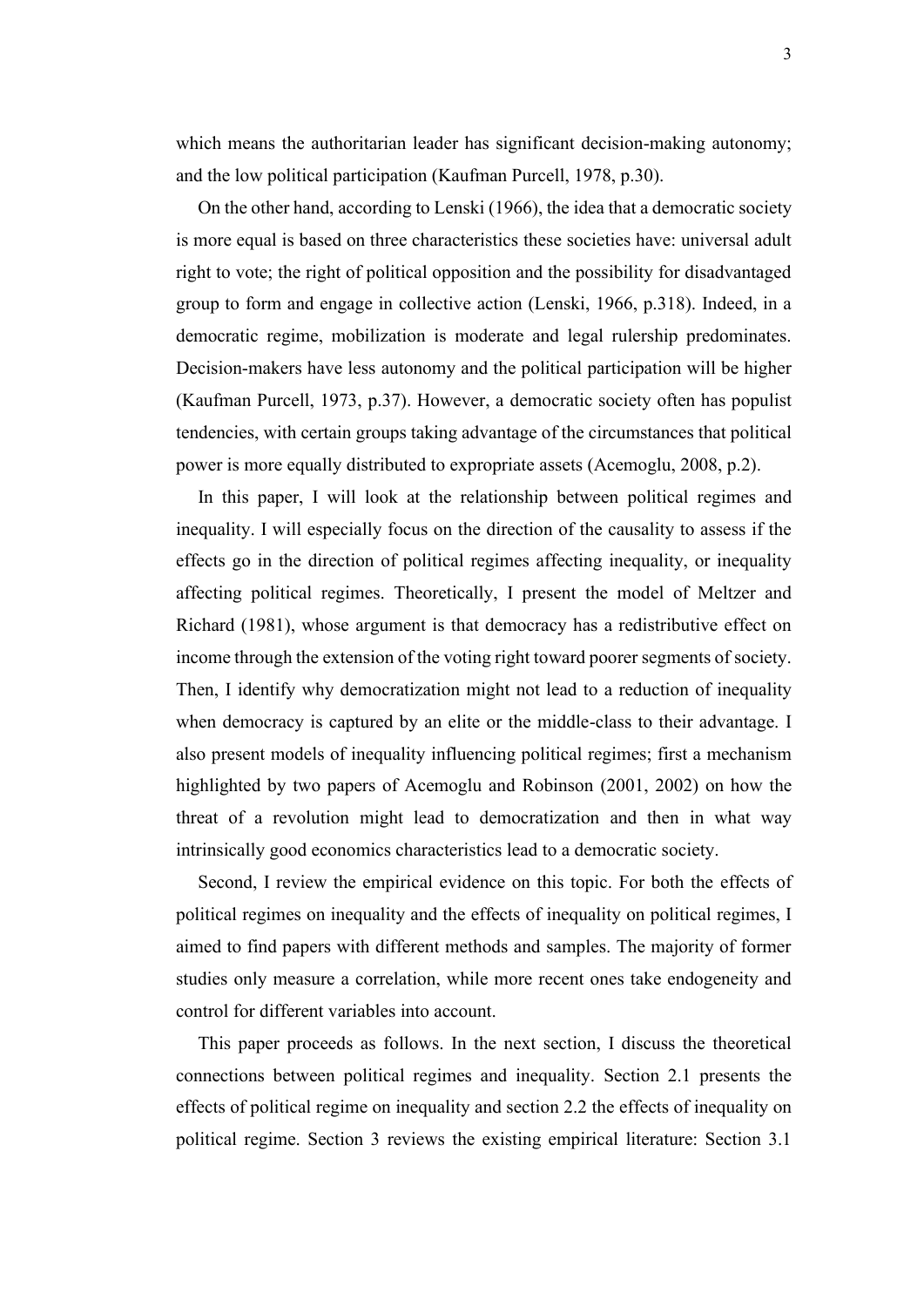which means the authoritarian leader has significant decision-making autonomy; and the low political participation (Kaufman Purcell, 1978, p.30).

On the other hand, according to Lenski (1966), the idea that a democratic society is more equal is based on three characteristics these societies have: universal adult right to vote; the right of political opposition and the possibility for disadvantaged group to form and engage in collective action (Lenski, 1966, p.318). Indeed, in a democratic regime, mobilization is moderate and legal rulership predominates. Decision-makers have less autonomy and the political participation will be higher (Kaufman Purcell, 1973, p.37). However, a democratic society often has populist tendencies, with certain groups taking advantage of the circumstances that political power is more equally distributed to expropriate assets (Acemoglu, 2008, p.2).

In this paper, I will look at the relationship between political regimes and inequality. I will especially focus on the direction of the causality to assess if the effects go in the direction of political regimes affecting inequality, or inequality affecting political regimes. Theoretically, I present the model of Meltzer and Richard (1981), whose argument is that democracy has a redistributive effect on income through the extension of the voting right toward poorer segments of society. Then, I identify why democratization might not lead to a reduction of inequality when democracy is captured by an elite or the middle-class to their advantage. I also present models of inequality influencing political regimes; first a mechanism highlighted by two papers of Acemoglu and Robinson (2001, 2002) on how the threat of a revolution might lead to democratization and then in what way intrinsically good economics characteristics lead to a democratic society.

Second, I review the empirical evidence on this topic. For both the effects of political regimes on inequality and the effects of inequality on political regimes, I aimed to find papers with different methods and samples. The majority of former studies only measure a correlation, while more recent ones take endogeneity and control for different variables into account.

This paper proceeds as follows. In the next section, I discuss the theoretical connections between political regimes and inequality. Section 2.1 presents the effects of political regime on inequality and section 2.2 the effects of inequality on political regime. Section 3 reviews the existing empirical literature: Section 3.1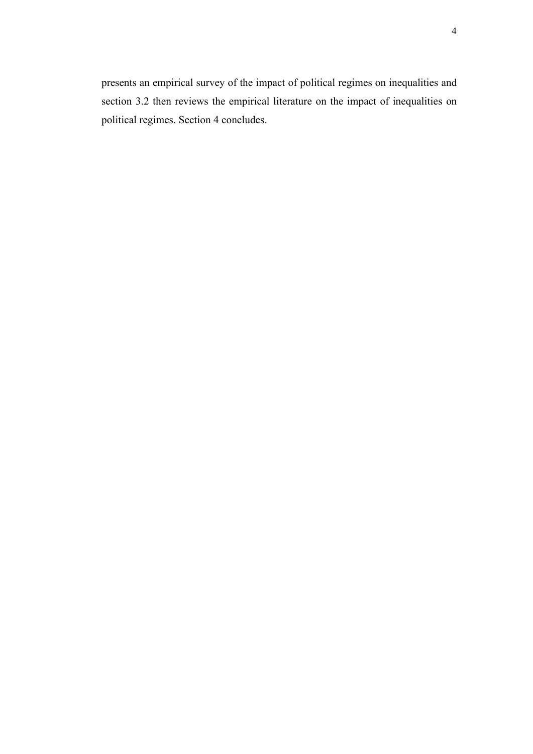presents an empirical survey of the impact of political regimes on inequalities and section 3.2 then reviews the empirical literature on the impact of inequalities on political regimes. Section 4 concludes.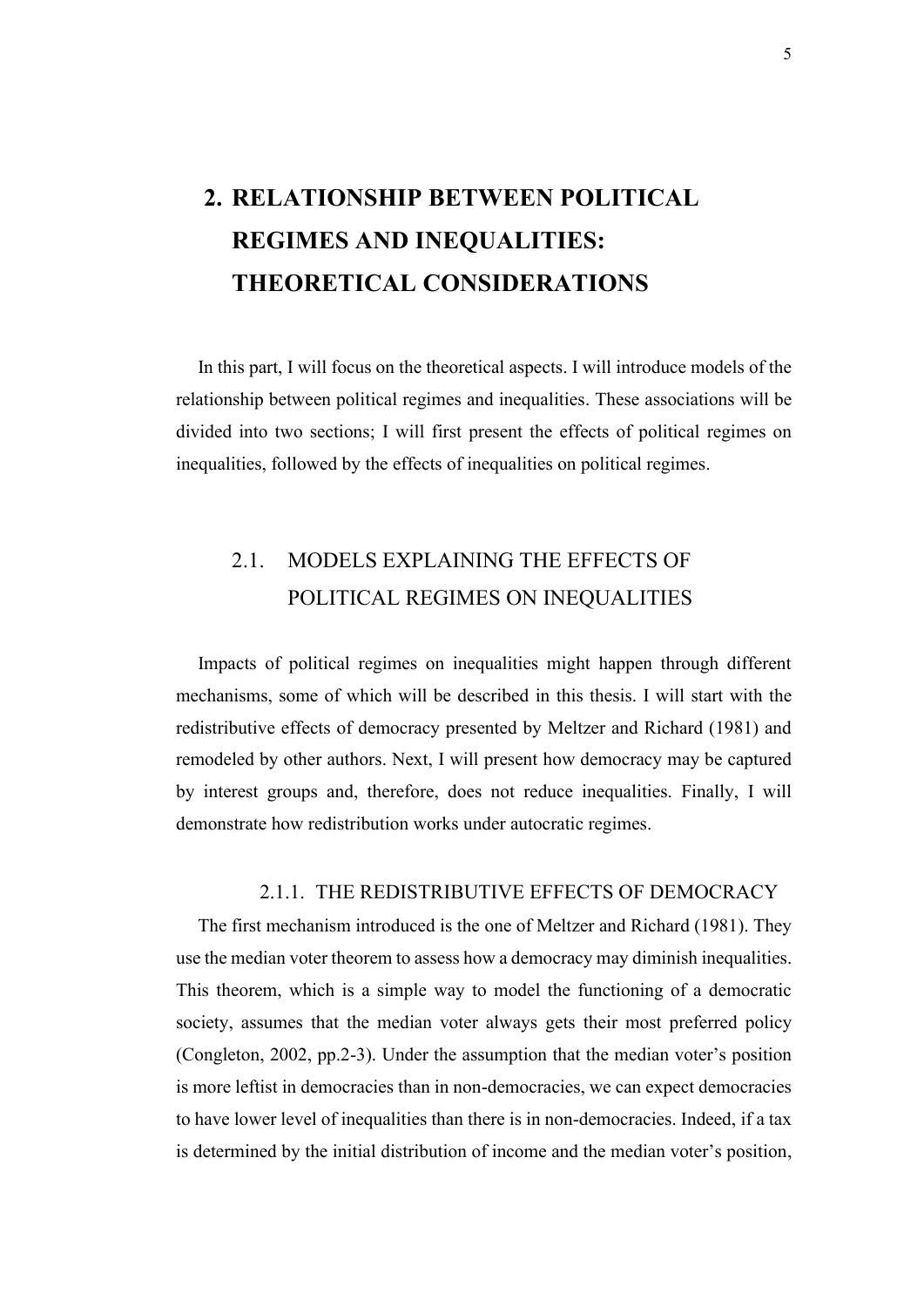# 2. RELATIONSHIP BETWEEN POLITICAL REGIMES AND INEQUALITIES: THEORETICAL CONSIDERATIONS

In this part, I will focus on the theoretical aspects. I will introduce models of the relationship between political regimes and inequalities. These associations will be divided into two sections; I will first present the effects of political regimes on inequalities, followed by the effects of inequalities on political regimes.

## 2.1. MODELS EXPLAINING THE EFFECTS OF POLITICAL REGIMES ON INEQUALITIES

Impacts of political regimes on inequalities might happen through different mechanisms, some of which will be described in this thesis. I will start with the redistributive effects of democracy presented by Meltzer and Richard (1981) and remodeled by other authors. Next, I will present how democracy may be captured by interest groups and, therefore, does not reduce inequalities. Finally, I will demonstrate how redistribution works under autocratic regimes.

### 2.1.1. THE REDISTRIBUTIVE EFFECTS OF DEMOCRACY

The first mechanism introduced is the one of Meltzer and Richard (1981). They use the median voter theorem to assess how a democracy may diminish inequalities. This theorem, which is a simple way to model the functioning of a democratic society, assumes that the median voter always gets their most preferred policy (Congleton, 2002, pp.2-3). Under the assumption that the median voter's position is more leftist in democracies than in non-democracies, we can expect democracies to have lower level of inequalities than there is in non-democracies. Indeed, if a tax is determined by the initial distribution of income and the median voter's position,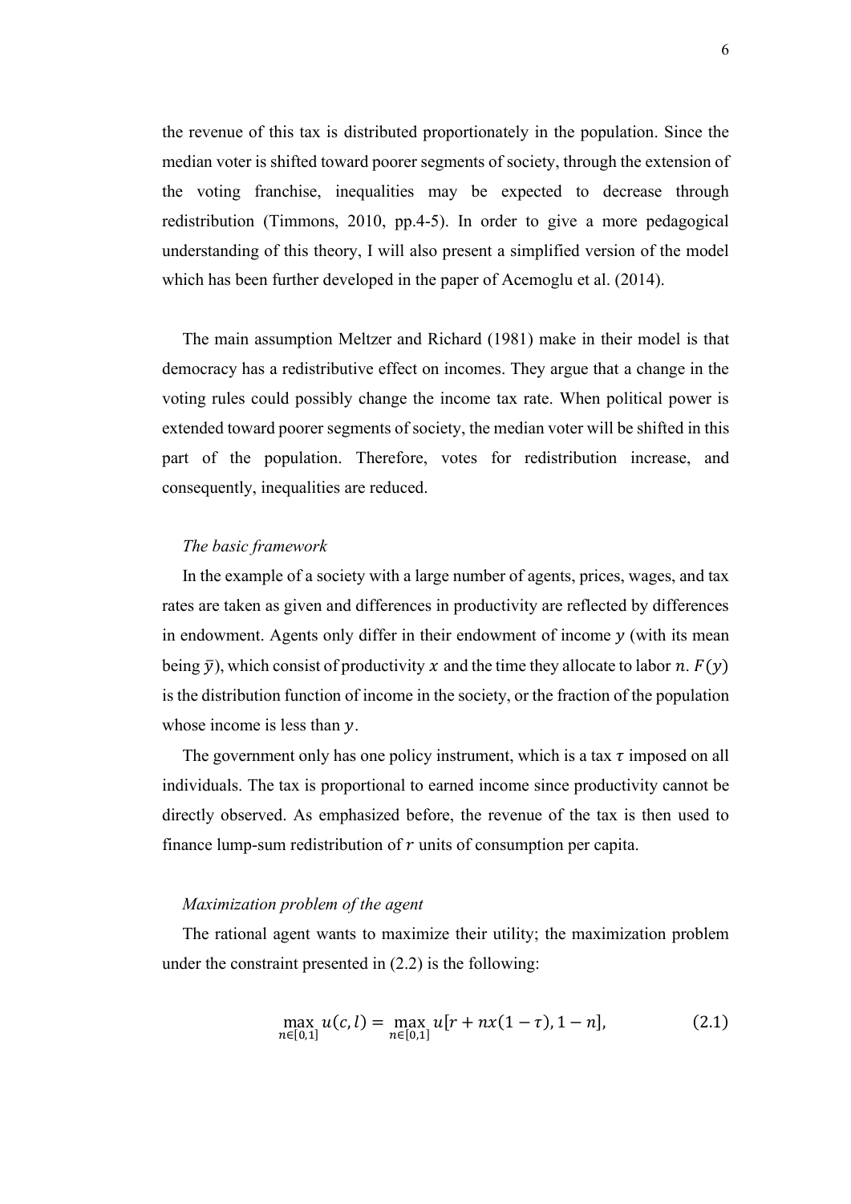the revenue of this tax is distributed proportionately in the population. Since the median voter is shifted toward poorer segments of society, through the extension of the voting franchise, inequalities may be expected to decrease through redistribution (Timmons, 2010, pp.4-5). In order to give a more pedagogical understanding of this theory, I will also present a simplified version of the model which has been further developed in the paper of Acemoglu et al. (2014).

The main assumption Meltzer and Richard (1981) make in their model is that democracy has a redistributive effect on incomes. They argue that a change in the voting rules could possibly change the income tax rate. When political power is extended toward poorer segments of society, the median voter will be shifted in this part of the population. Therefore, votes for redistribution increase, and consequently, inequalities are reduced.

*The basic framework*

In the example of a society with a large number of agents, prices, wages, and tax rates are taken as given and differences in productivity are reflected by differences in endowment. Agents only differ in their endowment of income $y$ (with its mean being $\bar{y}$), which consist of productivity $x$ and the time they allocate to labor $n$. $F(y)$ is the distribution function of income in the society, or the fraction of the population whose income is less than $y$.

The government only has one policy instrument, which is a tax $\tau$ imposed on all individuals. The tax is proportional to earned income since productivity cannot be directly observed. As emphasized before, the revenue of the tax is then used to finance lump-sum redistribution of $r$ units of consumption per capita.

*Maximization problem of the agent*

The rational agent wants to maximize their utility; the maximization problem under the constraint presented in (2.2) is the following:

$$\max_{n \in [0,1]} u(c, l) = \max_{n \in [0,1]} u[r + nx(1 - \tau), 1 - n], \tag{2.1}$$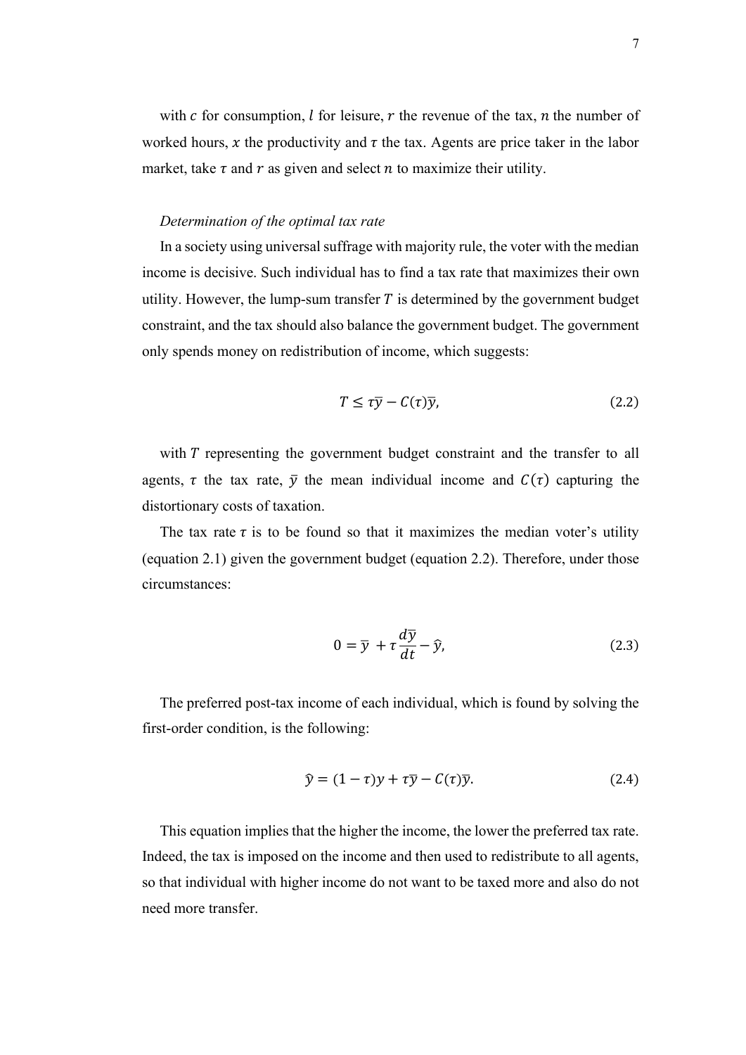with $c$ for consumption, $l$ for leisure, $r$ the revenue of the tax, $n$ the number of worked hours, $x$ the productivity and $\tau$ the tax. Agents are price taker in the labor market, take $\tau$ and $r$ as given and select $n$ to maximize their utility.

*Determination of the optimal tax rate*

In a society using universal suffrage with majority rule, the voter with the median income is decisive. Such individual has to find a tax rate that maximizes their own utility. However, the lump-sum transfer $T$ is determined by the government budget constraint, and the tax should also balance the government budget. The government only spends money on redistribution of income, which suggests:

$$T \leq \tau\bar{y} - C(\tau)\bar{y}, \tag{2.2}$$

with $T$ representing the government budget constraint and the transfer to all agents, $\tau$ the tax rate, $\bar{y}$ the mean individual income and $C(\tau)$ capturing the distortionary costs of taxation.

The tax rate $\tau$ is to be found so that it maximizes the median voter's utility (equation 2.1) given the government budget (equation 2.2). Therefore, under those circumstances:

$$0 = \bar{y} + \tau\frac{d\bar{y}}{dt} - \hat{y}, \tag{2.3}$$

The preferred post-tax income of each individual, which is found by solving the first-order condition, is the following:

$$\hat{y} = (1-\tau)y + \tau\bar{y} - C(\tau)\bar{y}. \tag{2.4}$$

This equation implies that the higher the income, the lower the preferred tax rate. Indeed, the tax is imposed on the income and then used to redistribute to all agents, so that individual with higher income do not want to be taxed more and also do not need more transfer.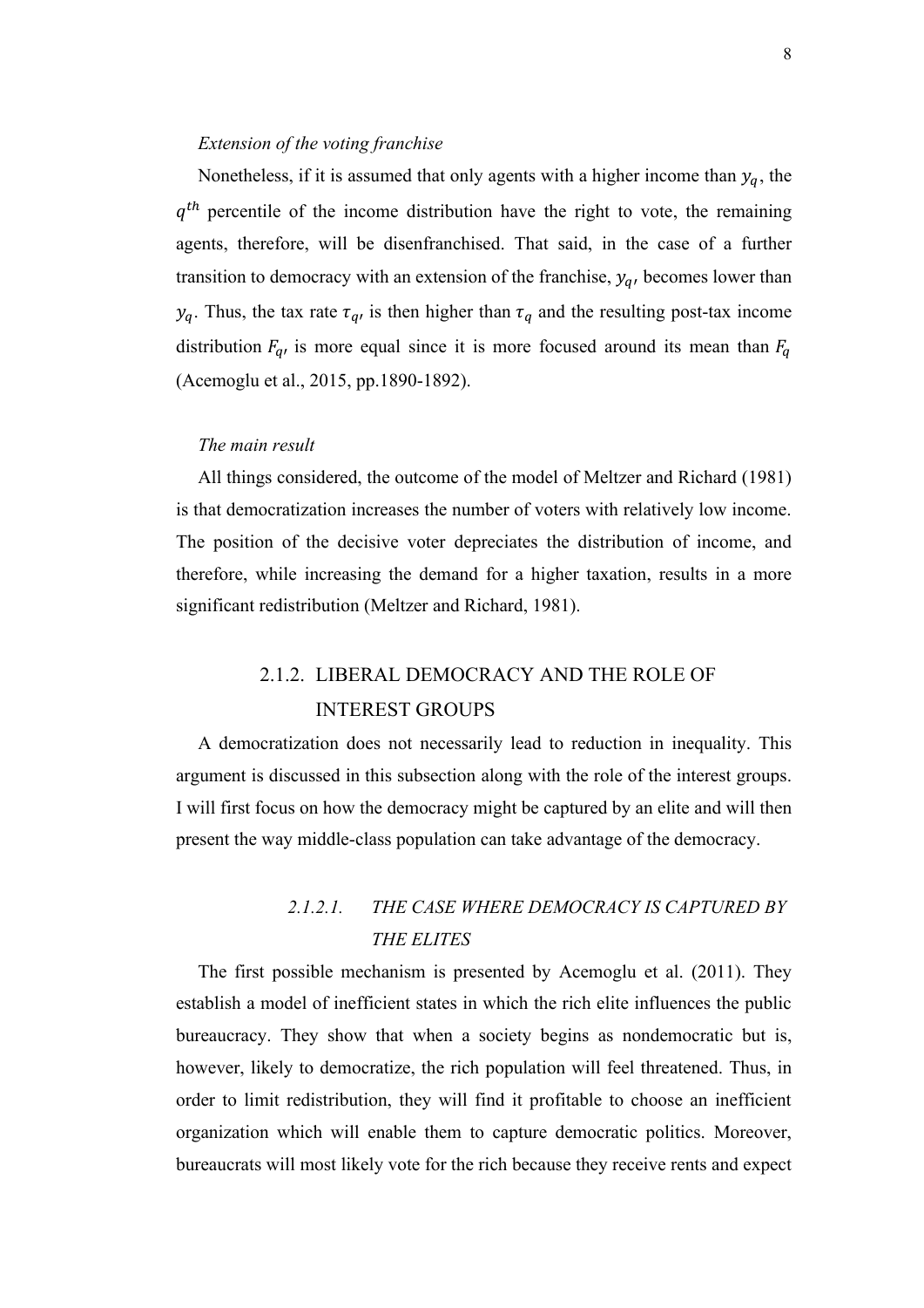*Extension of the voting franchise*

Nonetheless, if it is assumed that only agents with a higher income than $y_q$, the $q^{th}$ percentile of the income distribution have the right to vote, the remaining agents, therefore, will be disenfranchised. That said, in the case of a further transition to democracy with an extension of the franchise, $y_{q'}$ becomes lower than $y_q$. Thus, the tax rate $\tau_{q'}$ is then higher than $\tau_q$ and the resulting post-tax income distribution $F_{q'}$ is more equal since it is more focused around its mean than $F_q$ (Acemoglu et al., 2015, pp.1890-1892).

*The main result*

All things considered, the outcome of the model of Meltzer and Richard (1981) is that democratization increases the number of voters with relatively low income. The position of the decisive voter depreciates the distribution of income, and therefore, while increasing the demand for a higher taxation, results in a more significant redistribution (Meltzer and Richard, 1981).

### 2.1.2. LIBERAL DEMOCRACY AND THE ROLE OF INTEREST GROUPS

A democratization does not necessarily lead to reduction in inequality. This argument is discussed in this subsection along with the role of the interest groups. I will first focus on how the democracy might be captured by an elite and will then present the way middle-class population can take advantage of the democracy.

#### *2.1.2.1. THE CASE WHERE DEMOCRACY IS CAPTURED BY THE ELITES*

The first possible mechanism is presented by Acemoglu et al. (2011). They establish a model of inefficient states in which the rich elite influences the public bureaucracy. They show that when a society begins as nondemocratic but is, however, likely to democratize, the rich population will feel threatened. Thus, in order to limit redistribution, they will find it profitable to choose an inefficient organization which will enable them to capture democratic politics. Moreover, bureaucrats will most likely vote for the rich because they receive rents and expect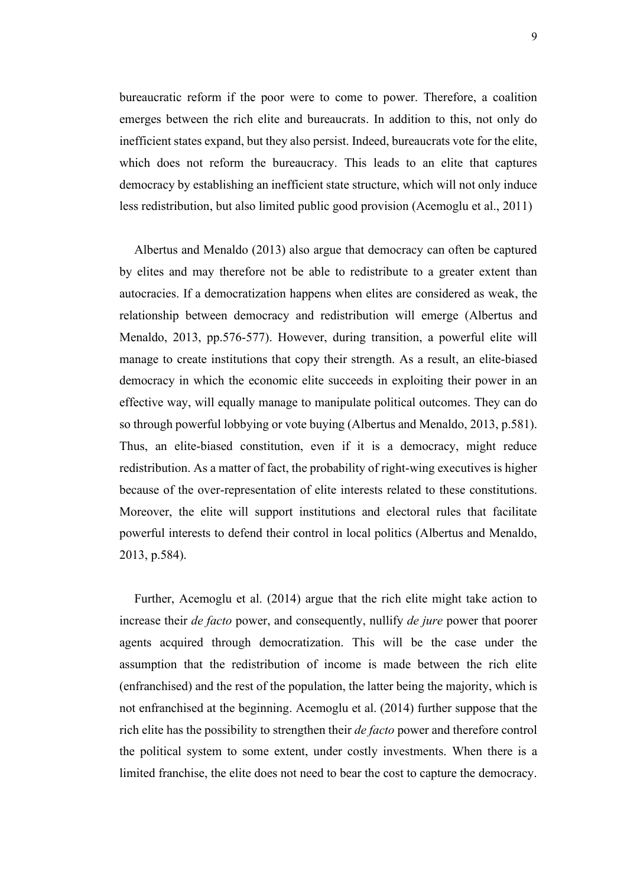bureaucratic reform if the poor were to come to power. Therefore, a coalition emerges between the rich elite and bureaucrats. In addition to this, not only do inefficient states expand, but they also persist. Indeed, bureaucrats vote for the elite, which does not reform the bureaucracy. This leads to an elite that captures democracy by establishing an inefficient state structure, which will not only induce less redistribution, but also limited public good provision (Acemoglu et al., 2011)

Albertus and Menaldo (2013) also argue that democracy can often be captured by elites and may therefore not be able to redistribute to a greater extent than autocracies. If a democratization happens when elites are considered as weak, the relationship between democracy and redistribution will emerge (Albertus and Menaldo, 2013, pp.576-577). However, during transition, a powerful elite will manage to create institutions that copy their strength. As a result, an elite-biased democracy in which the economic elite succeeds in exploiting their power in an effective way, will equally manage to manipulate political outcomes. They can do so through powerful lobbying or vote buying (Albertus and Menaldo, 2013, p.581). Thus, an elite-biased constitution, even if it is a democracy, might reduce redistribution. As a matter of fact, the probability of right-wing executives is higher because of the over-representation of elite interests related to these constitutions. Moreover, the elite will support institutions and electoral rules that facilitate powerful interests to defend their control in local politics (Albertus and Menaldo, 2013, p.584).

Further, Acemoglu et al. (2014) argue that the rich elite might take action to increase their *de facto* power, and consequently, nullify *de jure* power that poorer agents acquired through democratization. This will be the case under the assumption that the redistribution of income is made between the rich elite (enfranchised) and the rest of the population, the latter being the majority, which is not enfranchised at the beginning. Acemoglu et al. (2014) further suppose that the rich elite has the possibility to strengthen their *de facto* power and therefore control the political system to some extent, under costly investments. When there is a limited franchise, the elite does not need to bear the cost to capture the democracy.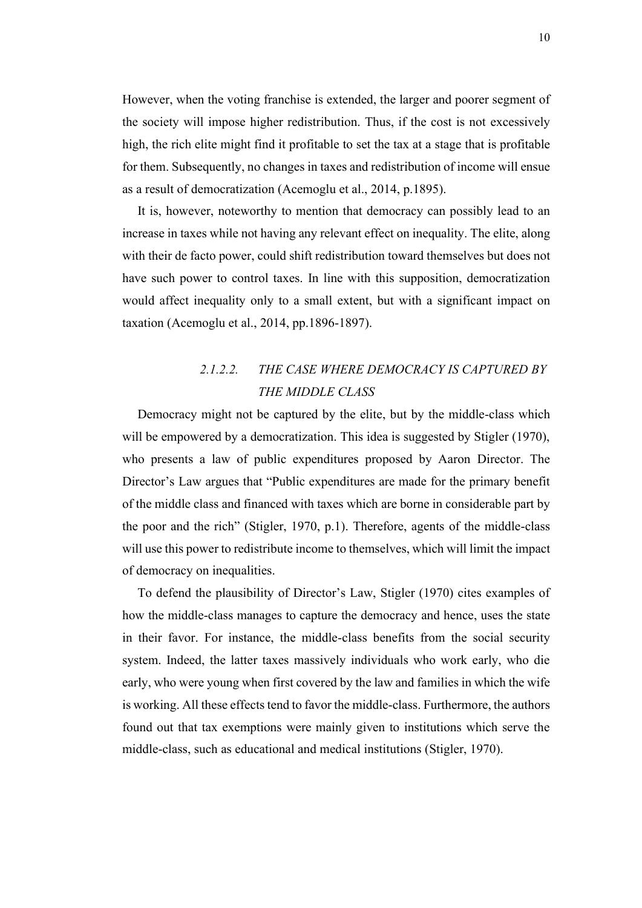However, when the voting franchise is extended, the larger and poorer segment of the society will impose higher redistribution. Thus, if the cost is not excessively high, the rich elite might find it profitable to set the tax at a stage that is profitable for them. Subsequently, no changes in taxes and redistribution of income will ensue as a result of democratization (Acemoglu et al., 2014, p.1895).

It is, however, noteworthy to mention that democracy can possibly lead to an increase in taxes while not having any relevant effect on inequality. The elite, along with their de facto power, could shift redistribution toward themselves but does not have such power to control taxes. In line with this supposition, democratization would affect inequality only to a small extent, but with a significant impact on taxation (Acemoglu et al., 2014, pp.1896-1897).

#### *2.1.2.2. THE CASE WHERE DEMOCRACY IS CAPTURED BY THE MIDDLE CLASS*

Democracy might not be captured by the elite, but by the middle-class which will be empowered by a democratization. This idea is suggested by Stigler (1970), who presents a law of public expenditures proposed by Aaron Director. The Director's Law argues that "Public expenditures are made for the primary benefit of the middle class and financed with taxes which are borne in considerable part by the poor and the rich" (Stigler, 1970, p.1). Therefore, agents of the middle-class will use this power to redistribute income to themselves, which will limit the impact of democracy on inequalities.

To defend the plausibility of Director's Law, Stigler (1970) cites examples of how the middle-class manages to capture the democracy and hence, uses the state in their favor. For instance, the middle-class benefits from the social security system. Indeed, the latter taxes massively individuals who work early, who die early, who were young when first covered by the law and families in which the wife is working. All these effects tend to favor the middle-class. Furthermore, the authors found out that tax exemptions were mainly given to institutions which serve the middle-class, such as educational and medical institutions (Stigler, 1970).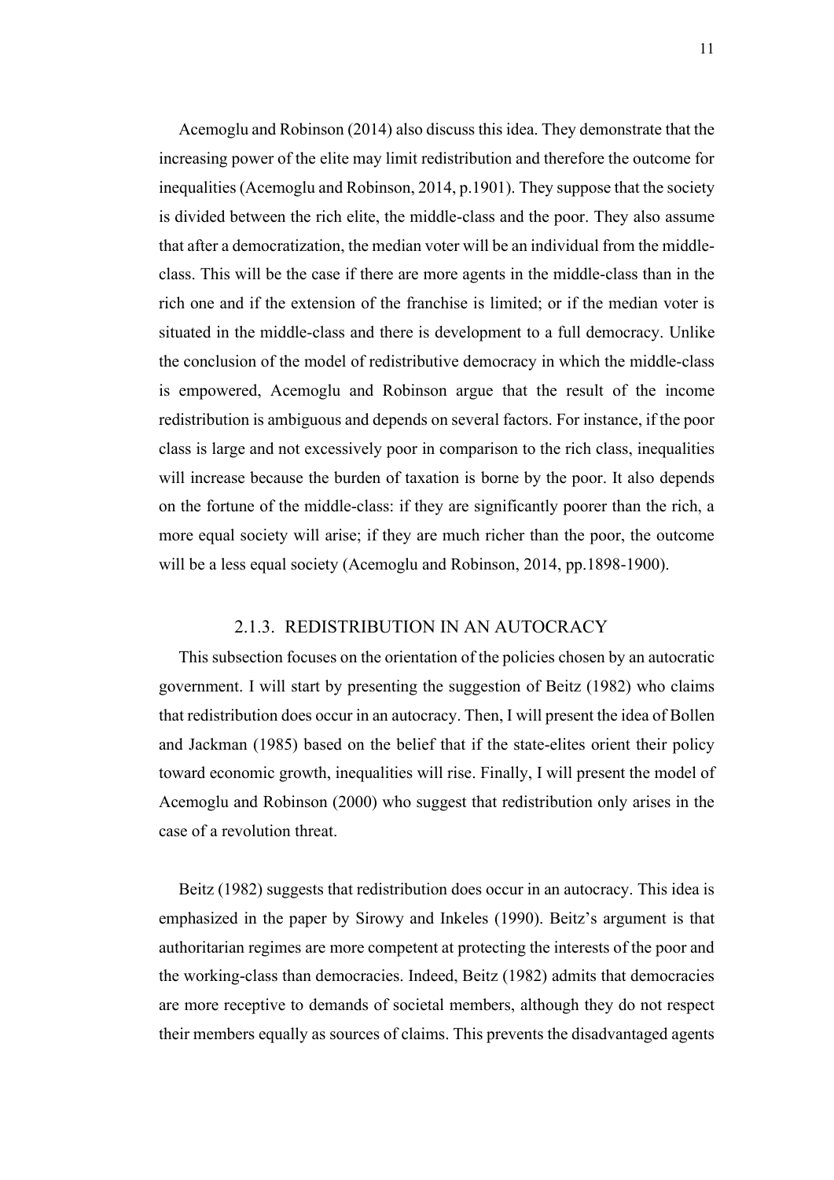Acemoglu and Robinson (2014) also discuss this idea. They demonstrate that the increasing power of the elite may limit redistribution and therefore the outcome for inequalities (Acemoglu and Robinson, 2014, p.1901). They suppose that the society is divided between the rich elite, the middle-class and the poor. They also assume that after a democratization, the median voter will be an individual from the middle-class. This will be the case if there are more agents in the middle-class than in the rich one and if the extension of the franchise is limited; or if the median voter is situated in the middle-class and there is development to a full democracy. Unlike the conclusion of the model of redistributive democracy in which the middle-class is empowered, Acemoglu and Robinson argue that the result of the income redistribution is ambiguous and depends on several factors. For instance, if the poor class is large and not excessively poor in comparison to the rich class, inequalities will increase because the burden of taxation is borne by the poor. It also depends on the fortune of the middle-class: if they are significantly poorer than the rich, a more equal society will arise; if they are much richer than the poor, the outcome will be a less equal society (Acemoglu and Robinson, 2014, pp.1898-1900).

### 2.1.3. REDISTRIBUTION IN AN AUTOCRACY

This subsection focuses on the orientation of the policies chosen by an autocratic government. I will start by presenting the suggestion of Beitz (1982) who claims that redistribution does occur in an autocracy. Then, I will present the idea of Bollen and Jackman (1985) based on the belief that if the state-elites orient their policy toward economic growth, inequalities will rise. Finally, I will present the model of Acemoglu and Robinson (2000) who suggest that redistribution only arises in the case of a revolution threat.

Beitz (1982) suggests that redistribution does occur in an autocracy. This idea is emphasized in the paper by Sirowy and Inkeles (1990). Beitz's argument is that authoritarian regimes are more competent at protecting the interests of the poor and the working-class than democracies. Indeed, Beitz (1982) admits that democracies are more receptive to demands of societal members, although they do not respect their members equally as sources of claims. This prevents the disadvantaged agents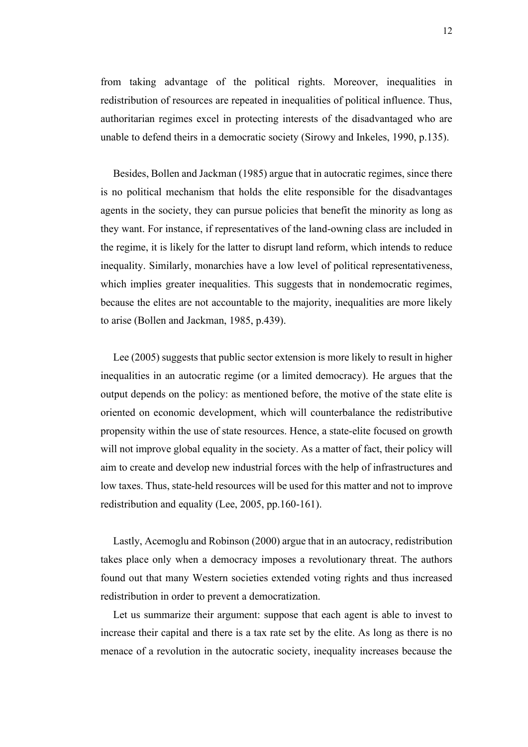from taking advantage of the political rights. Moreover, inequalities in redistribution of resources are repeated in inequalities of political influence. Thus, authoritarian regimes excel in protecting interests of the disadvantaged who are unable to defend theirs in a democratic society (Sirowy and Inkeles, 1990, p.135).

Besides, Bollen and Jackman (1985) argue that in autocratic regimes, since there is no political mechanism that holds the elite responsible for the disadvantages agents in the society, they can pursue policies that benefit the minority as long as they want. For instance, if representatives of the land-owning class are included in the regime, it is likely for the latter to disrupt land reform, which intends to reduce inequality. Similarly, monarchies have a low level of political representativeness, which implies greater inequalities. This suggests that in nondemocratic regimes, because the elites are not accountable to the majority, inequalities are more likely to arise (Bollen and Jackman, 1985, p.439).

Lee (2005) suggests that public sector extension is more likely to result in higher inequalities in an autocratic regime (or a limited democracy). He argues that the output depends on the policy: as mentioned before, the motive of the state elite is oriented on economic development, which will counterbalance the redistributive propensity within the use of state resources. Hence, a state-elite focused on growth will not improve global equality in the society. As a matter of fact, their policy will aim to create and develop new industrial forces with the help of infrastructures and low taxes. Thus, state-held resources will be used for this matter and not to improve redistribution and equality (Lee, 2005, pp.160-161).

Lastly, Acemoglu and Robinson (2000) argue that in an autocracy, redistribution takes place only when a democracy imposes a revolutionary threat. The authors found out that many Western societies extended voting rights and thus increased redistribution in order to prevent a democratization.

Let us summarize their argument: suppose that each agent is able to invest to increase their capital and there is a tax rate set by the elite. As long as there is no menace of a revolution in the autocratic society, inequality increases because the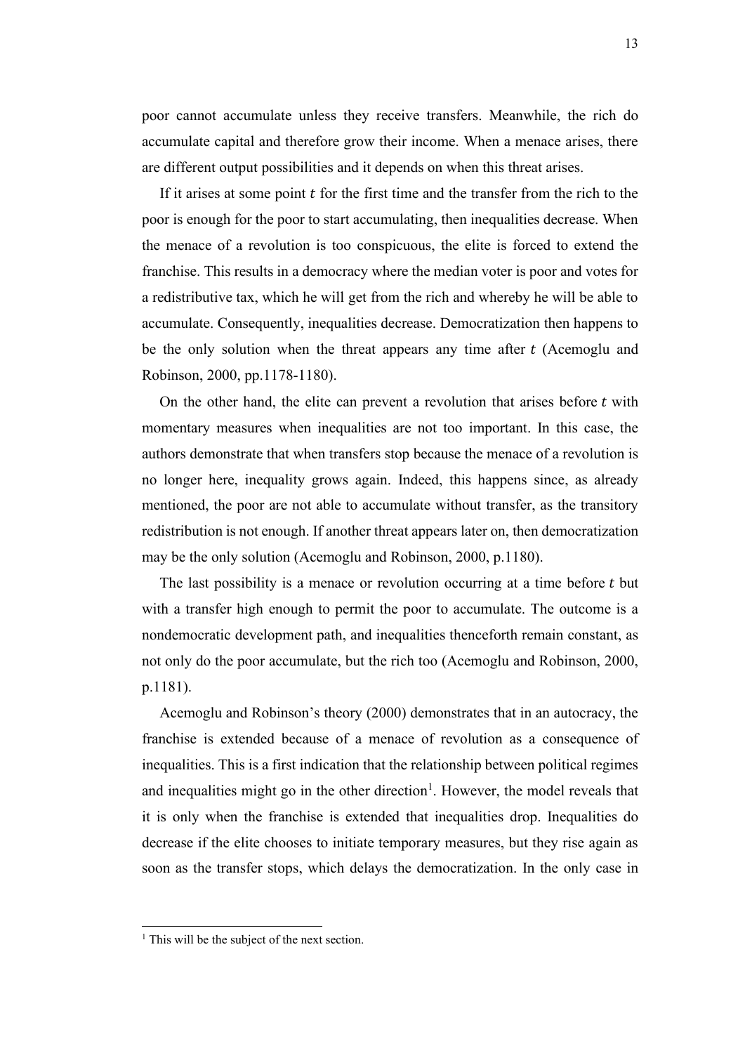poor cannot accumulate unless they receive transfers. Meanwhile, the rich do accumulate capital and therefore grow their income. When a menace arises, there are different output possibilities and it depends on when this threat arises.

If it arises at some point $t$ for the first time and the transfer from the rich to the poor is enough for the poor to start accumulating, then inequalities decrease. When the menace of a revolution is too conspicuous, the elite is forced to extend the franchise. This results in a democracy where the median voter is poor and votes for a redistributive tax, which he will get from the rich and whereby he will be able to accumulate. Consequently, inequalities decrease. Democratization then happens to be the only solution when the threat appears any time after $t$ (Acemoglu and Robinson, 2000, pp.1178-1180).

On the other hand, the elite can prevent a revolution that arises before $t$ with momentary measures when inequalities are not too important. In this case, the authors demonstrate that when transfers stop because the menace of a revolution is no longer here, inequality grows again. Indeed, this happens since, as already mentioned, the poor are not able to accumulate without transfer, as the transitory redistribution is not enough. If another threat appears later on, then democratization may be the only solution (Acemoglu and Robinson, 2000, p.1180).

The last possibility is a menace or revolution occurring at a time before $t$ but with a transfer high enough to permit the poor to accumulate. The outcome is a nondemocratic development path, and inequalities thenceforth remain constant, as not only do the poor accumulate, but the rich too (Acemoglu and Robinson, 2000, p.1181).

Acemoglu and Robinson's theory (2000) demonstrates that in an autocracy, the franchise is extended because of a menace of revolution as a consequence of inequalities. This is a first indication that the relationship between political regimes and inequalities might go in the other direction[1]. However, the model reveals that it is only when the franchise is extended that inequalities drop. Inequalities do decrease if the elite chooses to initiate temporary measures, but they rise again as soon as the transfer stops, which delays the democratization. In the only case in

[1] This will be the subject of the next section.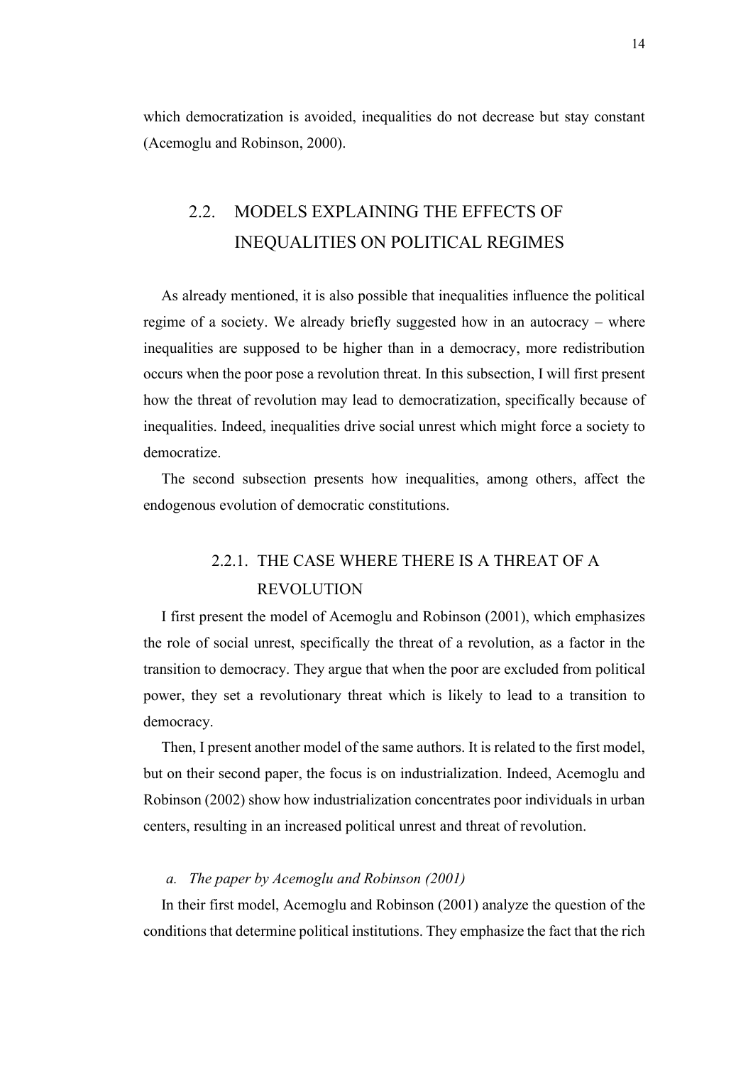which democratization is avoided, inequalities do not decrease but stay constant (Acemoglu and Robinson, 2000).

## 2.2. MODELS EXPLAINING THE EFFECTS OF INEQUALITIES ON POLITICAL REGIMES

As already mentioned, it is also possible that inequalities influence the political regime of a society. We already briefly suggested how in an autocracy – where inequalities are supposed to be higher than in a democracy, more redistribution occurs when the poor pose a revolution threat. In this subsection, I will first present how the threat of revolution may lead to democratization, specifically because of inequalities. Indeed, inequalities drive social unrest which might force a society to democratize.

The second subsection presents how inequalities, among others, affect the endogenous evolution of democratic constitutions.

### 2.2.1. THE CASE WHERE THERE IS A THREAT OF A REVOLUTION

I first present the model of Acemoglu and Robinson (2001), which emphasizes the role of social unrest, specifically the threat of a revolution, as a factor in the transition to democracy. They argue that when the poor are excluded from political power, they set a revolutionary threat which is likely to lead to a transition to democracy.

Then, I present another model of the same authors. It is related to the first model, but on their second paper, the focus is on industrialization. Indeed, Acemoglu and Robinson (2002) show how industrialization concentrates poor individuals in urban centers, resulting in an increased political unrest and threat of revolution.

*a. The paper by Acemoglu and Robinson (2001)*

In their first model, Acemoglu and Robinson (2001) analyze the question of the conditions that determine political institutions. They emphasize the fact that the rich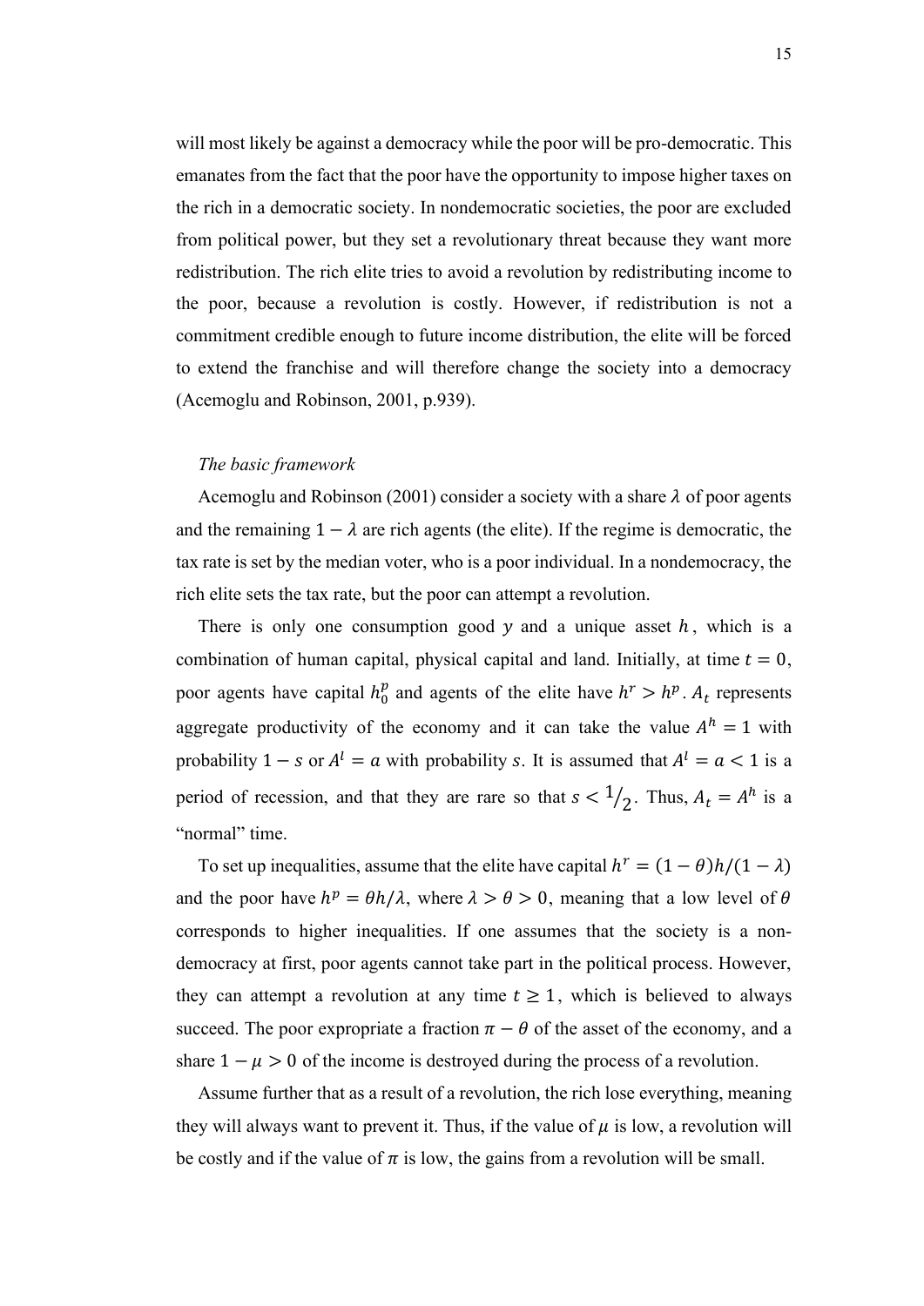will most likely be against a democracy while the poor will be pro-democratic. This emanates from the fact that the poor have the opportunity to impose higher taxes on the rich in a democratic society. In nondemocratic societies, the poor are excluded from political power, but they set a revolutionary threat because they want more redistribution. The rich elite tries to avoid a revolution by redistributing income to the poor, because a revolution is costly. However, if redistribution is not a commitment credible enough to future income distribution, the elite will be forced to extend the franchise and will therefore change the society into a democracy (Acemoglu and Robinson, 2001, p.939).

*The basic framework*

Acemoglu and Robinson (2001) consider a society with a share $\lambda$ of poor agents and the remaining $1 - \lambda$ are rich agents (the elite). If the regime is democratic, the tax rate is set by the median voter, who is a poor individual. In a nondemocracy, the rich elite sets the tax rate, but the poor can attempt a revolution.

There is only one consumption good $y$ and a unique asset $h$, which is a combination of human capital, physical capital and land. Initially, at time $t = 0$, poor agents have capital $h_0^p$ and agents of the elite have $h^r > h^p$. $A_t$ represents aggregate productivity of the economy and it can take the value $A^h = 1$ with probability $1 - s$ or $A^l = a$ with probability $s$. It is assumed that $A^l = a < 1$ is a period of recession, and that they are rare so that $s < 1/2$. Thus, $A_t = A^h$ is a "normal" time.

To set up inequalities, assume that the elite have capital $h^r = (1 - \theta)h/(1 - \lambda)$ and the poor have $h^p = \theta h/\lambda$, where $\lambda > \theta > 0$, meaning that a low level of $\theta$ corresponds to higher inequalities. If one assumes that the society is a non-democracy at first, poor agents cannot take part in the political process. However, they can attempt a revolution at any time $t \geq 1$, which is believed to always succeed. The poor expropriate a fraction $\pi - \theta$ of the asset of the economy, and a share $1 - \mu > 0$ of the income is destroyed during the process of a revolution.

Assume further that as a result of a revolution, the rich lose everything, meaning they will always want to prevent it. Thus, if the value of $\mu$ is low, a revolution will be costly and if the value of $\pi$ is low, the gains from a revolution will be small.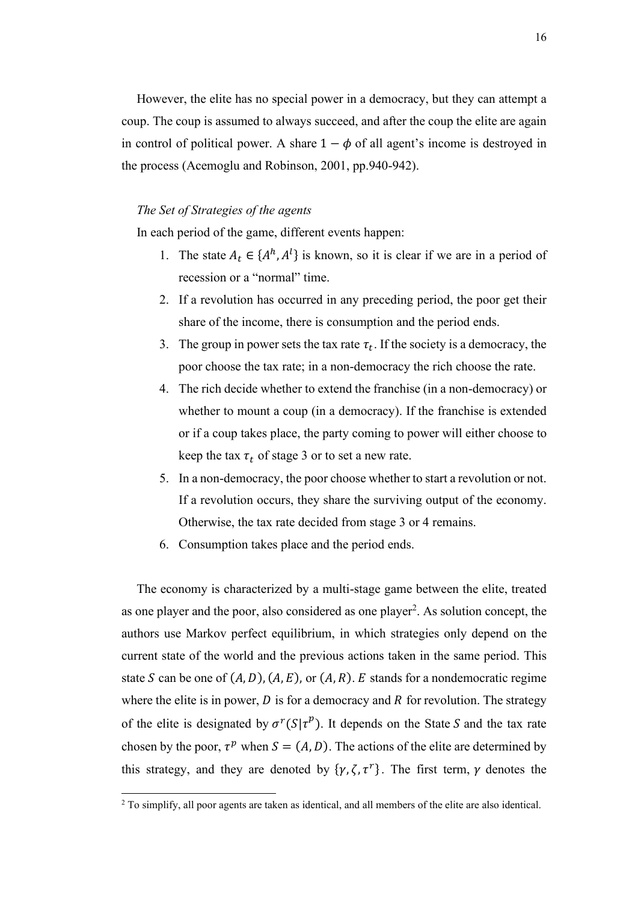However, the elite has no special power in a democracy, but they can attempt a coup. The coup is assumed to always succeed, and after the coup the elite are again in control of political power. A share $1 - \phi$ of all agent's income is destroyed in the process (Acemoglu and Robinson, 2001, pp.940-942).

*The Set of Strategies of the agents*

In each period of the game, different events happen:

1. The state $A_t \in \{A^h, A^l\}$ is known, so it is clear if we are in a period of recession or a "normal" time.
2. If a revolution has occurred in any preceding period, the poor get their share of the income, there is consumption and the period ends.
3. The group in power sets the tax rate $\tau_t$. If the society is a democracy, the poor choose the tax rate; in a non-democracy the rich choose the rate.
4. The rich decide whether to extend the franchise (in a non-democracy) or whether to mount a coup (in a democracy). If the franchise is extended or if a coup takes place, the party coming to power will either choose to keep the tax $\tau_t$ of stage 3 or to set a new rate.
5. In a non-democracy, the poor choose whether to start a revolution or not. If a revolution occurs, they share the surviving output of the economy. Otherwise, the tax rate decided from stage 3 or 4 remains.
6. Consumption takes place and the period ends.

The economy is characterized by a multi-stage game between the elite, treated as one player and the poor, also considered as one player[2]. As solution concept, the authors use Markov perfect equilibrium, in which strategies only depend on the current state of the world and the previous actions taken in the same period. This state $S$ can be one of $(A, D)$, $(A, E)$, or $(A, R)$. $E$ stands for a nondemocratic regime where the elite is in power, $D$ is for a democracy and $R$ for revolution. The strategy of the elite is designated by $\sigma^r(S|\tau^p)$. It depends on the State $S$ and the tax rate chosen by the poor, $\tau^p$ when $S = (A, D)$. The actions of the elite are determined by this strategy, and they are denoted by $\{\gamma, \zeta, \tau^r\}$. The first term, $\gamma$ denotes the

[2] To simplify, all poor agents are taken as identical, and all members of the elite are also identical.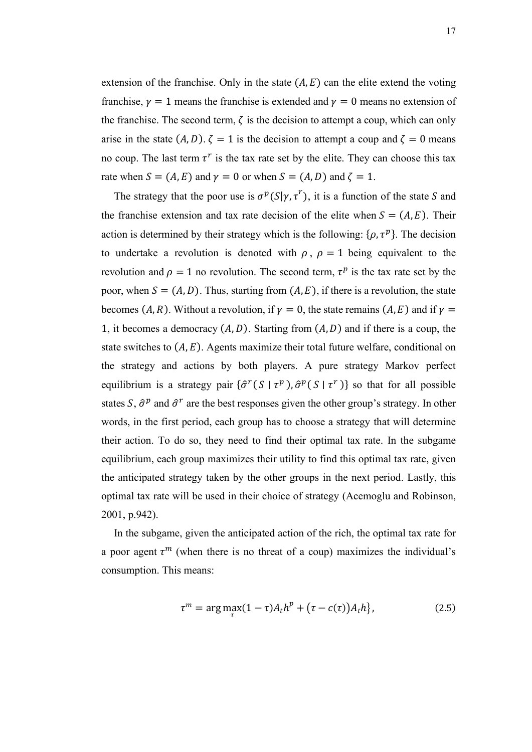extension of the franchise. Only in the state $(A, E)$ can the elite extend the voting franchise, $\gamma = 1$ means the franchise is extended and $\gamma = 0$ means no extension of the franchise. The second term, $\zeta$ is the decision to attempt a coup, which can only arise in the state $(A, D)$. $\zeta = 1$ is the decision to attempt a coup and $\zeta = 0$ means no coup. The last term $\tau^r$ is the tax rate set by the elite. They can choose this tax rate when $S = (A, E)$ and $\gamma = 0$ or when $S = (A, D)$ and $\zeta = 1$.

The strategy that the poor use is $\sigma^p(S|\gamma, \tau^r)$, it is a function of the state $S$ and the franchise extension and tax rate decision of the elite when $S = (A, E)$. Their action is determined by their strategy which is the following: $\{\rho, \tau^p\}$. The decision to undertake a revolution is denoted with $\rho$, $\rho = 1$ being equivalent to the revolution and $\rho = 1$ no revolution. The second term, $\tau^p$ is the tax rate set by the poor, when $S = (A, D)$. Thus, starting from $(A, E)$, if there is a revolution, the state becomes $(A, R)$. Without a revolution, if $\gamma = 0$, the state remains $(A, E)$ and if $\gamma = 1$, it becomes a democracy $(A, D)$. Starting from $(A, D)$ and if there is a coup, the state switches to $(A, E)$. Agents maximize their total future welfare, conditional on the strategy and actions by both players. A pure strategy Markov perfect equilibrium is a strategy pair $\{\hat{\sigma}^r(S \mid \tau^p), \hat{\sigma}^p(S \mid \tau^r)\}$ so that for all possible states $S$, $\hat{\sigma}^p$ and $\hat{\sigma}^r$ are the best responses given the other group's strategy. In other words, in the first period, each group has to choose a strategy that will determine their action. To do so, they need to find their optimal tax rate. In the subgame equilibrium, each group maximizes their utility to find this optimal tax rate, given the anticipated strategy taken by the other groups in the next period. Lastly, this optimal tax rate will be used in their choice of strategy (Acemoglu and Robinson, 2001, p.942).

In the subgame, given the anticipated action of the rich, the optimal tax rate for a poor agent $\tau^m$ (when there is no threat of a coup) maximizes the individual's consumption. This means:

$$\tau^m = \arg\max_{\tau} (1 - \tau) A_t h^p + \big(\tau - c(\tau)\big) A_t h \big\}, \tag{2.5}$$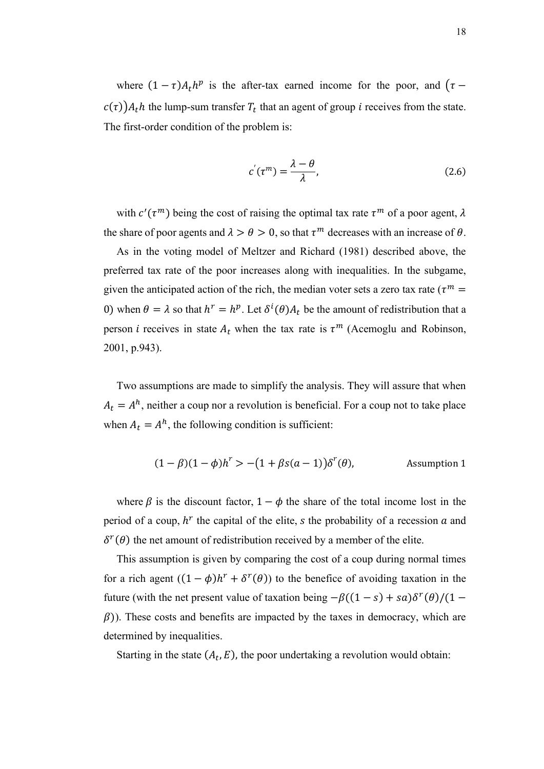where $(1-\tau)A_t h^p$ is the after-tax earned income for the poor, and $\big(\tau - c(\tau)\big)A_t h$ the lump-sum transfer $T_t$ that an agent of group $i$ receives from the state. The first-order condition of the problem is:

$$c'(\tau^m) = \frac{\lambda - \theta}{\lambda}, \tag{2.6}$$

with $c'(\tau^m)$ being the cost of raising the optimal tax rate $\tau^m$ of a poor agent, $\lambda$ the share of poor agents and $\lambda > \theta > 0$, so that $\tau^m$ decreases with an increase of $\theta$.

As in the voting model of Meltzer and Richard (1981) described above, the preferred tax rate of the poor increases along with inequalities. In the subgame, given the anticipated action of the rich, the median voter sets a zero tax rate ($\tau^m = 0$) when $\theta = \lambda$ so that $h^r = h^p$. Let $\delta^i(\theta)A_t$ be the amount of redistribution that a person $i$ receives in state $A_t$ when the tax rate is $\tau^m$ (Acemoglu and Robinson, 2001, p.943).

Two assumptions are made to simplify the analysis. They will assure that when $A_t = A^h$, neither a coup nor a revolution is beneficial. For a coup not to take place when $A_t = A^h$, the following condition is sufficient:

$$(1-\beta)(1-\phi)h^r > -\big(1+\beta s(a-1)\big)\delta^r(\theta), \qquad \text{Assumption 1}$$

where $\beta$ is the discount factor, $1-\phi$ the share of the total income lost in the period of a coup, $h^r$ the capital of the elite, $s$ the probability of a recession $a$ and $\delta^r(\theta)$ the net amount of redistribution received by a member of the elite.

This assumption is given by comparing the cost of a coup during normal times for a rich agent ($(1-\phi)h^r + \delta^r(\theta)$) to the benefice of avoiding taxation in the future (with the net present value of taxation being $-\beta((1-s)+sa)\delta^r(\theta)/(1-\beta)$). These costs and benefits are impacted by the taxes in democracy, which are determined by inequalities.

Starting in the state $(A_t, E)$, the poor undertaking a revolution would obtain: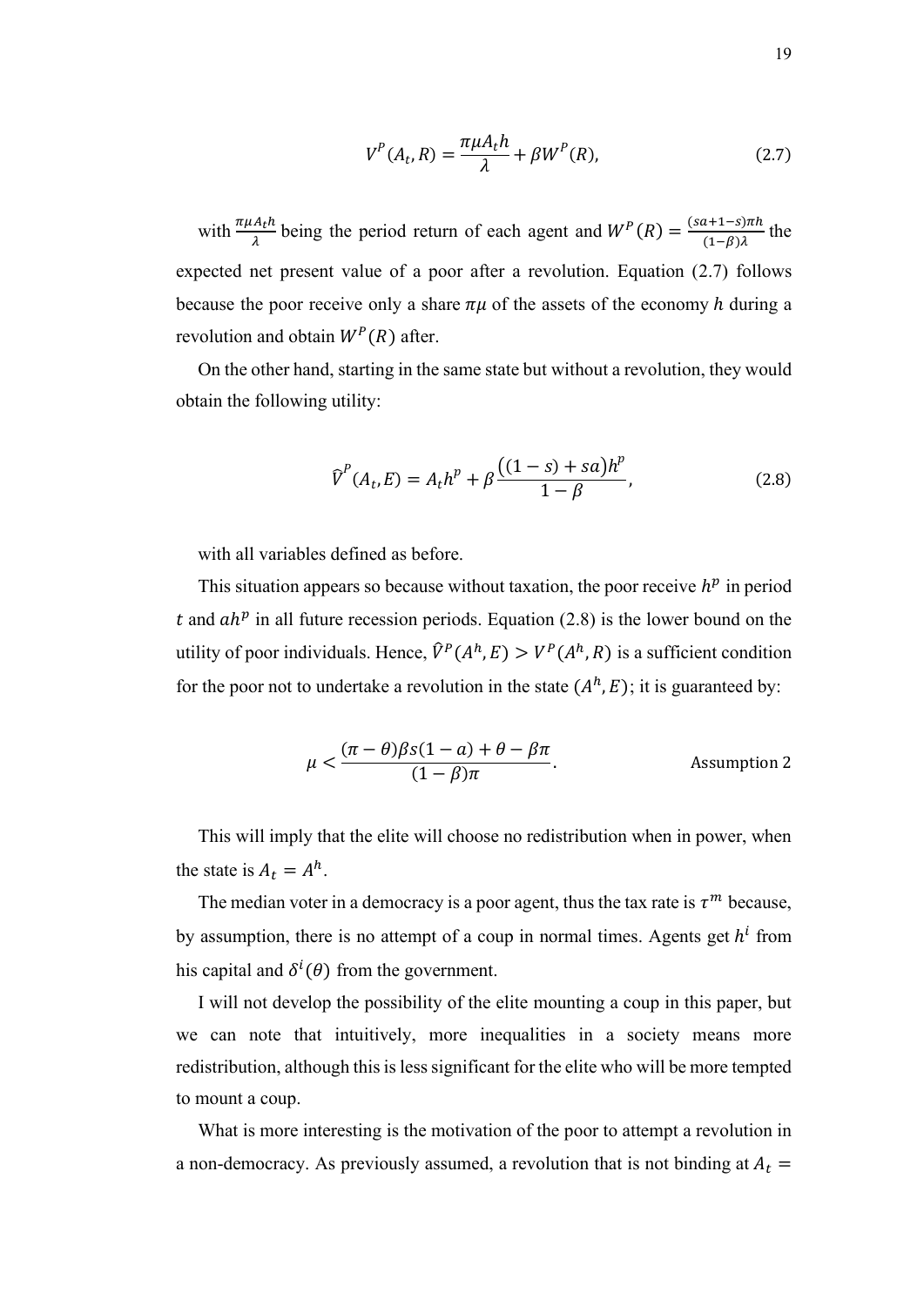$$V^P(A_t, R) = \frac{\pi\mu A_t h}{\lambda} + \beta W^P(R), \tag{2.7}$$

with $\frac{\pi\mu A_t h}{\lambda}$ being the period return of each agent and $W^P(R) = \frac{(sa+1-s)\pi h}{(1-\beta)\lambda}$ the expected net present value of a poor after a revolution. Equation (2.7) follows because the poor receive only a share $\pi\mu$ of the assets of the economy $h$ during a revolution and obtain $W^P(R)$ after.

On the other hand, starting in the same state but without a revolution, they would obtain the following utility:

$$\hat{V}^P(A_t, E) = A_t h^p + \beta \frac{\left((1-s) + sa\right)h^p}{1-\beta}, \tag{2.8}$$

with all variables defined as before.

This situation appears so because without taxation, the poor receive $h^p$ in period $t$ and $ah^p$ in all future recession periods. Equation (2.8) is the lower bound on the utility of poor individuals. Hence, $\hat{V}^P(A^h, E) > V^P(A^h, R)$ is a sufficient condition for the poor not to undertake a revolution in the state $(A^h, E)$; it is guaranteed by:

$$\mu < \frac{(\pi - \theta)\beta s(1-a) + \theta - \beta\pi}{(1-\beta)\pi}. \qquad \text{Assumption 2}$$

This will imply that the elite will choose no redistribution when in power, when the state is $A_t = A^h$.

The median voter in a democracy is a poor agent, thus the tax rate is $\tau^m$ because, by assumption, there is no attempt of a coup in normal times. Agents get $h^i$ from his capital and $\delta^i(\theta)$ from the government.

I will not develop the possibility of the elite mounting a coup in this paper, but we can note that intuitively, more inequalities in a society means more redistribution, although this is less significant for the elite who will be more tempted to mount a coup.

What is more interesting is the motivation of the poor to attempt a revolution in a non-democracy. As previously assumed, a revolution that is not binding at $A_t =$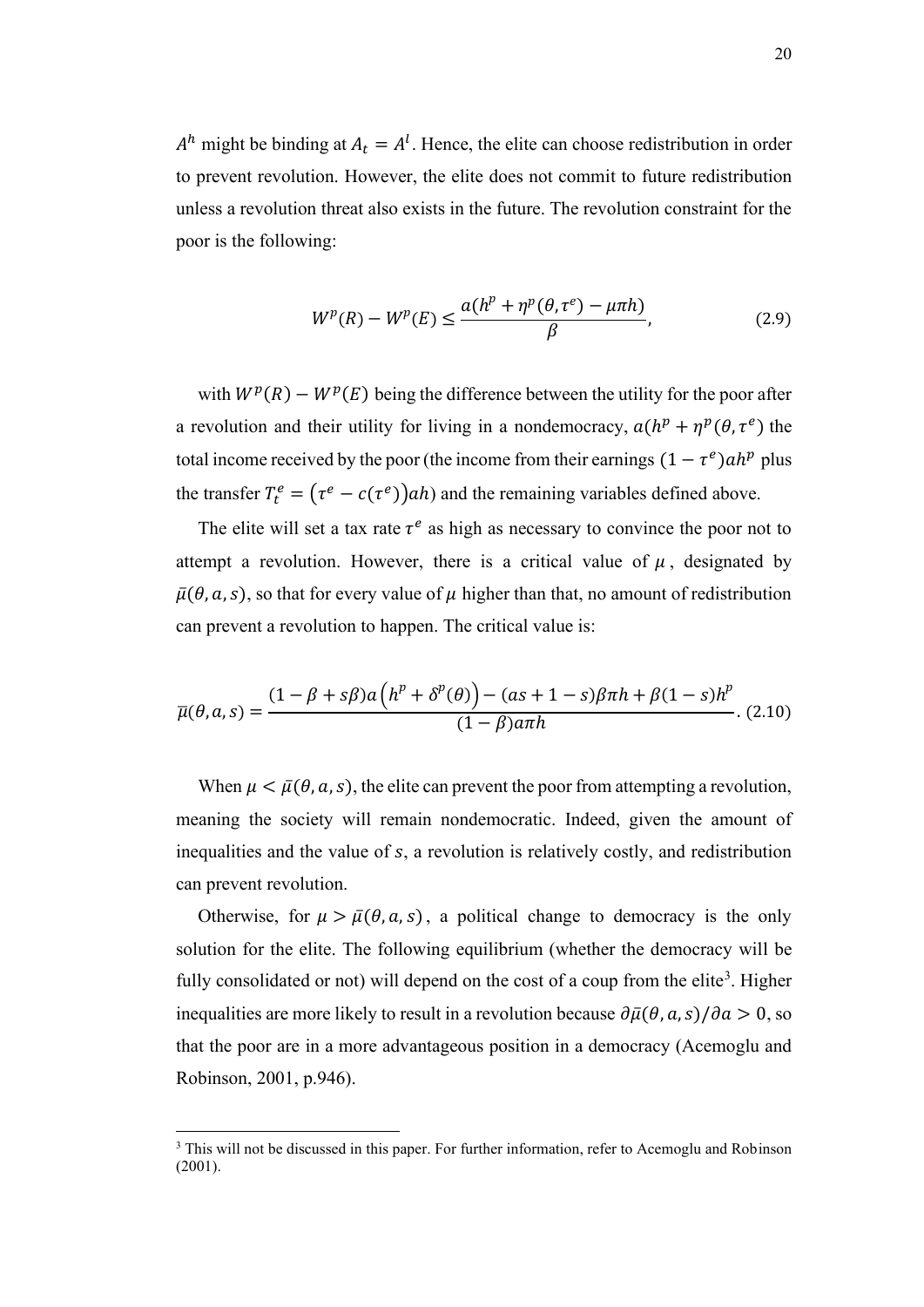$A^h$ might be binding at $A_t = A^l$. Hence, the elite can choose redistribution in order to prevent revolution. However, the elite does not commit to future redistribution unless a revolution threat also exists in the future. The revolution constraint for the poor is the following:

$$W^p(R) - W^p(E) \leq \frac{a(h^p + \eta^p(\theta, \tau^e) - \mu\pi h)}{\beta}, \tag{2.9}$$

with $W^p(R) - W^p(E)$ being the difference between the utility for the poor after a revolution and their utility for living in a nondemocracy, $a(h^p + \eta^p(\theta, \tau^e)$ the total income received by the poor (the income from their earnings $(1 - \tau^e)ah^p$ plus the transfer $T_t^e = \left(\tau^e - c(\tau^e)\right)ah$) and the remaining variables defined above.

The elite will set a tax rate $\tau^e$ as high as necessary to convince the poor not to attempt a revolution. However, there is a critical value of $\mu$, designated by $\bar{\mu}(\theta, a, s)$, so that for every value of $\mu$ higher than that, no amount of redistribution can prevent a revolution to happen. The critical value is:

$$\bar{\mu}(\theta, a, s) = \frac{(1 - \beta + s\beta)a\left(h^p + \delta^p(\theta)\right) - (as + 1 - s)\beta\pi h + \beta(1 - s)h^p}{(1 - \beta)a\pi h}. \tag{2.10}$$

When $\mu < \bar{\mu}(\theta, a, s)$, the elite can prevent the poor from attempting a revolution, meaning the society will remain nondemocratic. Indeed, given the amount of inequalities and the value of $s$, a revolution is relatively costly, and redistribution can prevent revolution.

Otherwise, for $\mu > \bar{\mu}(\theta, a, s)$, a political change to democracy is the only solution for the elite. The following equilibrium (whether the democracy will be fully consolidated or not) will depend on the cost of a coup from the elite[3]. Higher inequalities are more likely to result in a revolution because $\partial\bar{\mu}(\theta, a, s)/\partial a > 0$, so that the poor are in a more advantageous position in a democracy (Acemoglu and Robinson, 2001, p.946).

[3] This will not be discussed in this paper. For further information, refer to Acemoglu and Robinson (2001).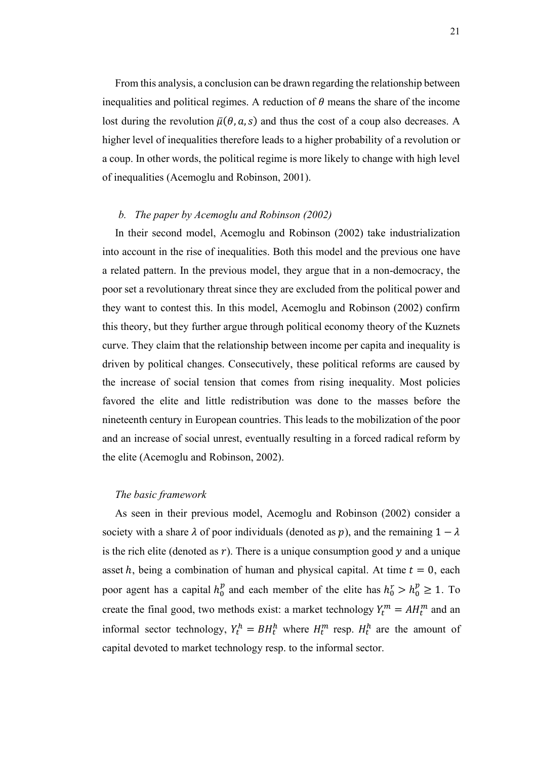From this analysis, a conclusion can be drawn regarding the relationship between inequalities and political regimes. A reduction of $\theta$ means the share of the income lost during the revolution $\bar{\mu}(\theta, a, s)$ and thus the cost of a coup also decreases. A higher level of inequalities therefore leads to a higher probability of a revolution or a coup. In other words, the political regime is more likely to change with high level of inequalities (Acemoglu and Robinson, 2001).

### *b. The paper by Acemoglu and Robinson (2002)*

In their second model, Acemoglu and Robinson (2002) take industrialization into account in the rise of inequalities. Both this model and the previous one have a related pattern. In the previous model, they argue that in a non-democracy, the poor set a revolutionary threat since they are excluded from the political power and they want to contest this. In this model, Acemoglu and Robinson (2002) confirm this theory, but they further argue through political economy theory of the Kuznets curve. They claim that the relationship between income per capita and inequality is driven by political changes. Consecutively, these political reforms are caused by the increase of social tension that comes from rising inequality. Most policies favored the elite and little redistribution was done to the masses before the nineteenth century in European countries. This leads to the mobilization of the poor and an increase of social unrest, eventually resulting in a forced radical reform by the elite (Acemoglu and Robinson, 2002).

#### *The basic framework*

As seen in their previous model, Acemoglu and Robinson (2002) consider a society with a share $\lambda$ of poor individuals (denoted as $p$), and the remaining $1 - \lambda$ is the rich elite (denoted as $r$). There is a unique consumption good $y$ and a unique asset $h$, being a combination of human and physical capital. At time $t = 0$, each poor agent has a capital $h_0^p$ and each member of the elite has $h_0^r > h_0^p \geq 1$. To create the final good, two methods exist: a market technology $Y_t^m = AH_t^m$ and an informal sector technology, $Y_t^h = BH_t^h$ where $H_t^m$ resp. $H_t^h$ are the amount of capital devoted to market technology resp. to the informal sector.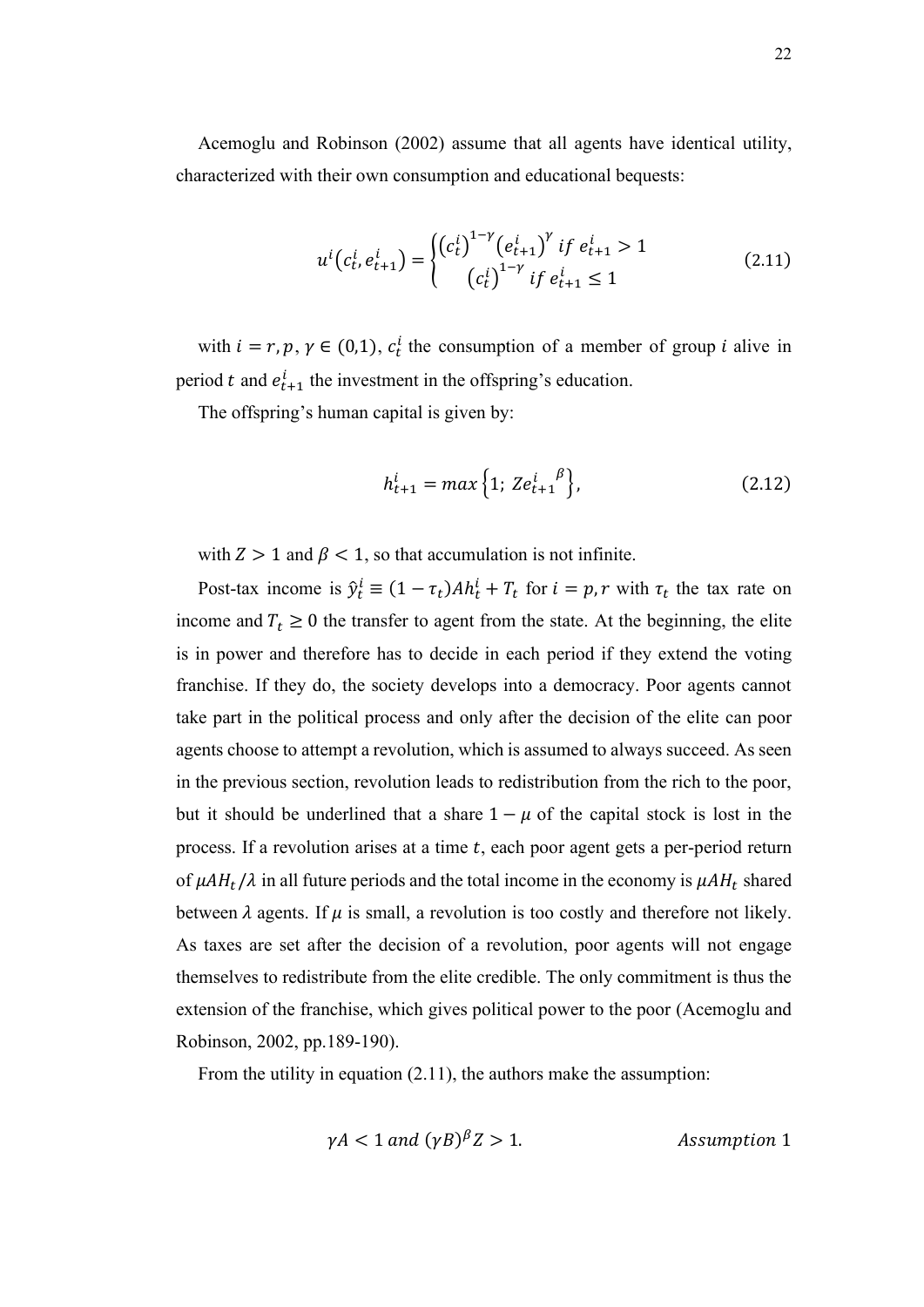Acemoglu and Robinson (2002) assume that all agents have identical utility, characterized with their own consumption and educational bequests:

$$u^i(c_t^i, e_{t+1}^i) = \begin{cases} (c_t^i)^{1-\gamma}(e_{t+1}^i)^{\gamma} \text{ } if \text{ } e_{t+1}^i > 1 \\ (c_t^i)^{1-\gamma} \text{ } if \text{ } e_{t+1}^i \leq 1 \end{cases} \tag{2.11}$$

with $i = r, p$, $\gamma \in (0,1)$, $c_t^i$ the consumption of a member of group $i$ alive in period $t$ and $e_{t+1}^i$ the investment in the offspring's education.

The offspring's human capital is given by:

$$h_{t+1}^i = max\left\{1;\ Z{e_{t+1}^i}^{\beta}\right\}, \tag{2.12}$$

with $Z > 1$ and $\beta < 1$, so that accumulation is not infinite.

Post-tax income is $\hat{y}_t^i \equiv (1 - \tau_t)Ah_t^i + T_t$ for $i = p, r$ with $\tau_t$ the tax rate on income and $T_t \geq 0$ the transfer to agent from the state. At the beginning, the elite is in power and therefore has to decide in each period if they extend the voting franchise. If they do, the society develops into a democracy. Poor agents cannot take part in the political process and only after the decision of the elite can poor agents choose to attempt a revolution, which is assumed to always succeed. As seen in the previous section, revolution leads to redistribution from the rich to the poor, but it should be underlined that a share $1 - \mu$ of the capital stock is lost in the process. If a revolution arises at a time $t$, each poor agent gets a per-period return of $\mu AH_t/\lambda$ in all future periods and the total income in the economy is $\mu AH_t$ shared between $\lambda$ agents. If $\mu$ is small, a revolution is too costly and therefore not likely. As taxes are set after the decision of a revolution, poor agents will not engage themselves to redistribute from the elite credible. The only commitment is thus the extension of the franchise, which gives political power to the poor (Acemoglu and Robinson, 2002, pp.189-190).

From the utility in equation (2.11), the authors make the assumption:

$$\gamma A < 1 \text{ } and \text{ } (\gamma B)^{\beta} Z > 1. \qquad Assumption\ 1$$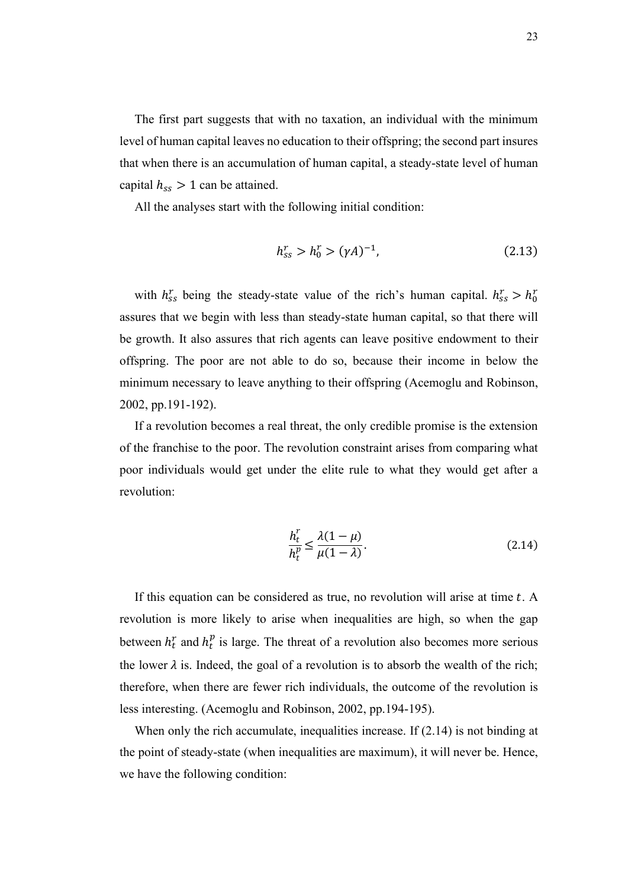The first part suggests that with no taxation, an individual with the minimum level of human capital leaves no education to their offspring; the second part insures that when there is an accumulation of human capital, a steady-state level of human capital $h_{ss} > 1$ can be attained.

All the analyses start with the following initial condition:

$$h_{ss}^{r} > h_{0}^{r} > (\gamma A)^{-1}, \tag{2.13}$$

with $h_{ss}^{r}$ being the steady-state value of the rich's human capital. $h_{ss}^{r} > h_{0}^{r}$ assures that we begin with less than steady-state human capital, so that there will be growth. It also assures that rich agents can leave positive endowment to their offspring. The poor are not able to do so, because their income in below the minimum necessary to leave anything to their offspring (Acemoglu and Robinson, 2002, pp.191-192).

If a revolution becomes a real threat, the only credible promise is the extension of the franchise to the poor. The revolution constraint arises from comparing what poor individuals would get under the elite rule to what they would get after a revolution:

$$\frac{h_{t}^{r}}{h_{t}^{p}} \leq \frac{\lambda(1-\mu)}{\mu(1-\lambda)}. \tag{2.14}$$

If this equation can be considered as true, no revolution will arise at time $t$. A revolution is more likely to arise when inequalities are high, so when the gap between $h_{t}^{r}$ and $h_{t}^{p}$ is large. The threat of a revolution also becomes more serious the lower $\lambda$ is. Indeed, the goal of a revolution is to absorb the wealth of the rich; therefore, when there are fewer rich individuals, the outcome of the revolution is less interesting. (Acemoglu and Robinson, 2002, pp.194-195).

When only the rich accumulate, inequalities increase. If (2.14) is not binding at the point of steady-state (when inequalities are maximum), it will never be. Hence, we have the following condition: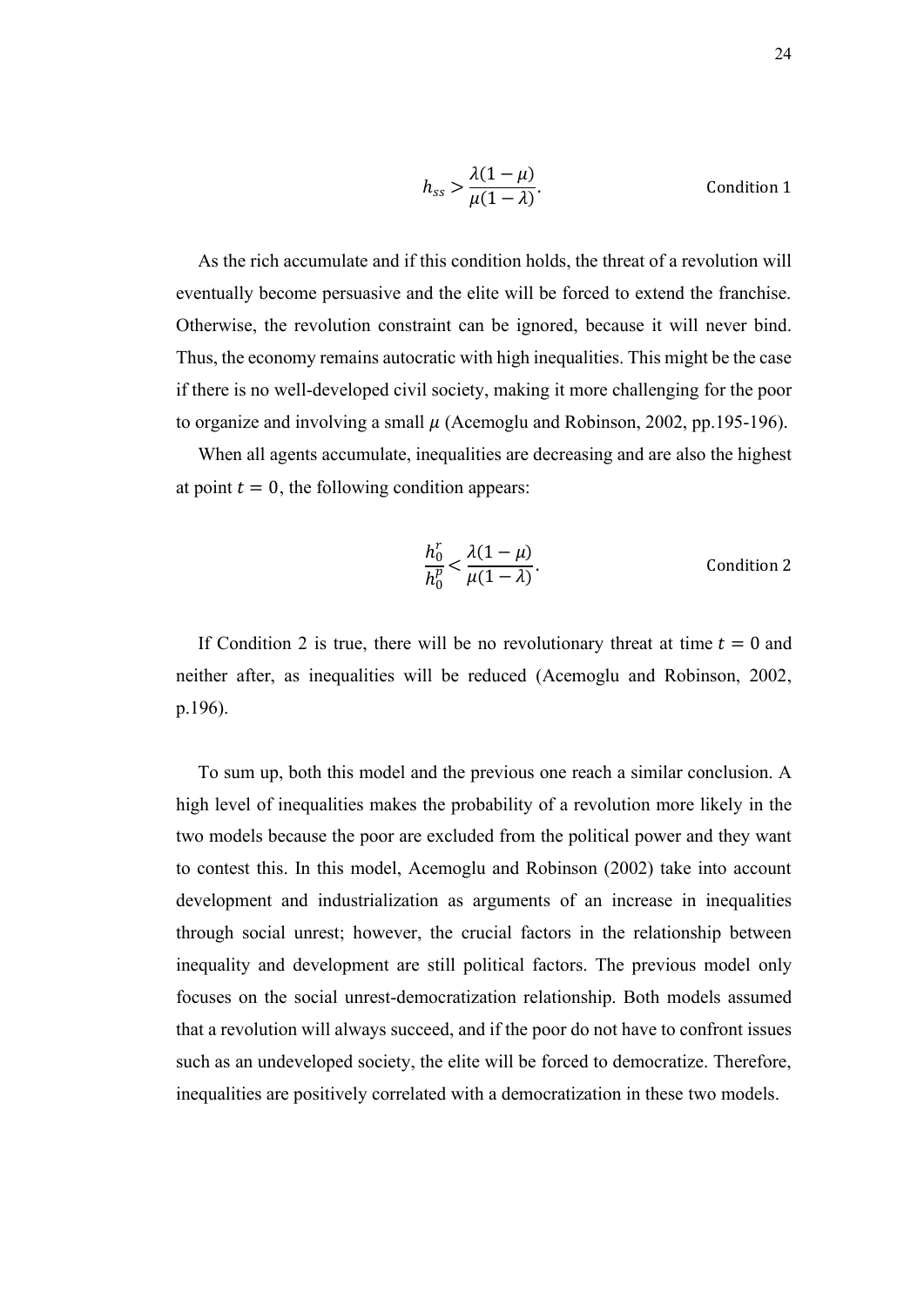$$h_{ss} > \frac{\lambda(1-\mu)}{\mu(1-\lambda)}. \qquad \text{Condition 1}$$

As the rich accumulate and if this condition holds, the threat of a revolution will eventually become persuasive and the elite will be forced to extend the franchise. Otherwise, the revolution constraint can be ignored, because it will never bind. Thus, the economy remains autocratic with high inequalities. This might be the case if there is no well-developed civil society, making it more challenging for the poor to organize and involving a small $\mu$ (Acemoglu and Robinson, 2002, pp.195-196).

When all agents accumulate, inequalities are decreasing and are also the highest at point $t = 0$, the following condition appears:

$$\frac{h_0^r}{h_0^p} < \frac{\lambda(1-\mu)}{\mu(1-\lambda)}. \qquad \text{Condition 2}$$

If Condition 2 is true, there will be no revolutionary threat at time $t = 0$ and neither after, as inequalities will be reduced (Acemoglu and Robinson, 2002, p.196).

To sum up, both this model and the previous one reach a similar conclusion. A high level of inequalities makes the probability of a revolution more likely in the two models because the poor are excluded from the political power and they want to contest this. In this model, Acemoglu and Robinson (2002) take into account development and industrialization as arguments of an increase in inequalities through social unrest; however, the crucial factors in the relationship between inequality and development are still political factors. The previous model only focuses on the social unrest-democratization relationship. Both models assumed that a revolution will always succeed, and if the poor do not have to confront issues such as an undeveloped society, the elite will be forced to democratize. Therefore, inequalities are positively correlated with a democratization in these two models.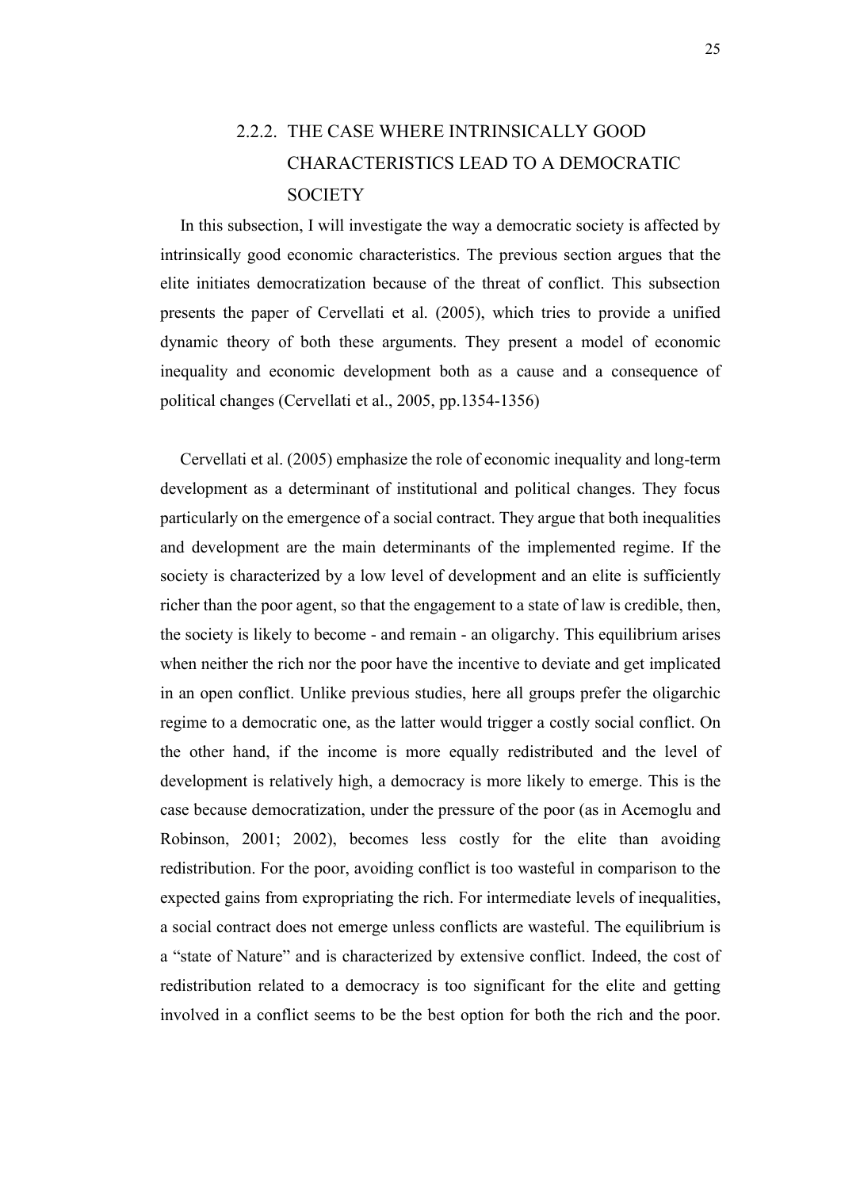### 2.2.2. THE CASE WHERE INTRINSICALLY GOOD CHARACTERISTICS LEAD TO A DEMOCRATIC SOCIETY

In this subsection, I will investigate the way a democratic society is affected by intrinsically good economic characteristics. The previous section argues that the elite initiates democratization because of the threat of conflict. This subsection presents the paper of Cervellati et al. (2005), which tries to provide a unified dynamic theory of both these arguments. They present a model of economic inequality and economic development both as a cause and a consequence of political changes (Cervellati et al., 2005, pp.1354-1356)

Cervellati et al. (2005) emphasize the role of economic inequality and long-term development as a determinant of institutional and political changes. They focus particularly on the emergence of a social contract. They argue that both inequalities and development are the main determinants of the implemented regime. If the society is characterized by a low level of development and an elite is sufficiently richer than the poor agent, so that the engagement to a state of law is credible, then, the society is likely to become - and remain - an oligarchy. This equilibrium arises when neither the rich nor the poor have the incentive to deviate and get implicated in an open conflict. Unlike previous studies, here all groups prefer the oligarchic regime to a democratic one, as the latter would trigger a costly social conflict. On the other hand, if the income is more equally redistributed and the level of development is relatively high, a democracy is more likely to emerge. This is the case because democratization, under the pressure of the poor (as in Acemoglu and Robinson, 2001; 2002), becomes less costly for the elite than avoiding redistribution. For the poor, avoiding conflict is too wasteful in comparison to the expected gains from expropriating the rich. For intermediate levels of inequalities, a social contract does not emerge unless conflicts are wasteful. The equilibrium is a "state of Nature" and is characterized by extensive conflict. Indeed, the cost of redistribution related to a democracy is too significant for the elite and getting involved in a conflict seems to be the best option for both the rich and the poor.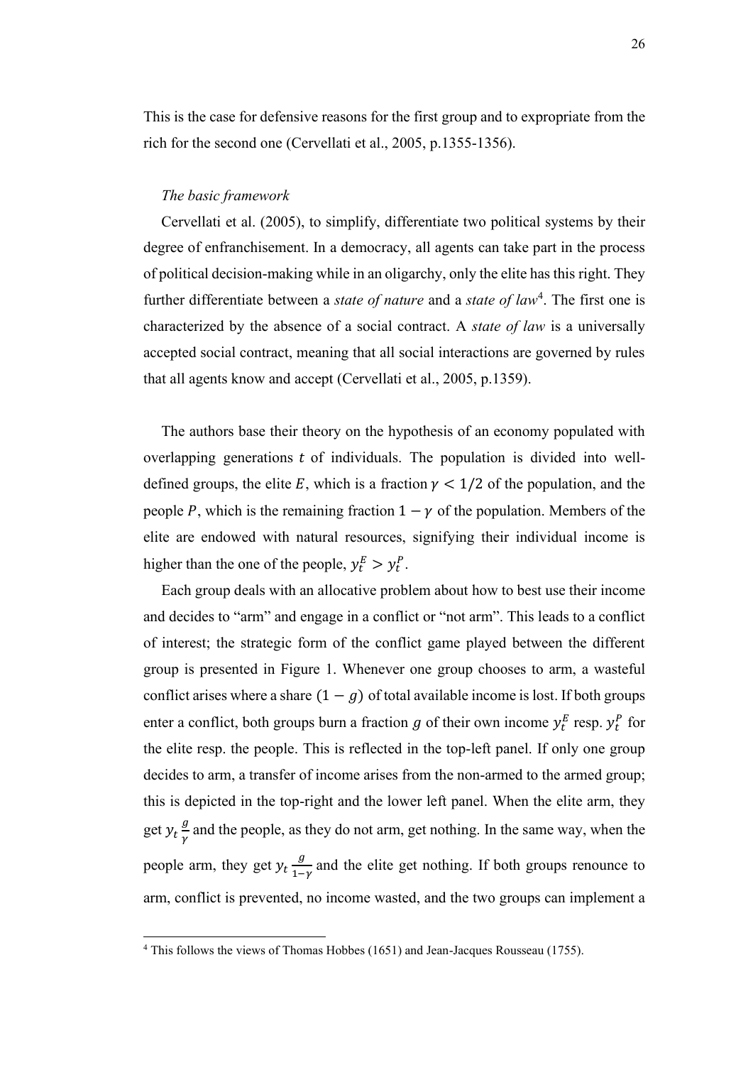This is the case for defensive reasons for the first group and to expropriate from the rich for the second one (Cervellati et al., 2005, p.1355-1356).

*The basic framework*

Cervellati et al. (2005), to simplify, differentiate two political systems by their degree of enfranchisement. In a democracy, all agents can take part in the process of political decision-making while in an oligarchy, only the elite has this right. They further differentiate between a *state of nature* and a *state of law*[4]. The first one is characterized by the absence of a social contract. A *state of law* is a universally accepted social contract, meaning that all social interactions are governed by rules that all agents know and accept (Cervellati et al., 2005, p.1359).

The authors base their theory on the hypothesis of an economy populated with overlapping generations $t$ of individuals. The population is divided into well-defined groups, the elite $E$, which is a fraction $\gamma < 1/2$ of the population, and the people $P$, which is the remaining fraction $1 - \gamma$ of the population. Members of the elite are endowed with natural resources, signifying their individual income is higher than the one of the people, $y_t^E > y_t^P$.

Each group deals with an allocative problem about how to best use their income and decides to "arm" and engage in a conflict or "not arm". This leads to a conflict of interest; the strategic form of the conflict game played between the different group is presented in Figure 1. Whenever one group chooses to arm, a wasteful conflict arises where a share $(1 - g)$ of total available income is lost. If both groups enter a conflict, both groups burn a fraction $g$ of their own income $y_t^E$ resp. $y_t^P$ for the elite resp. the people. This is reflected in the top-left panel. If only one group decides to arm, a transfer of income arises from the non-armed to the armed group; this is depicted in the top-right and the lower left panel. When the elite arm, they get $y_t \frac{g}{\gamma}$ and the people, as they do not arm, get nothing. In the same way, when the people arm, they get $y_t \frac{g}{1-\gamma}$ and the elite get nothing. If both groups renounce to arm, conflict is prevented, no income wasted, and the two groups can implement a

[4] This follows the views of Thomas Hobbes (1651) and Jean-Jacques Rousseau (1755).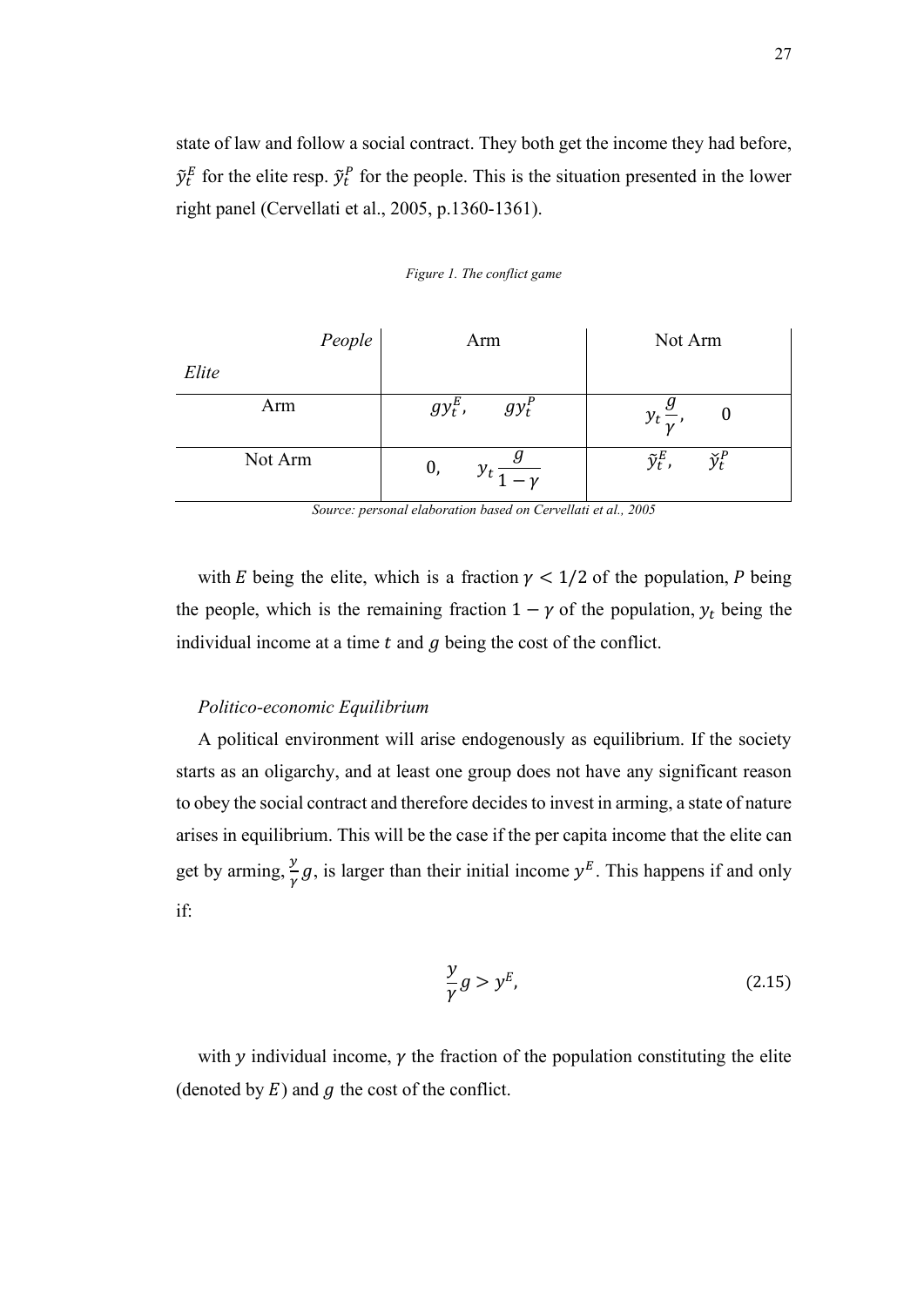state of law and follow a social contract. They both get the income they had before, $\tilde{y}_t^E$ for the elite resp. $\tilde{y}_t^P$ for the people. This is the situation presented in the lower right panel (Cervellati et al., 2005, p.1360-1361).

*Figure 1. The conflict game*

| *People* / *Elite* | Arm | Not Arm |
|---|---|---|
| Arm | $gy_t^E$, $\quad gy_t^P$ | $y_t \dfrac{g}{\gamma}$, $\quad 0$ |
| Not Arm | $0$, $\quad y_t \dfrac{g}{1-\gamma}$ | $\tilde{y}_t^E$, $\quad \tilde{y}_t^P$ |

*Source: personal elaboration based on Cervellati et al., 2005*

with $E$ being the elite, which is a fraction $\gamma < 1/2$ of the population, $P$ being the people, which is the remaining fraction $1 - \gamma$ of the population, $y_t$ being the individual income at a time $t$ and $g$ being the cost of the conflict.

*Politico-economic Equilibrium*

A political environment will arise endogenously as equilibrium. If the society starts as an oligarchy, and at least one group does not have any significant reason to obey the social contract and therefore decides to invest in arming, a state of nature arises in equilibrium. This will be the case if the per capita income that the elite can get by arming, $\frac{y}{\gamma}g$, is larger than their initial income $y^E$. This happens if and only if:

$$\frac{y}{\gamma}g > y^E, \tag{2.15}$$

with $y$ individual income, $\gamma$ the fraction of the population constituting the elite (denoted by $E$) and $g$ the cost of the conflict.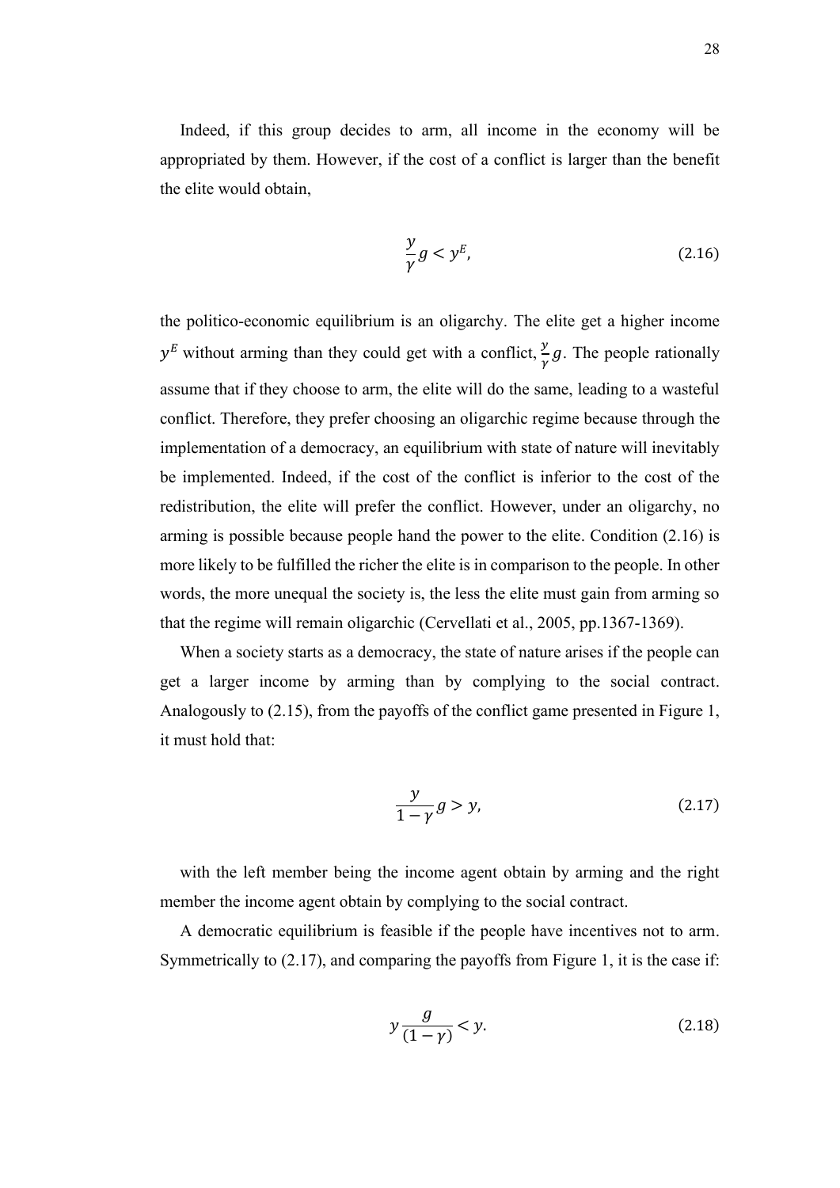Indeed, if this group decides to arm, all income in the economy will be appropriated by them. However, if the cost of a conflict is larger than the benefit the elite would obtain,

$$\frac{y}{\gamma}g < y^E, \tag{2.16}$$

the politico-economic equilibrium is an oligarchy. The elite get a higher income $y^E$ without arming than they could get with a conflict, $\frac{y}{\gamma}g$. The people rationally assume that if they choose to arm, the elite will do the same, leading to a wasteful conflict. Therefore, they prefer choosing an oligarchic regime because through the implementation of a democracy, an equilibrium with state of nature will inevitably be implemented. Indeed, if the cost of the conflict is inferior to the cost of the redistribution, the elite will prefer the conflict. However, under an oligarchy, no arming is possible because people hand the power to the elite. Condition (2.16) is more likely to be fulfilled the richer the elite is in comparison to the people. In other words, the more unequal the society is, the less the elite must gain from arming so that the regime will remain oligarchic (Cervellati et al., 2005, pp.1367-1369).

When a society starts as a democracy, the state of nature arises if the people can get a larger income by arming than by complying to the social contract. Analogously to (2.15), from the payoffs of the conflict game presented in Figure 1, it must hold that:

$$\frac{y}{1-\gamma}g > y, \tag{2.17}$$

with the left member being the income agent obtain by arming and the right member the income agent obtain by complying to the social contract.

A democratic equilibrium is feasible if the people have incentives not to arm. Symmetrically to (2.17), and comparing the payoffs from Figure 1, it is the case if:

$$y\frac{g}{(1-\gamma)} < y. \tag{2.18}$$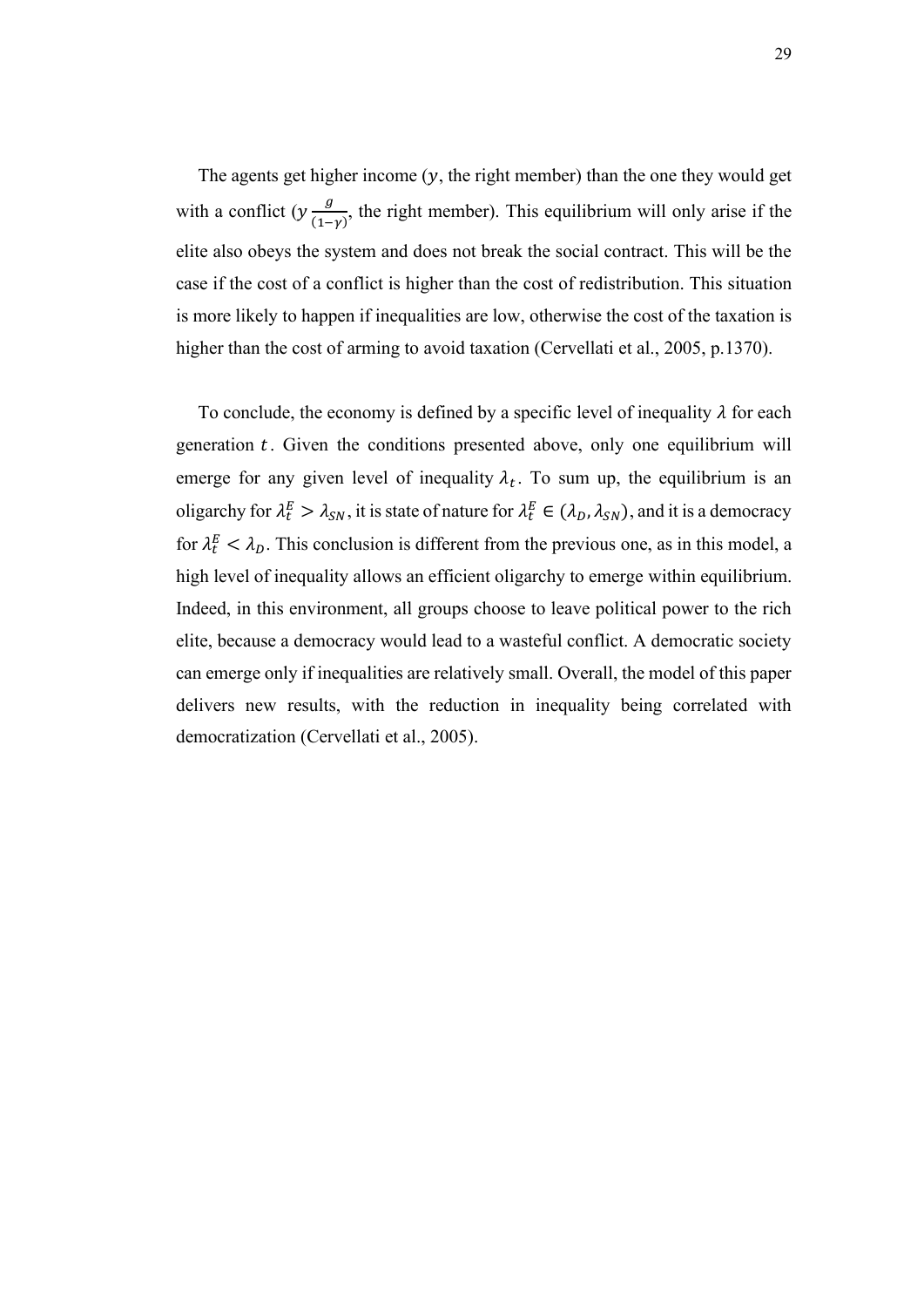The agents get higher income ($y$, the right member) than the one they would get with a conflict ($y\frac{g}{(1-\gamma)}$, the right member). This equilibrium will only arise if the elite also obeys the system and does not break the social contract. This will be the case if the cost of a conflict is higher than the cost of redistribution. This situation is more likely to happen if inequalities are low, otherwise the cost of the taxation is higher than the cost of arming to avoid taxation (Cervellati et al., 2005, p.1370).

To conclude, the economy is defined by a specific level of inequality $\lambda$ for each generation $t$. Given the conditions presented above, only one equilibrium will emerge for any given level of inequality $\lambda_t$. To sum up, the equilibrium is an oligarchy for $\lambda_t^E > \lambda_{SN}$, it is state of nature for $\lambda_t^E \in (\lambda_D, \lambda_{SN})$, and it is a democracy for $\lambda_t^E < \lambda_D$. This conclusion is different from the previous one, as in this model, a high level of inequality allows an efficient oligarchy to emerge within equilibrium. Indeed, in this environment, all groups choose to leave political power to the rich elite, because a democracy would lead to a wasteful conflict. A democratic society can emerge only if inequalities are relatively small. Overall, the model of this paper delivers new results, with the reduction in inequality being correlated with democratization (Cervellati et al., 2005).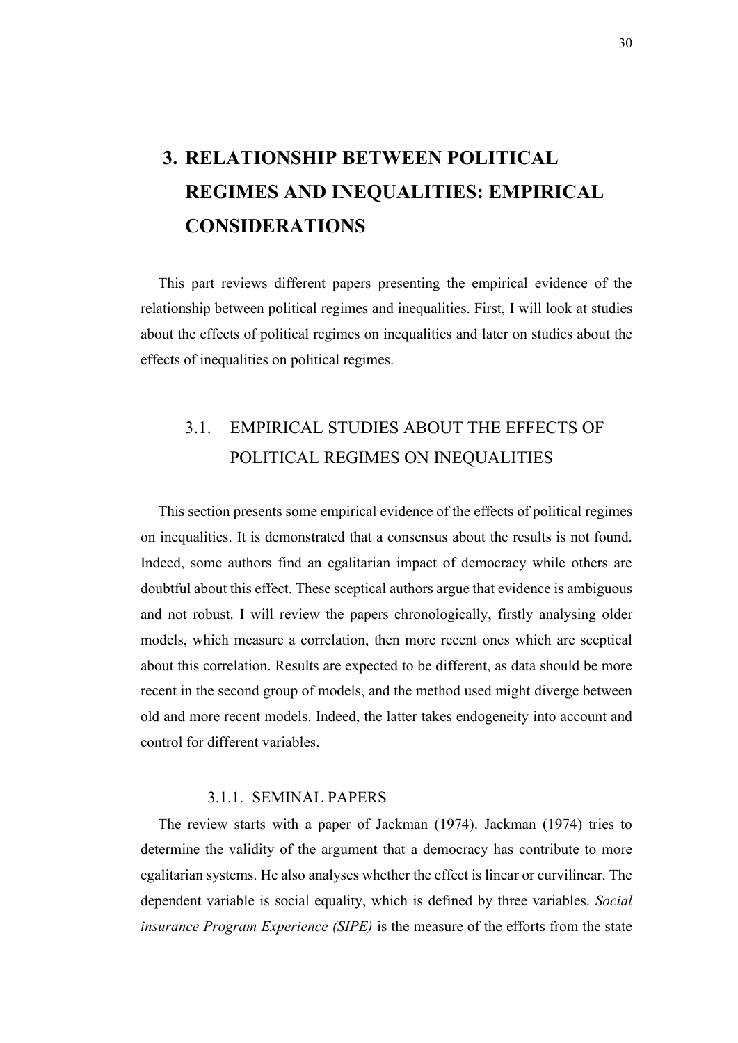# 3. RELATIONSHIP BETWEEN POLITICAL REGIMES AND INEQUALITIES: EMPIRICAL CONSIDERATIONS

This part reviews different papers presenting the empirical evidence of the relationship between political regimes and inequalities. First, I will look at studies about the effects of political regimes on inequalities and later on studies about the effects of inequalities on political regimes.

## 3.1. EMPIRICAL STUDIES ABOUT THE EFFECTS OF POLITICAL REGIMES ON INEQUALITIES

This section presents some empirical evidence of the effects of political regimes on inequalities. It is demonstrated that a consensus about the results is not found. Indeed, some authors find an egalitarian impact of democracy while others are doubtful about this effect. These sceptical authors argue that evidence is ambiguous and not robust. I will review the papers chronologically, firstly analysing older models, which measure a correlation, then more recent ones which are sceptical about this correlation. Results are expected to be different, as data should be more recent in the second group of models, and the method used might diverge between old and more recent models. Indeed, the latter takes endogeneity into account and control for different variables.

### 3.1.1. SEMINAL PAPERS

The review starts with a paper of Jackman (1974). Jackman (1974) tries to determine the validity of the argument that a democracy has contribute to more egalitarian systems. He also analyses whether the effect is linear or curvilinear. The dependent variable is social equality, which is defined by three variables. *Social insurance Program Experience (SIPE)* is the measure of the efforts from the state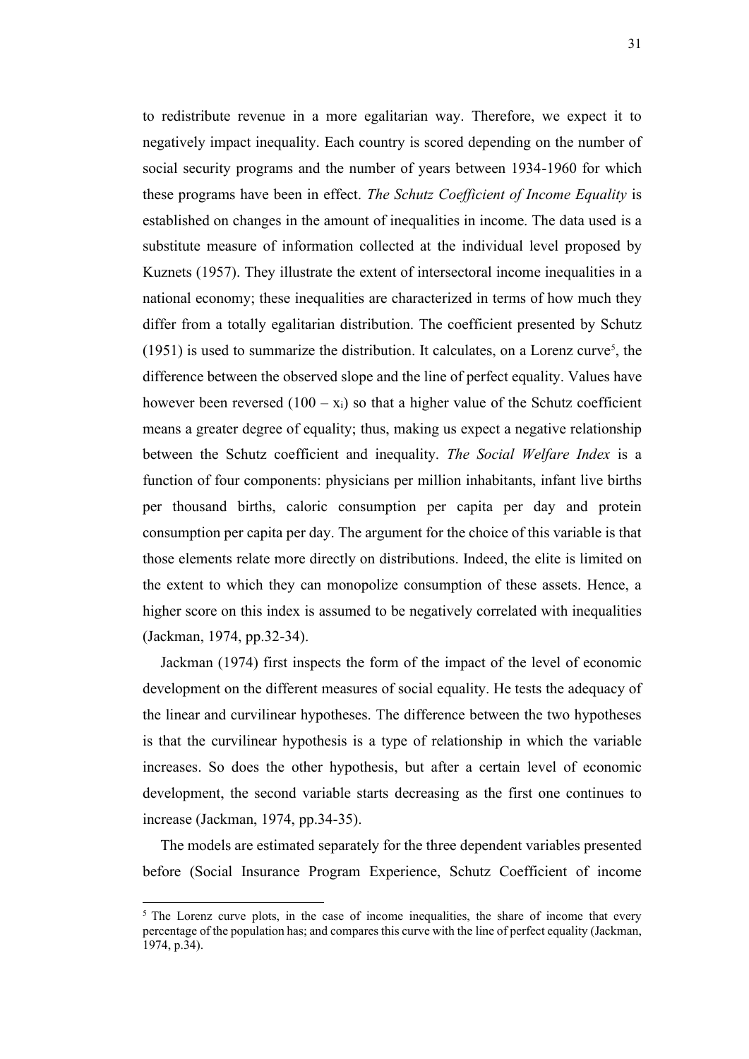to redistribute revenue in a more egalitarian way. Therefore, we expect it to negatively impact inequality. Each country is scored depending on the number of social security programs and the number of years between 1934-1960 for which these programs have been in effect. *The Schutz Coefficient of Income Equality* is established on changes in the amount of inequalities in income. The data used is a substitute measure of information collected at the individual level proposed by Kuznets (1957). They illustrate the extent of intersectoral income inequalities in a national economy; these inequalities are characterized in terms of how much they differ from a totally egalitarian distribution. The coefficient presented by Schutz (1951) is used to summarize the distribution. It calculates, on a Lorenz curve[5], the difference between the observed slope and the line of perfect equality. Values have however been reversed ($100 - x_i$) so that a higher value of the Schutz coefficient means a greater degree of equality; thus, making us expect a negative relationship between the Schutz coefficient and inequality. *The Social Welfare Index* is a function of four components: physicians per million inhabitants, infant live births per thousand births, caloric consumption per capita per day and protein consumption per capita per day. The argument for the choice of this variable is that those elements relate more directly on distributions. Indeed, the elite is limited on the extent to which they can monopolize consumption of these assets. Hence, a higher score on this index is assumed to be negatively correlated with inequalities (Jackman, 1974, pp.32-34).

Jackman (1974) first inspects the form of the impact of the level of economic development on the different measures of social equality. He tests the adequacy of the linear and curvilinear hypotheses. The difference between the two hypotheses is that the curvilinear hypothesis is a type of relationship in which the variable increases. So does the other hypothesis, but after a certain level of economic development, the second variable starts decreasing as the first one continues to increase (Jackman, 1974, pp.34-35).

The models are estimated separately for the three dependent variables presented before (Social Insurance Program Experience, Schutz Coefficient of income

[5] The Lorenz curve plots, in the case of income inequalities, the share of income that every percentage of the population has; and compares this curve with the line of perfect equality (Jackman, 1974, p.34).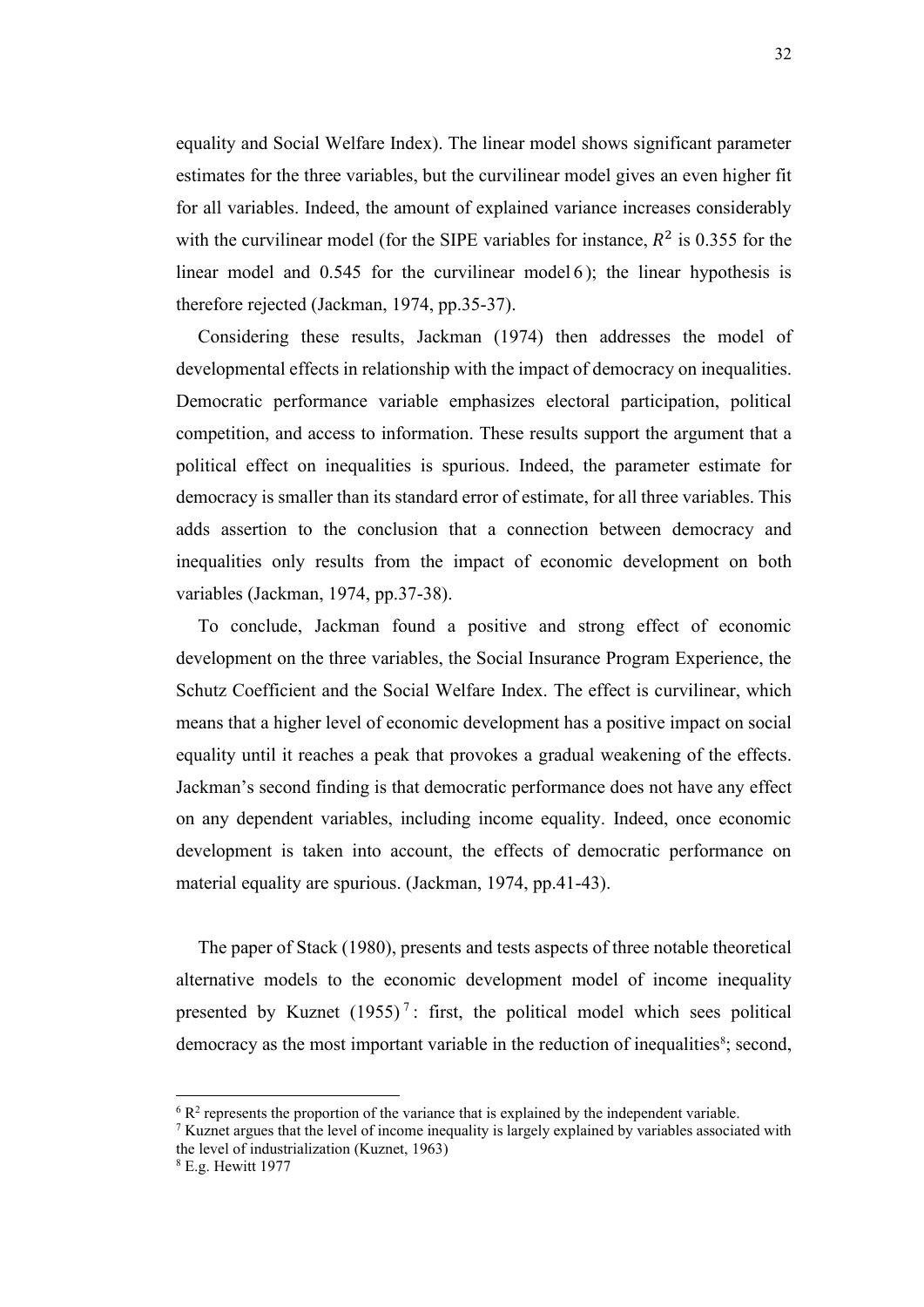equality and Social Welfare Index). The linear model shows significant parameter estimates for the three variables, but the curvilinear model gives an even higher fit for all variables. Indeed, the amount of explained variance increases considerably with the curvilinear model (for the SIPE variables for instance, $R^2$ is 0.355 for the linear model and 0.545 for the curvilinear model[6]); the linear hypothesis is therefore rejected (Jackman, 1974, pp.35-37).

Considering these results, Jackman (1974) then addresses the model of developmental effects in relationship with the impact of democracy on inequalities. Democratic performance variable emphasizes electoral participation, political competition, and access to information. These results support the argument that a political effect on inequalities is spurious. Indeed, the parameter estimate for democracy is smaller than its standard error of estimate, for all three variables. This adds assertion to the conclusion that a connection between democracy and inequalities only results from the impact of economic development on both variables (Jackman, 1974, pp.37-38).

To conclude, Jackman found a positive and strong effect of economic development on the three variables, the Social Insurance Program Experience, the Schutz Coefficient and the Social Welfare Index. The effect is curvilinear, which means that a higher level of economic development has a positive impact on social equality until it reaches a peak that provokes a gradual weakening of the effects. Jackman's second finding is that democratic performance does not have any effect on any dependent variables, including income equality. Indeed, once economic development is taken into account, the effects of democratic performance on material equality are spurious. (Jackman, 1974, pp.41-43).

The paper of Stack (1980), presents and tests aspects of three notable theoretical alternative models to the economic development model of income inequality presented by Kuznet (1955)[7]: first, the political model which sees political democracy as the most important variable in the reduction of inequalities[8]; second,

---

[6] $R^2$ represents the proportion of the variance that is explained by the independent variable.

[7] Kuznet argues that the level of income inequality is largely explained by variables associated with the level of industrialization (Kuznet, 1963)

[8] E.g. Hewitt 1977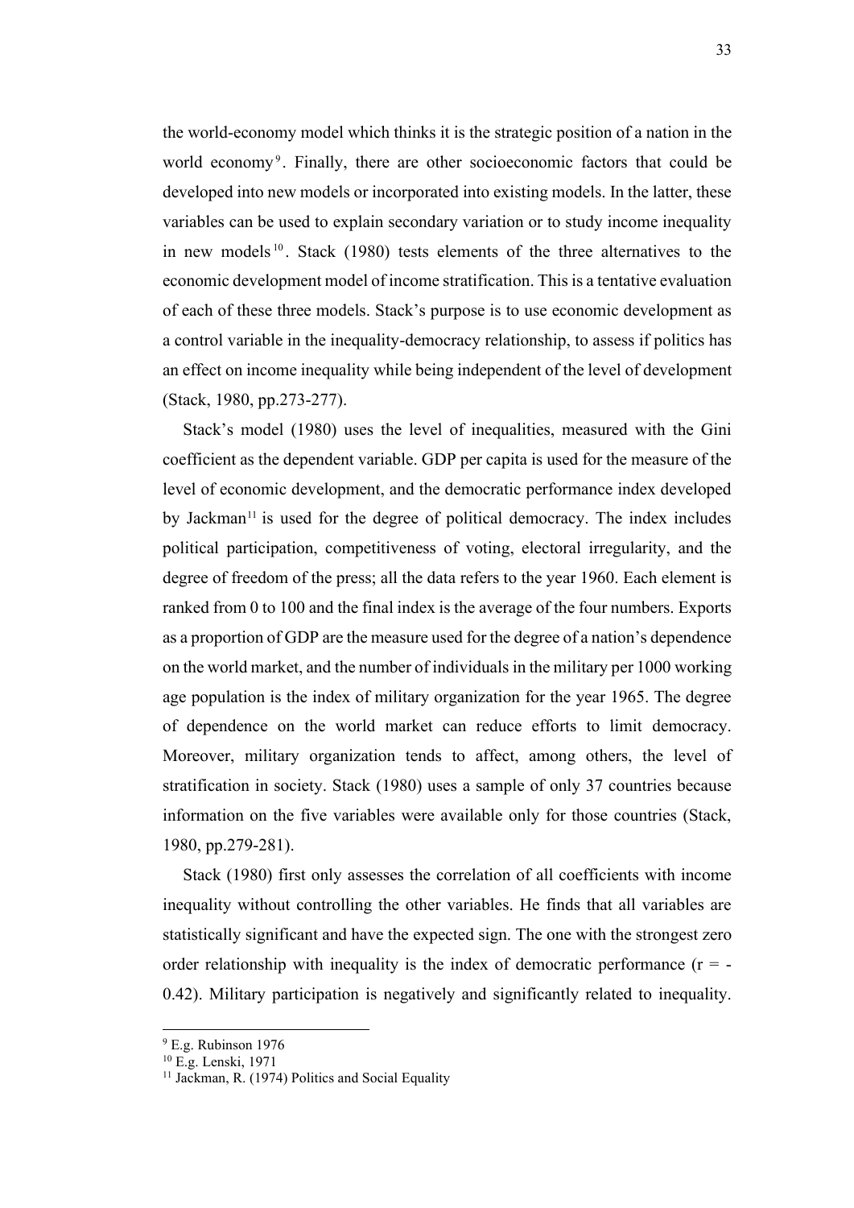the world-economy model which thinks it is the strategic position of a nation in the world economy[9]. Finally, there are other socioeconomic factors that could be developed into new models or incorporated into existing models. In the latter, these variables can be used to explain secondary variation or to study income inequality in new models[10]. Stack (1980) tests elements of the three alternatives to the economic development model of income stratification. This is a tentative evaluation of each of these three models. Stack's purpose is to use economic development as a control variable in the inequality-democracy relationship, to assess if politics has an effect on income inequality while being independent of the level of development (Stack, 1980, pp.273-277).

Stack's model (1980) uses the level of inequalities, measured with the Gini coefficient as the dependent variable. GDP per capita is used for the measure of the level of economic development, and the democratic performance index developed by Jackman[11] is used for the degree of political democracy. The index includes political participation, competitiveness of voting, electoral irregularity, and the degree of freedom of the press; all the data refers to the year 1960. Each element is ranked from 0 to 100 and the final index is the average of the four numbers. Exports as a proportion of GDP are the measure used for the degree of a nation's dependence on the world market, and the number of individuals in the military per 1000 working age population is the index of military organization for the year 1965. The degree of dependence on the world market can reduce efforts to limit democracy. Moreover, military organization tends to affect, among others, the level of stratification in society. Stack (1980) uses a sample of only 37 countries because information on the five variables were available only for those countries (Stack, 1980, pp.279-281).

Stack (1980) first only assesses the correlation of all coefficients with income inequality without controlling the other variables. He finds that all variables are statistically significant and have the expected sign. The one with the strongest zero order relationship with inequality is the index of democratic performance ($r = -0.42$). Military participation is negatively and significantly related to inequality.

---

[9] E.g. Rubinson 1976

[10] E.g. Lenski, 1971

[11] Jackman, R. (1974) Politics and Social Equality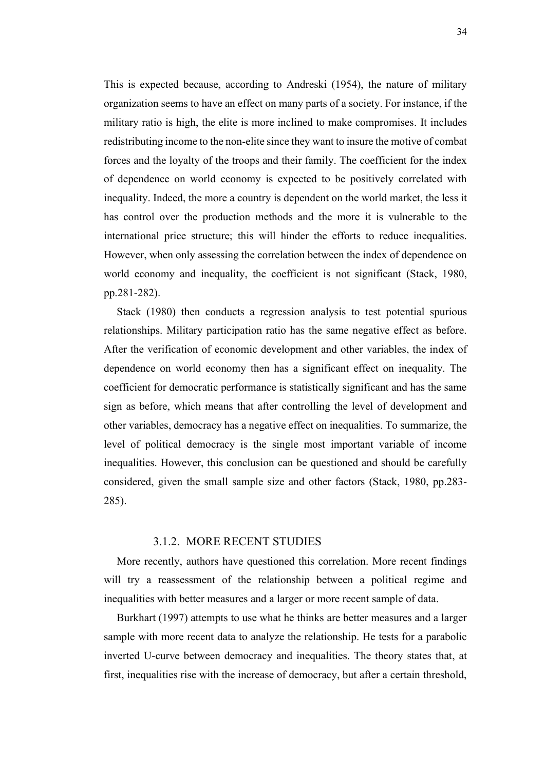This is expected because, according to Andreski (1954), the nature of military organization seems to have an effect on many parts of a society. For instance, if the military ratio is high, the elite is more inclined to make compromises. It includes redistributing income to the non-elite since they want to insure the motive of combat forces and the loyalty of the troops and their family. The coefficient for the index of dependence on world economy is expected to be positively correlated with inequality. Indeed, the more a country is dependent on the world market, the less it has control over the production methods and the more it is vulnerable to the international price structure; this will hinder the efforts to reduce inequalities. However, when only assessing the correlation between the index of dependence on world economy and inequality, the coefficient is not significant (Stack, 1980, pp.281-282).

Stack (1980) then conducts a regression analysis to test potential spurious relationships. Military participation ratio has the same negative effect as before. After the verification of economic development and other variables, the index of dependence on world economy then has a significant effect on inequality. The coefficient for democratic performance is statistically significant and has the same sign as before, which means that after controlling the level of development and other variables, democracy has a negative effect on inequalities. To summarize, the level of political democracy is the single most important variable of income inequalities. However, this conclusion can be questioned and should be carefully considered, given the small sample size and other factors (Stack, 1980, pp.283-285).

### 3.1.2. MORE RECENT STUDIES

More recently, authors have questioned this correlation. More recent findings will try a reassessment of the relationship between a political regime and inequalities with better measures and a larger or more recent sample of data.

Burkhart (1997) attempts to use what he thinks are better measures and a larger sample with more recent data to analyze the relationship. He tests for a parabolic inverted U-curve between democracy and inequalities. The theory states that, at first, inequalities rise with the increase of democracy, but after a certain threshold,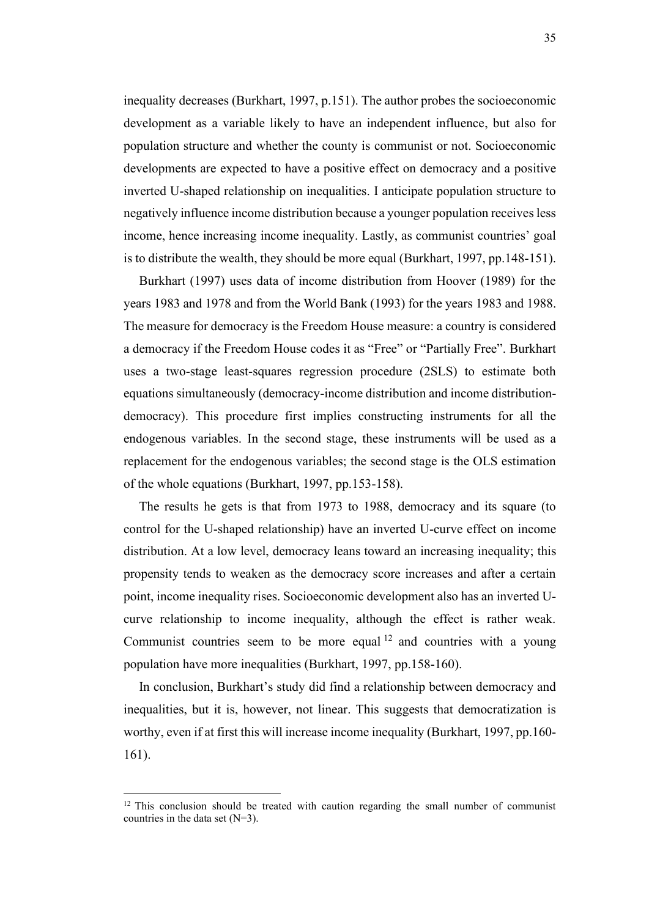inequality decreases (Burkhart, 1997, p.151). The author probes the socioeconomic development as a variable likely to have an independent influence, but also for population structure and whether the county is communist or not. Socioeconomic developments are expected to have a positive effect on democracy and a positive inverted U-shaped relationship on inequalities. I anticipate population structure to negatively influence income distribution because a younger population receives less income, hence increasing income inequality. Lastly, as communist countries' goal is to distribute the wealth, they should be more equal (Burkhart, 1997, pp.148-151).

Burkhart (1997) uses data of income distribution from Hoover (1989) for the years 1983 and 1978 and from the World Bank (1993) for the years 1983 and 1988. The measure for democracy is the Freedom House measure: a country is considered a democracy if the Freedom House codes it as "Free" or "Partially Free". Burkhart uses a two-stage least-squares regression procedure (2SLS) to estimate both equations simultaneously (democracy-income distribution and income distribution-democracy). This procedure first implies constructing instruments for all the endogenous variables. In the second stage, these instruments will be used as a replacement for the endogenous variables; the second stage is the OLS estimation of the whole equations (Burkhart, 1997, pp.153-158).

The results he gets is that from 1973 to 1988, democracy and its square (to control for the U-shaped relationship) have an inverted U-curve effect on income distribution. At a low level, democracy leans toward an increasing inequality; this propensity tends to weaken as the democracy score increases and after a certain point, income inequality rises. Socioeconomic development also has an inverted U-curve relationship to income inequality, although the effect is rather weak. Communist countries seem to be more equal [12] and countries with a young population have more inequalities (Burkhart, 1997, pp.158-160).

In conclusion, Burkhart's study did find a relationship between democracy and inequalities, but it is, however, not linear. This suggests that democratization is worthy, even if at first this will increase income inequality (Burkhart, 1997, pp.160-161).

---

[12] This conclusion should be treated with caution regarding the small number of communist countries in the data set (N=3).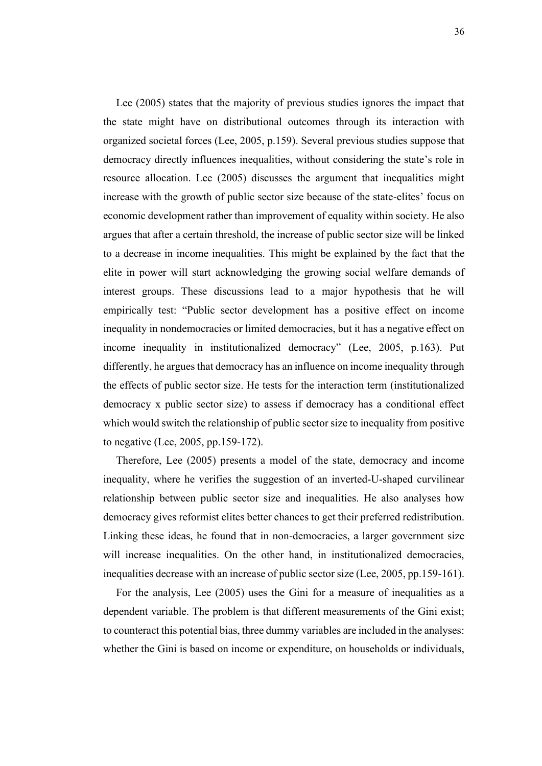Lee (2005) states that the majority of previous studies ignores the impact that the state might have on distributional outcomes through its interaction with organized societal forces (Lee, 2005, p.159). Several previous studies suppose that democracy directly influences inequalities, without considering the state's role in resource allocation. Lee (2005) discusses the argument that inequalities might increase with the growth of public sector size because of the state-elites' focus on economic development rather than improvement of equality within society. He also argues that after a certain threshold, the increase of public sector size will be linked to a decrease in income inequalities. This might be explained by the fact that the elite in power will start acknowledging the growing social welfare demands of interest groups. These discussions lead to a major hypothesis that he will empirically test: "Public sector development has a positive effect on income inequality in nondemocracies or limited democracies, but it has a negative effect on income inequality in institutionalized democracy" (Lee, 2005, p.163). Put differently, he argues that democracy has an influence on income inequality through the effects of public sector size. He tests for the interaction term (institutionalized democracy x public sector size) to assess if democracy has a conditional effect which would switch the relationship of public sector size to inequality from positive to negative (Lee, 2005, pp.159-172).

Therefore, Lee (2005) presents a model of the state, democracy and income inequality, where he verifies the suggestion of an inverted-U-shaped curvilinear relationship between public sector size and inequalities. He also analyses how democracy gives reformist elites better chances to get their preferred redistribution. Linking these ideas, he found that in non-democracies, a larger government size will increase inequalities. On the other hand, in institutionalized democracies, inequalities decrease with an increase of public sector size (Lee, 2005, pp.159-161).

For the analysis, Lee (2005) uses the Gini for a measure of inequalities as a dependent variable. The problem is that different measurements of the Gini exist; to counteract this potential bias, three dummy variables are included in the analyses: whether the Gini is based on income or expenditure, on households or individuals,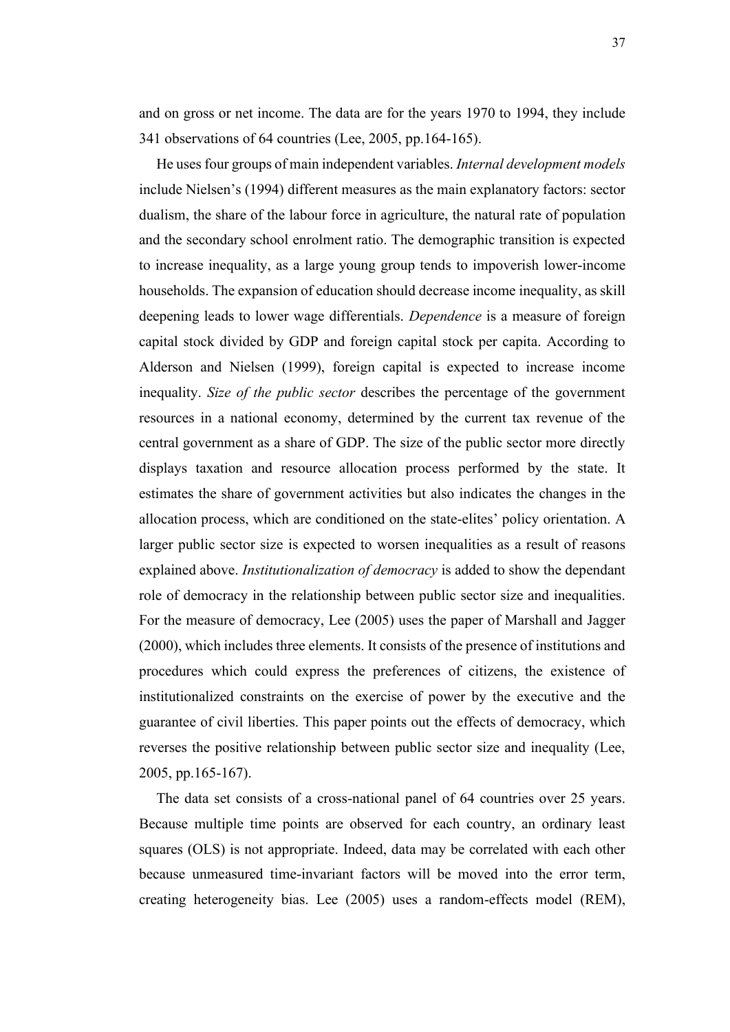and on gross or net income. The data are for the years 1970 to 1994, they include 341 observations of 64 countries (Lee, 2005, pp.164-165).

He uses four groups of main independent variables. *Internal development models* include Nielsen's (1994) different measures as the main explanatory factors: sector dualism, the share of the labour force in agriculture, the natural rate of population and the secondary school enrolment ratio. The demographic transition is expected to increase inequality, as a large young group tends to impoverish lower-income households. The expansion of education should decrease income inequality, as skill deepening leads to lower wage differentials. *Dependence* is a measure of foreign capital stock divided by GDP and foreign capital stock per capita. According to Alderson and Nielsen (1999), foreign capital is expected to increase income inequality. *Size of the public sector* describes the percentage of the government resources in a national economy, determined by the current tax revenue of the central government as a share of GDP. The size of the public sector more directly displays taxation and resource allocation process performed by the state. It estimates the share of government activities but also indicates the changes in the allocation process, which are conditioned on the state-elites' policy orientation. A larger public sector size is expected to worsen inequalities as a result of reasons explained above. *Institutionalization of democracy* is added to show the dependant role of democracy in the relationship between public sector size and inequalities. For the measure of democracy, Lee (2005) uses the paper of Marshall and Jagger (2000), which includes three elements. It consists of the presence of institutions and procedures which could express the preferences of citizens, the existence of institutionalized constraints on the exercise of power by the executive and the guarantee of civil liberties. This paper points out the effects of democracy, which reverses the positive relationship between public sector size and inequality (Lee, 2005, pp.165-167).

The data set consists of a cross-national panel of 64 countries over 25 years. Because multiple time points are observed for each country, an ordinary least squares (OLS) is not appropriate. Indeed, data may be correlated with each other because unmeasured time-invariant factors will be moved into the error term, creating heterogeneity bias. Lee (2005) uses a random-effects model (REM),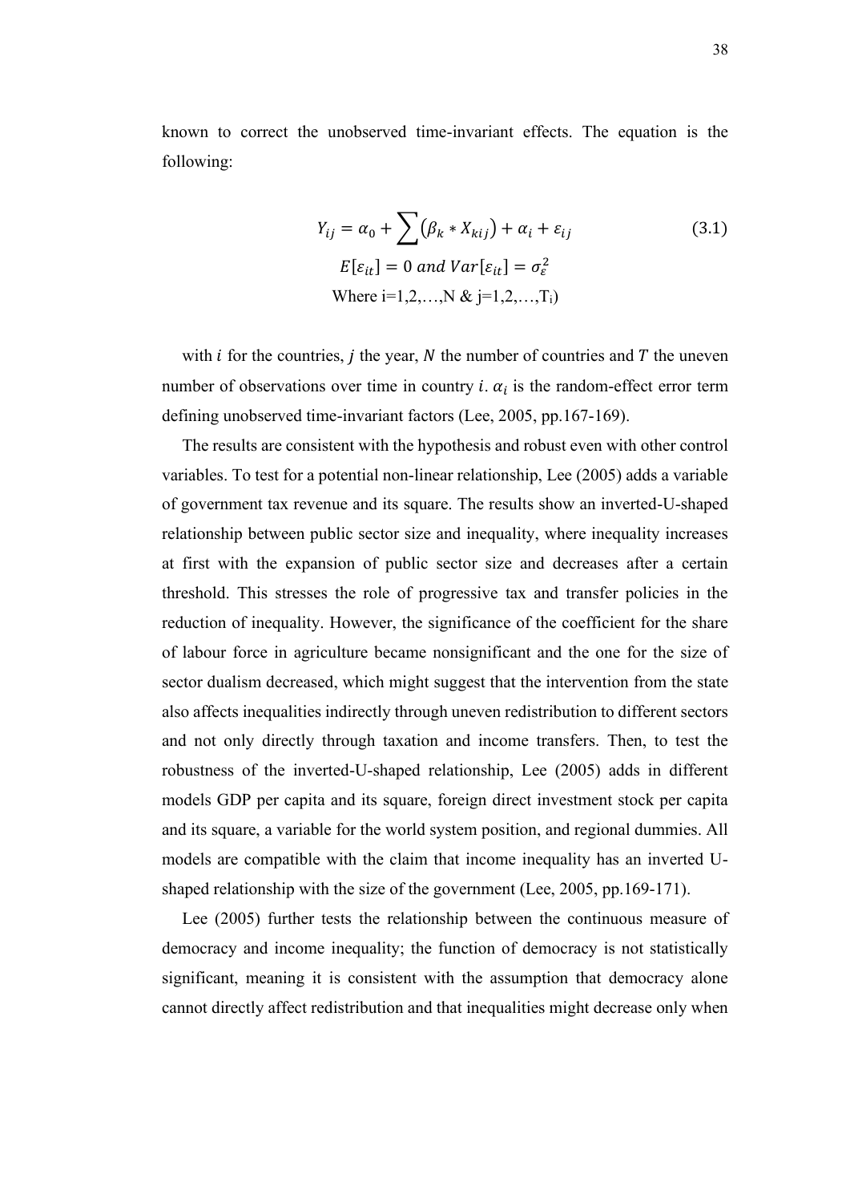known to correct the unobserved time-invariant effects. The equation is the following:

$$Y_{ij} = \alpha_0 + \sum (\beta_k * X_{kij}) + \alpha_i + \varepsilon_{ij} \tag{3.1}$$

$$E[\varepsilon_{it}] = 0 \; and \; Var[\varepsilon_{it}] = \sigma_\varepsilon^2$$

Where i=1,2,…,N & j=1,2,…,$T_i$)

with $i$ for the countries, $j$ the year, $N$ the number of countries and $T$ the uneven number of observations over time in country $i$. $\alpha_i$ is the random-effect error term defining unobserved time-invariant factors (Lee, 2005, pp.167-169).

The results are consistent with the hypothesis and robust even with other control variables. To test for a potential non-linear relationship, Lee (2005) adds a variable of government tax revenue and its square. The results show an inverted-U-shaped relationship between public sector size and inequality, where inequality increases at first with the expansion of public sector size and decreases after a certain threshold. This stresses the role of progressive tax and transfer policies in the reduction of inequality. However, the significance of the coefficient for the share of labour force in agriculture became nonsignificant and the one for the size of sector dualism decreased, which might suggest that the intervention from the state also affects inequalities indirectly through uneven redistribution to different sectors and not only directly through taxation and income transfers. Then, to test the robustness of the inverted-U-shaped relationship, Lee (2005) adds in different models GDP per capita and its square, foreign direct investment stock per capita and its square, a variable for the world system position, and regional dummies. All models are compatible with the claim that income inequality has an inverted U-shaped relationship with the size of the government (Lee, 2005, pp.169-171).

Lee (2005) further tests the relationship between the continuous measure of democracy and income inequality; the function of democracy is not statistically significant, meaning it is consistent with the assumption that democracy alone cannot directly affect redistribution and that inequalities might decrease only when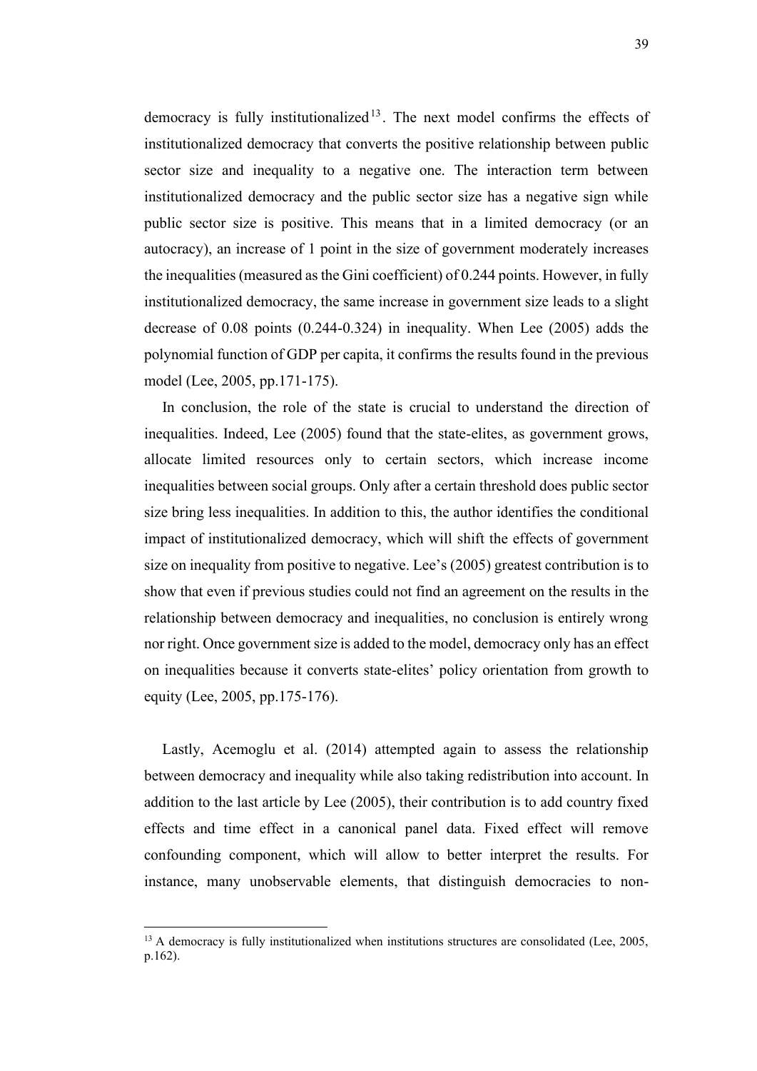democracy is fully institutionalized[13]. The next model confirms the effects of institutionalized democracy that converts the positive relationship between public sector size and inequality to a negative one. The interaction term between institutionalized democracy and the public sector size has a negative sign while public sector size is positive. This means that in a limited democracy (or an autocracy), an increase of 1 point in the size of government moderately increases the inequalities (measured as the Gini coefficient) of 0.244 points. However, in fully institutionalized democracy, the same increase in government size leads to a slight decrease of 0.08 points (0.244-0.324) in inequality. When Lee (2005) adds the polynomial function of GDP per capita, it confirms the results found in the previous model (Lee, 2005, pp.171-175).

In conclusion, the role of the state is crucial to understand the direction of inequalities. Indeed, Lee (2005) found that the state-elites, as government grows, allocate limited resources only to certain sectors, which increase income inequalities between social groups. Only after a certain threshold does public sector size bring less inequalities. In addition to this, the author identifies the conditional impact of institutionalized democracy, which will shift the effects of government size on inequality from positive to negative. Lee's (2005) greatest contribution is to show that even if previous studies could not find an agreement on the results in the relationship between democracy and inequalities, no conclusion is entirely wrong nor right. Once government size is added to the model, democracy only has an effect on inequalities because it converts state-elites' policy orientation from growth to equity (Lee, 2005, pp.175-176).

Lastly, Acemoglu et al. (2014) attempted again to assess the relationship between democracy and inequality while also taking redistribution into account. In addition to the last article by Lee (2005), their contribution is to add country fixed effects and time effect in a canonical panel data. Fixed effect will remove confounding component, which will allow to better interpret the results. For instance, many unobservable elements, that distinguish democracies to non-

[13] A democracy is fully institutionalized when institutions structures are consolidated (Lee, 2005, p.162).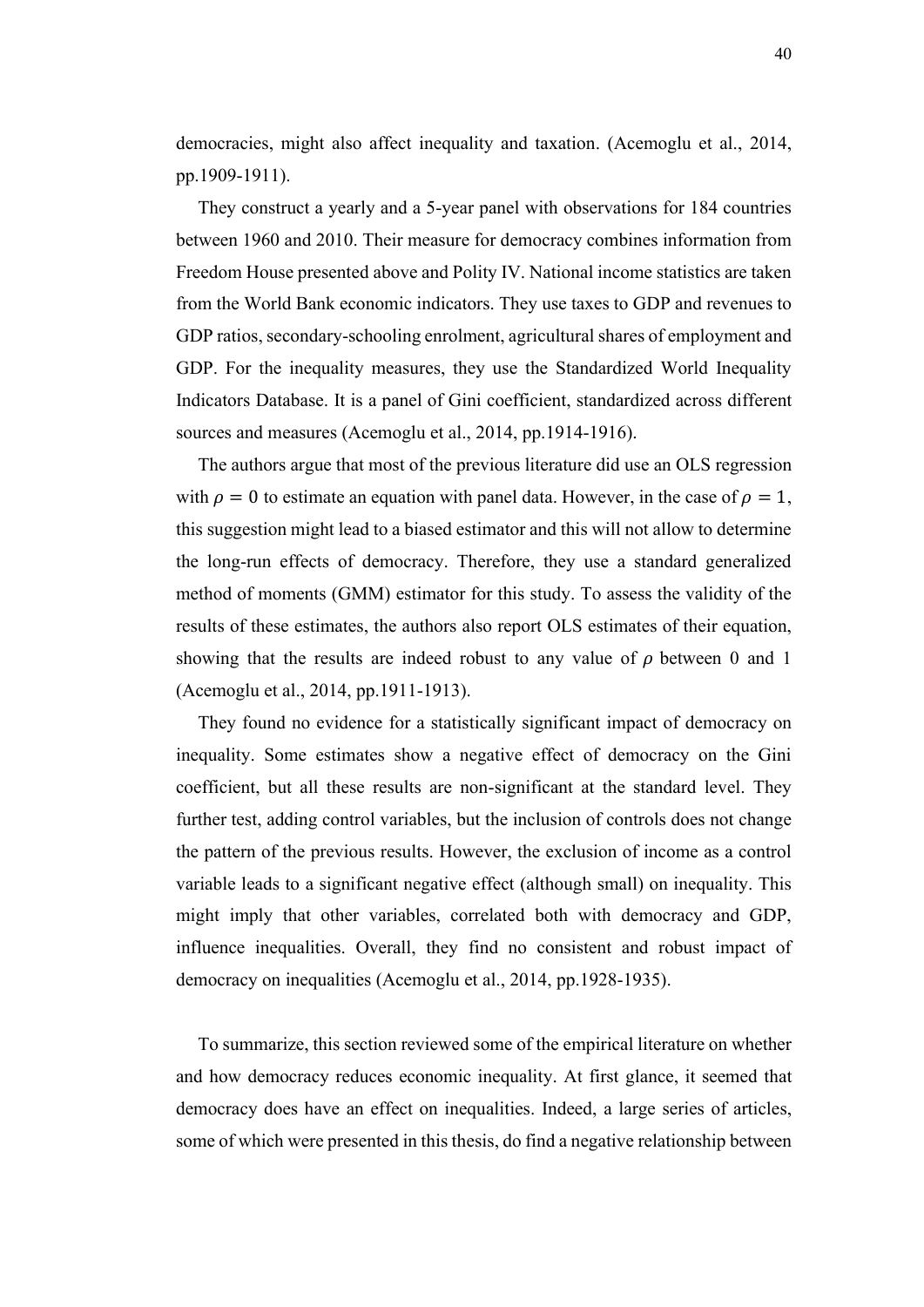democracies, might also affect inequality and taxation. (Acemoglu et al., 2014, pp.1909-1911).

They construct a yearly and a 5-year panel with observations for 184 countries between 1960 and 2010. Their measure for democracy combines information from Freedom House presented above and Polity IV. National income statistics are taken from the World Bank economic indicators. They use taxes to GDP and revenues to GDP ratios, secondary-schooling enrolment, agricultural shares of employment and GDP. For the inequality measures, they use the Standardized World Inequality Indicators Database. It is a panel of Gini coefficient, standardized across different sources and measures (Acemoglu et al., 2014, pp.1914-1916).

The authors argue that most of the previous literature did use an OLS regression with $\rho = 0$ to estimate an equation with panel data. However, in the case of $\rho = 1$, this suggestion might lead to a biased estimator and this will not allow to determine the long-run effects of democracy. Therefore, they use a standard generalized method of moments (GMM) estimator for this study. To assess the validity of the results of these estimates, the authors also report OLS estimates of their equation, showing that the results are indeed robust to any value of $\rho$ between 0 and 1 (Acemoglu et al., 2014, pp.1911-1913).

They found no evidence for a statistically significant impact of democracy on inequality. Some estimates show a negative effect of democracy on the Gini coefficient, but all these results are non-significant at the standard level. They further test, adding control variables, but the inclusion of controls does not change the pattern of the previous results. However, the exclusion of income as a control variable leads to a significant negative effect (although small) on inequality. This might imply that other variables, correlated both with democracy and GDP, influence inequalities. Overall, they find no consistent and robust impact of democracy on inequalities (Acemoglu et al., 2014, pp.1928-1935).

To summarize, this section reviewed some of the empirical literature on whether and how democracy reduces economic inequality. At first glance, it seemed that democracy does have an effect on inequalities. Indeed, a large series of articles, some of which were presented in this thesis, do find a negative relationship between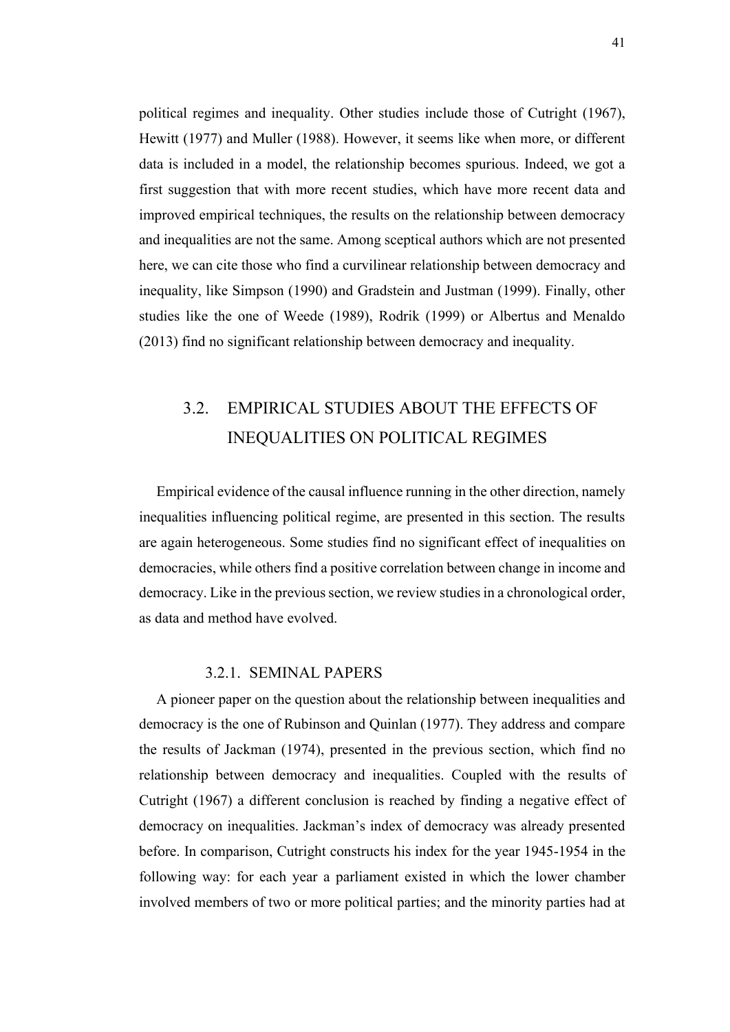political regimes and inequality. Other studies include those of Cutright (1967), Hewitt (1977) and Muller (1988). However, it seems like when more, or different data is included in a model, the relationship becomes spurious. Indeed, we got a first suggestion that with more recent studies, which have more recent data and improved empirical techniques, the results on the relationship between democracy and inequalities are not the same. Among sceptical authors which are not presented here, we can cite those who find a curvilinear relationship between democracy and inequality, like Simpson (1990) and Gradstein and Justman (1999). Finally, other studies like the one of Weede (1989), Rodrik (1999) or Albertus and Menaldo (2013) find no significant relationship between democracy and inequality.

## 3.2. EMPIRICAL STUDIES ABOUT THE EFFECTS OF INEQUALITIES ON POLITICAL REGIMES

Empirical evidence of the causal influence running in the other direction, namely inequalities influencing political regime, are presented in this section. The results are again heterogeneous. Some studies find no significant effect of inequalities on democracies, while others find a positive correlation between change in income and democracy. Like in the previous section, we review studies in a chronological order, as data and method have evolved.

### 3.2.1. SEMINAL PAPERS

A pioneer paper on the question about the relationship between inequalities and democracy is the one of Rubinson and Quinlan (1977). They address and compare the results of Jackman (1974), presented in the previous section, which find no relationship between democracy and inequalities. Coupled with the results of Cutright (1967) a different conclusion is reached by finding a negative effect of democracy on inequalities. Jackman's index of democracy was already presented before. In comparison, Cutright constructs his index for the year 1945-1954 in the following way: for each year a parliament existed in which the lower chamber involved members of two or more political parties; and the minority parties had at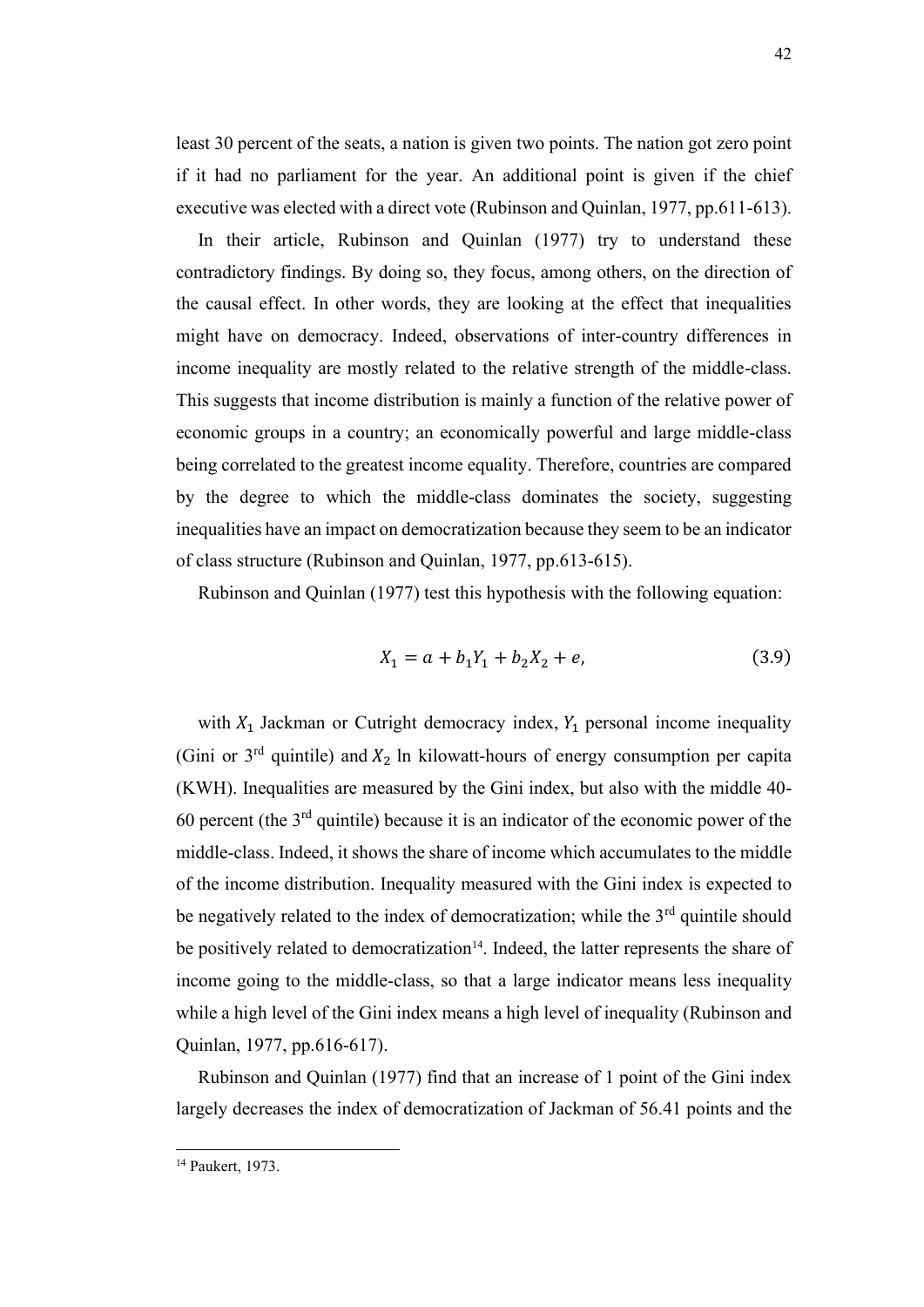least 30 percent of the seats, a nation is given two points. The nation got zero point if it had no parliament for the year. An additional point is given if the chief executive was elected with a direct vote (Rubinson and Quinlan, 1977, pp.611-613).

In their article, Rubinson and Quinlan (1977) try to understand these contradictory findings. By doing so, they focus, among others, on the direction of the causal effect. In other words, they are looking at the effect that inequalities might have on democracy. Indeed, observations of inter-country differences in income inequality are mostly related to the relative strength of the middle-class. This suggests that income distribution is mainly a function of the relative power of economic groups in a country; an economically powerful and large middle-class being correlated to the greatest income equality. Therefore, countries are compared by the degree to which the middle-class dominates the society, suggesting inequalities have an impact on democratization because they seem to be an indicator of class structure (Rubinson and Quinlan, 1977, pp.613-615).

Rubinson and Quinlan (1977) test this hypothesis with the following equation:

$$X_1 = a + b_1 Y_1 + b_2 X_2 + e, \tag{3.9}$$

with $X_1$ Jackman or Cutright democracy index, $Y_1$ personal income inequality (Gini or 3rd quintile) and $X_2$ ln kilowatt-hours of energy consumption per capita (KWH). Inequalities are measured by the Gini index, but also with the middle 40-60 percent (the 3rd quintile) because it is an indicator of the economic power of the middle-class. Indeed, it shows the share of income which accumulates to the middle of the income distribution. Inequality measured with the Gini index is expected to be negatively related to the index of democratization; while the 3rd quintile should be positively related to democratization[14]. Indeed, the latter represents the share of income going to the middle-class, so that a large indicator means less inequality while a high level of the Gini index means a high level of inequality (Rubinson and Quinlan, 1977, pp.616-617).

Rubinson and Quinlan (1977) find that an increase of 1 point of the Gini index largely decreases the index of democratization of Jackman of 56.41 points and the

[14] Paukert, 1973.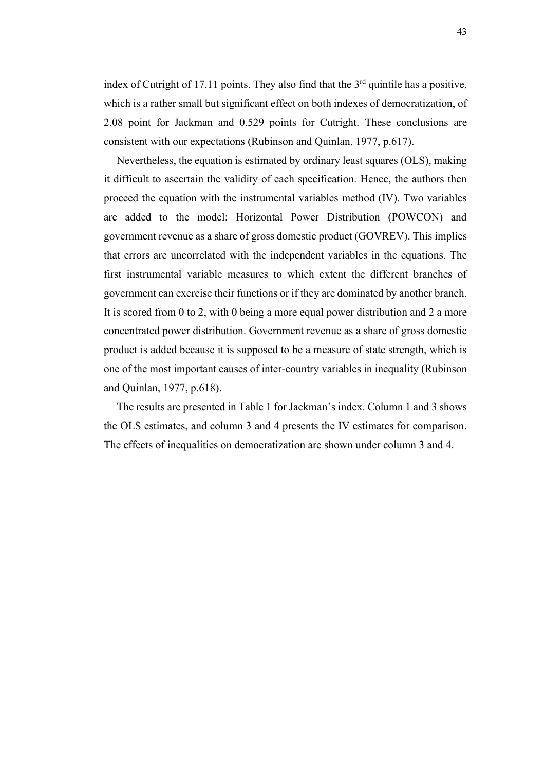index of Cutright of 17.11 points. They also find that the 3rd quintile has a positive, which is a rather small but significant effect on both indexes of democratization, of 2.08 point for Jackman and 0.529 points for Cutright. These conclusions are consistent with our expectations (Rubinson and Quinlan, 1977, p.617).

Nevertheless, the equation is estimated by ordinary least squares (OLS), making it difficult to ascertain the validity of each specification. Hence, the authors then proceed the equation with the instrumental variables method (IV). Two variables are added to the model: Horizontal Power Distribution (POWCON) and government revenue as a share of gross domestic product (GOVREV). This implies that errors are uncorrelated with the independent variables in the equations. The first instrumental variable measures to which extent the different branches of government can exercise their functions or if they are dominated by another branch. It is scored from 0 to 2, with 0 being a more equal power distribution and 2 a more concentrated power distribution. Government revenue as a share of gross domestic product is added because it is supposed to be a measure of state strength, which is one of the most important causes of inter-country variables in inequality (Rubinson and Quinlan, 1977, p.618).

The results are presented in Table 1 for Jackman's index. Column 1 and 3 shows the OLS estimates, and column 3 and 4 presents the IV estimates for comparison. The effects of inequalities on democratization are shown under column 3 and 4.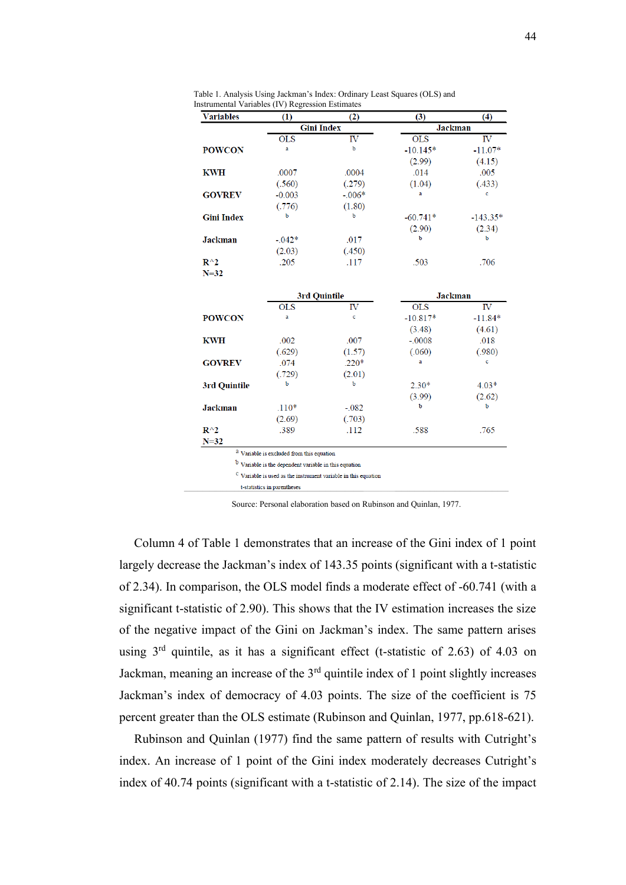Table 1. Analysis Using Jackman's Index: Ordinary Least Squares (OLS) and Instrumental Variables (IV) Regression Estimates

| Variables | (1) | (2) | (3) | (4) |
|---|---|---|---|---|
| | Gini Index | | Jackman | |
| | OLS | IV | OLS | IV |
| POWCON | a | b | -10.145* | -11.07* |
| | | | (2.99) | (4.15) |
| KWH | .0007 | .0004 | .014 | .005 |
| | (.560) | (.279) | (1.04) | (.433) |
| GOVREV | -0.003 | -.006* | a | c |
| | (.776) | (1.80) | | |
| Gini Index | b | b | -60.741* | -143.35* |
| | | | (2.90) | (2.34) |
| Jackman | -.042* | .017 | b | b |
| | (2.03) | (.450) | | |
| $R^2$ | .205 | .117 | .503 | .706 |
| N=32 | | | | |
| | 3rd Quintile | | Jackman | |
| | OLS | IV | OLS | IV |
| POWCON | a | c | -10.817* | -11.84* |
| | | | (3.48) | (4.61) |
| KWH | .002 | .007 | -.0008 | .018 |
| | (.629) | (1.57) | (.060) | (.980) |
| GOVREV | .074 | .220* | a | c |
| | (.729) | (2.01) | | |
| 3rd Quintile | b | b | 2.30* | 4.03* |
| | | | (3.99) | (2.62) |
| Jackman | .110* | -.082 | b | b |
| | (2.69) | (.703) | | |
| $R^2$ | .389 | .112 | .588 | .765 |
| N=32 | | | | |

[a] Variable is excluded from this equation
[b] Variable is the dependent variable in this equation
[c] Variable is used as the instrument variable in this equation
t-statistics in parentheses

Source: Personal elaboration based on Rubinson and Quinlan, 1977.

Column 4 of Table 1 demonstrates that an increase of the Gini index of 1 point largely decrease the Jackman's index of 143.35 points (significant with a t-statistic of 2.34). In comparison, the OLS model finds a moderate effect of -60.741 (with a significant t-statistic of 2.90). This shows that the IV estimation increases the size of the negative impact of the Gini on Jackman's index. The same pattern arises using 3rd quintile, as it has a significant effect (t-statistic of 2.63) of 4.03 on Jackman, meaning an increase of the 3rd quintile index of 1 point slightly increases Jackman's index of democracy of 4.03 points. The size of the coefficient is 75 percent greater than the OLS estimate (Rubinson and Quinlan, 1977, pp.618-621).

Rubinson and Quinlan (1977) find the same pattern of results with Cutright's index. An increase of 1 point of the Gini index moderately decreases Cutright's index of 40.74 points (significant with a t-statistic of 2.14). The size of the impact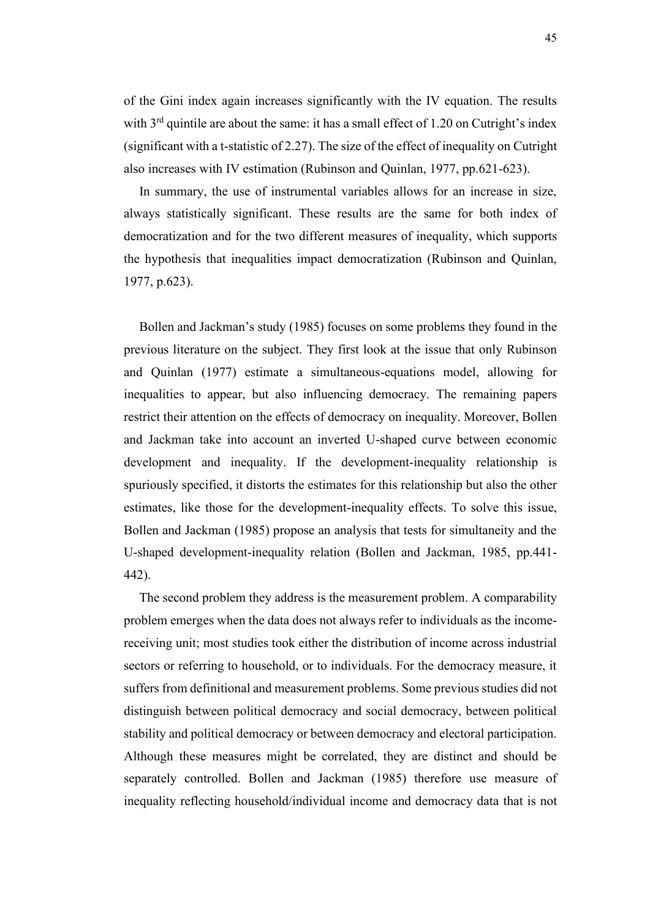of the Gini index again increases significantly with the IV equation. The results with 3rd quintile are about the same: it has a small effect of 1.20 on Cutright's index (significant with a t-statistic of 2.27). The size of the effect of inequality on Cutright also increases with IV estimation (Rubinson and Quinlan, 1977, pp.621-623).

In summary, the use of instrumental variables allows for an increase in size, always statistically significant. These results are the same for both index of democratization and for the two different measures of inequality, which supports the hypothesis that inequalities impact democratization (Rubinson and Quinlan, 1977, p.623).

Bollen and Jackman's study (1985) focuses on some problems they found in the previous literature on the subject. They first look at the issue that only Rubinson and Quinlan (1977) estimate a simultaneous-equations model, allowing for inequalities to appear, but also influencing democracy. The remaining papers restrict their attention on the effects of democracy on inequality. Moreover, Bollen and Jackman take into account an inverted U-shaped curve between economic development and inequality. If the development-inequality relationship is spuriously specified, it distorts the estimates for this relationship but also the other estimates, like those for the development-inequality effects. To solve this issue, Bollen and Jackman (1985) propose an analysis that tests for simultaneity and the U-shaped development-inequality relation (Bollen and Jackman, 1985, pp.441-442).

The second problem they address is the measurement problem. A comparability problem emerges when the data does not always refer to individuals as the income-receiving unit; most studies took either the distribution of income across industrial sectors or referring to household, or to individuals. For the democracy measure, it suffers from definitional and measurement problems. Some previous studies did not distinguish between political democracy and social democracy, between political stability and political democracy or between democracy and electoral participation. Although these measures might be correlated, they are distinct and should be separately controlled. Bollen and Jackman (1985) therefore use measure of inequality reflecting household/individual income and democracy data that is not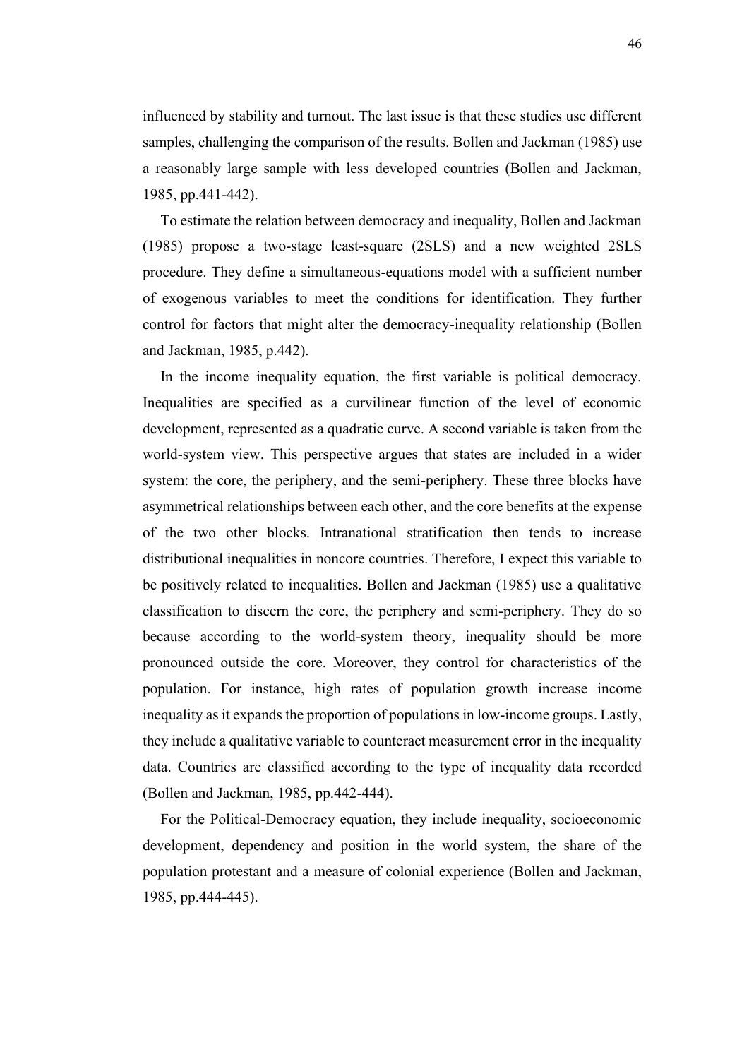influenced by stability and turnout. The last issue is that these studies use different samples, challenging the comparison of the results. Bollen and Jackman (1985) use a reasonably large sample with less developed countries (Bollen and Jackman, 1985, pp.441-442).

To estimate the relation between democracy and inequality, Bollen and Jackman (1985) propose a two-stage least-square (2SLS) and a new weighted 2SLS procedure. They define a simultaneous-equations model with a sufficient number of exogenous variables to meet the conditions for identification. They further control for factors that might alter the democracy-inequality relationship (Bollen and Jackman, 1985, p.442).

In the income inequality equation, the first variable is political democracy. Inequalities are specified as a curvilinear function of the level of economic development, represented as a quadratic curve. A second variable is taken from the world-system view. This perspective argues that states are included in a wider system: the core, the periphery, and the semi-periphery. These three blocks have asymmetrical relationships between each other, and the core benefits at the expense of the two other blocks. Intranational stratification then tends to increase distributional inequalities in noncore countries. Therefore, I expect this variable to be positively related to inequalities. Bollen and Jackman (1985) use a qualitative classification to discern the core, the periphery and semi-periphery. They do so because according to the world-system theory, inequality should be more pronounced outside the core. Moreover, they control for characteristics of the population. For instance, high rates of population growth increase income inequality as it expands the proportion of populations in low-income groups. Lastly, they include a qualitative variable to counteract measurement error in the inequality data. Countries are classified according to the type of inequality data recorded (Bollen and Jackman, 1985, pp.442-444).

For the Political-Democracy equation, they include inequality, socioeconomic development, dependency and position in the world system, the share of the population protestant and a measure of colonial experience (Bollen and Jackman, 1985, pp.444-445).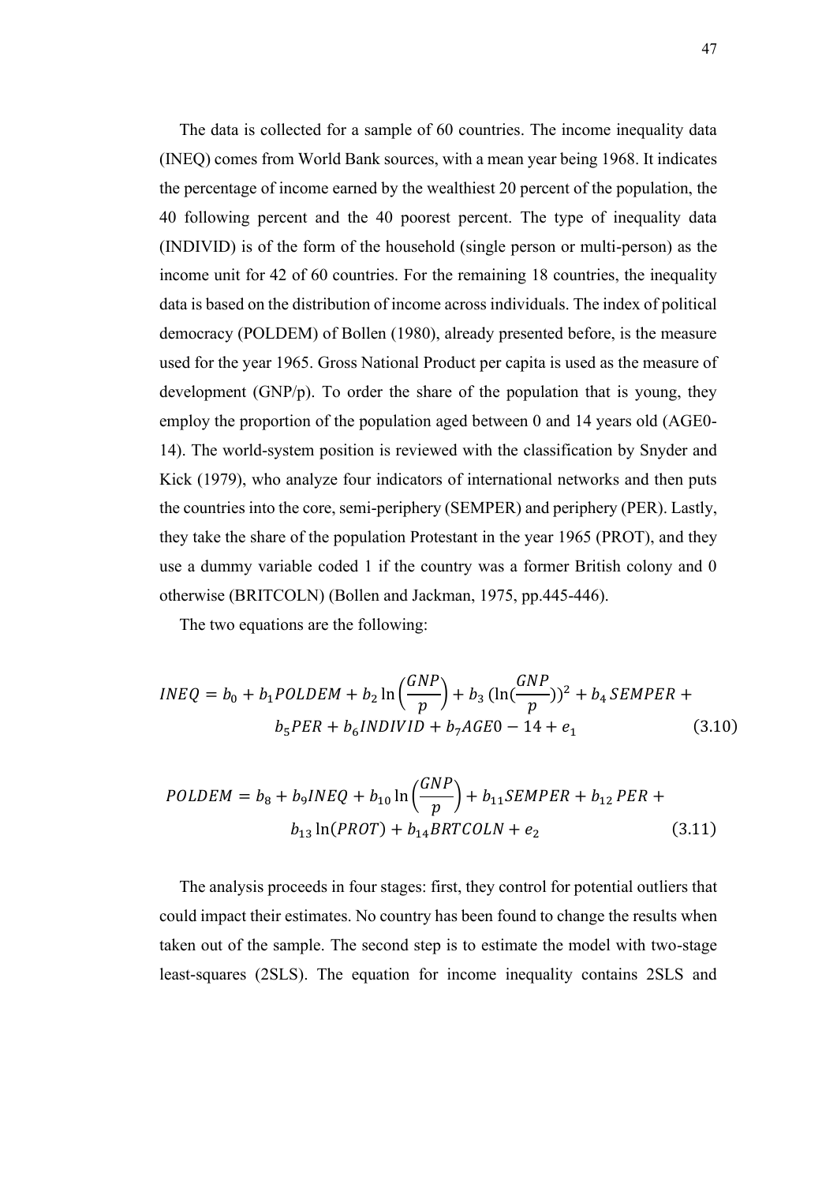The data is collected for a sample of 60 countries. The income inequality data (INEQ) comes from World Bank sources, with a mean year being 1968. It indicates the percentage of income earned by the wealthiest 20 percent of the population, the 40 following percent and the 40 poorest percent. The type of inequality data (INDIVID) is of the form of the household (single person or multi-person) as the income unit for 42 of 60 countries. For the remaining 18 countries, the inequality data is based on the distribution of income across individuals. The index of political democracy (POLDEM) of Bollen (1980), already presented before, is the measure used for the year 1965. Gross National Product per capita is used as the measure of development (GNP/p). To order the share of the population that is young, they employ the proportion of the population aged between 0 and 14 years old (AGE0-14). The world-system position is reviewed with the classification by Snyder and Kick (1979), who analyze four indicators of international networks and then puts the countries into the core, semi-periphery (SEMPER) and periphery (PER). Lastly, they take the share of the population Protestant in the year 1965 (PROT), and they use a dummy variable coded 1 if the country was a former British colony and 0 otherwise (BRITCOLN) (Bollen and Jackman, 1975, pp.445-446).

The two equations are the following:

$$INEQ = b_0 + b_1 POLDEM + b_2 \ln\left(\frac{GNP}{p}\right) + b_3 \left(\ln\left(\frac{GNP}{p}\right)\right)^2 + b_4 SEMPER + b_5 PER + b_6 INDIVID + b_7 AGE0 - 14 + e_1 \quad (3.10)$$

$$POLDEM = b_8 + b_9 INEQ + b_{10} \ln\left(\frac{GNP}{p}\right) + b_{11} SEMPER + b_{12} PER + b_{13} \ln(PROT) + b_{14} BRTCOLN + e_2 \quad (3.11)$$

The analysis proceeds in four stages: first, they control for potential outliers that could impact their estimates. No country has been found to change the results when taken out of the sample. The second step is to estimate the model with two-stage least-squares (2SLS). The equation for income inequality contains 2SLS and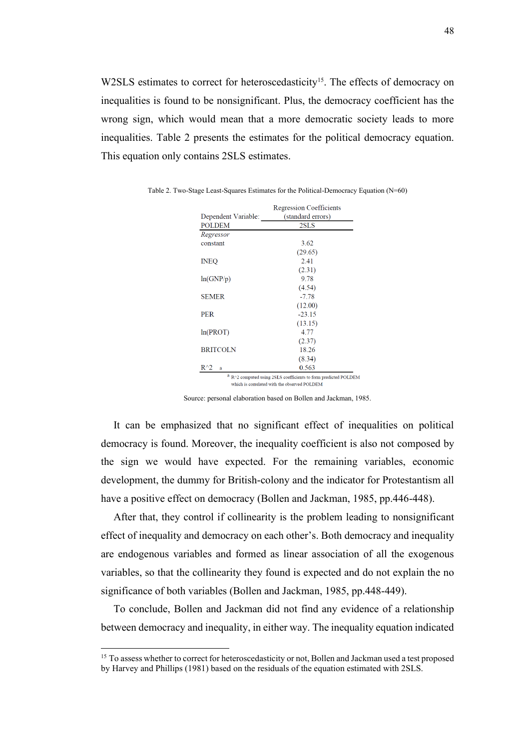W2SLS estimates to correct for heteroscedasticity[15]. The effects of democracy on inequalities is found to be nonsignificant. Plus, the democracy coefficient has the wrong sign, which would mean that a more democratic society leads to more inequalities. Table 2 presents the estimates for the political democracy equation. This equation only contains 2SLS estimates.

Table 2. Two-Stage Least-Squares Estimates for the Political-Democracy Equation (N=60)

| Dependent Variable: | Regression Coefficients (standard errors) |
|---|---|
| POLDEM | 2SLS |
| *Regressor* | |
| constant | 3.62 |
| | (29.65) |
| INEQ | 2.41 |
| | (2.31) |
| ln(GNP/p) | 9.78 |
| | (4.54) |
| SEMER | -7.78 |
| | (12.00) |
| PER | -23.15 |
| | (13.15) |
| ln(PROT) | 4.77 |
| | (2.37) |
| BRITCOLN | 18.26 |
| | (8.34) |
| R^2 [a] | 0.563 |

[a] R^2 computed using 2SLS coefficients to form predicted POLDEM which is correlated with the observed POLDEM

Source: personal elaboration based on Bollen and Jackman, 1985.

It can be emphasized that no significant effect of inequalities on political democracy is found. Moreover, the inequality coefficient is also not composed by the sign we would have expected. For the remaining variables, economic development, the dummy for British-colony and the indicator for Protestantism all have a positive effect on democracy (Bollen and Jackman, 1985, pp.446-448).

After that, they control if collinearity is the problem leading to nonsignificant effect of inequality and democracy on each other's. Both democracy and inequality are endogenous variables and formed as linear association of all the exogenous variables, so that the collinearity they found is expected and do not explain the no significance of both variables (Bollen and Jackman, 1985, pp.448-449).

To conclude, Bollen and Jackman did not find any evidence of a relationship between democracy and inequality, in either way. The inequality equation indicated

[15] To assess whether to correct for heteroscedasticity or not, Bollen and Jackman used a test proposed by Harvey and Phillips (1981) based on the residuals of the equation estimated with 2SLS.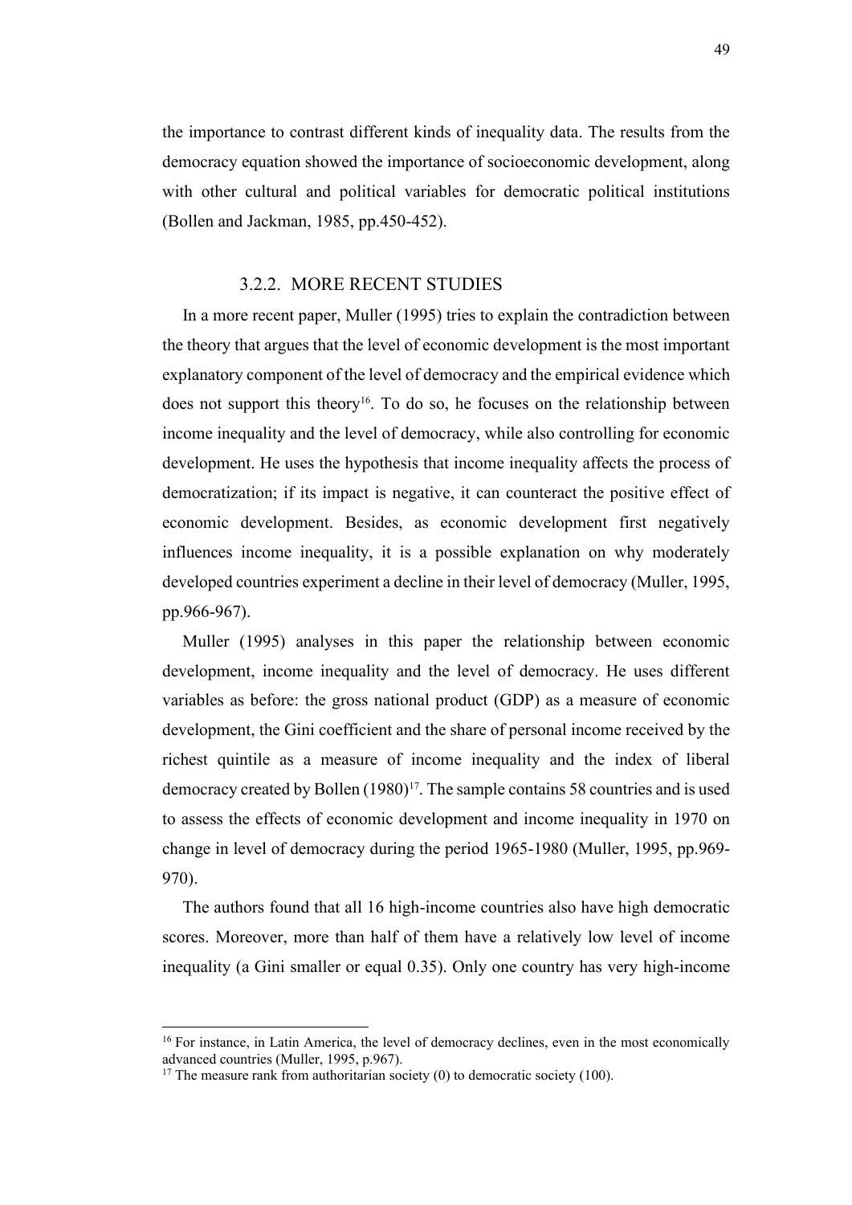the importance to contrast different kinds of inequality data. The results from the democracy equation showed the importance of socioeconomic development, along with other cultural and political variables for democratic political institutions (Bollen and Jackman, 1985, pp.450-452).

### 3.2.2. MORE RECENT STUDIES

In a more recent paper, Muller (1995) tries to explain the contradiction between the theory that argues that the level of economic development is the most important explanatory component of the level of democracy and the empirical evidence which does not support this theory[16]. To do so, he focuses on the relationship between income inequality and the level of democracy, while also controlling for economic development. He uses the hypothesis that income inequality affects the process of democratization; if its impact is negative, it can counteract the positive effect of economic development. Besides, as economic development first negatively influences income inequality, it is a possible explanation on why moderately developed countries experiment a decline in their level of democracy (Muller, 1995, pp.966-967).

Muller (1995) analyses in this paper the relationship between economic development, income inequality and the level of democracy. He uses different variables as before: the gross national product (GDP) as a measure of economic development, the Gini coefficient and the share of personal income received by the richest quintile as a measure of income inequality and the index of liberal democracy created by Bollen (1980)[17]. The sample contains 58 countries and is used to assess the effects of economic development and income inequality in 1970 on change in level of democracy during the period 1965-1980 (Muller, 1995, pp.969-970).

The authors found that all 16 high-income countries also have high democratic scores. Moreover, more than half of them have a relatively low level of income inequality (a Gini smaller or equal 0.35). Only one country has very high-income

---

[16] For instance, in Latin America, the level of democracy declines, even in the most economically advanced countries (Muller, 1995, p.967).

[17] The measure rank from authoritarian society (0) to democratic society (100).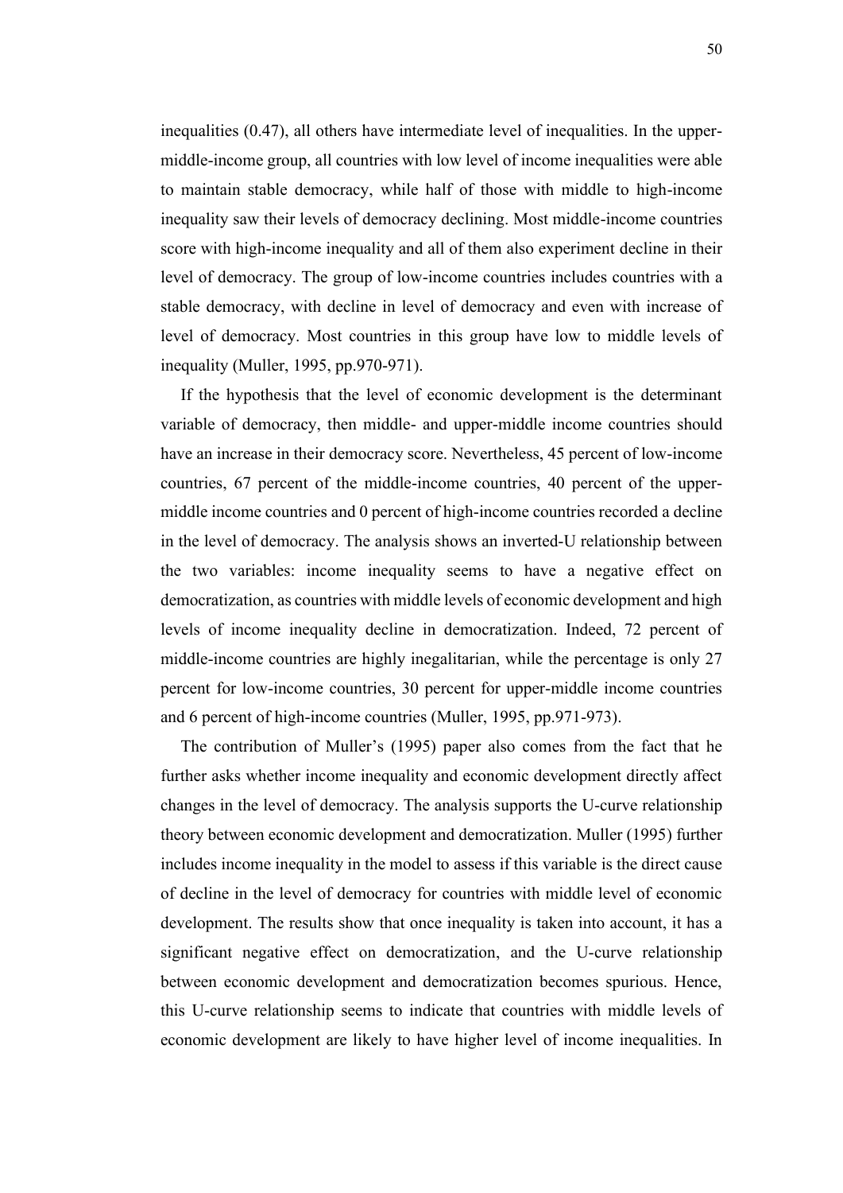inequalities (0.47), all others have intermediate level of inequalities. In the upper-middle-income group, all countries with low level of income inequalities were able to maintain stable democracy, while half of those with middle to high-income inequality saw their levels of democracy declining. Most middle-income countries score with high-income inequality and all of them also experiment decline in their level of democracy. The group of low-income countries includes countries with a stable democracy, with decline in level of democracy and even with increase of level of democracy. Most countries in this group have low to middle levels of inequality (Muller, 1995, pp.970-971).

If the hypothesis that the level of economic development is the determinant variable of democracy, then middle- and upper-middle income countries should have an increase in their democracy score. Nevertheless, 45 percent of low-income countries, 67 percent of the middle-income countries, 40 percent of the upper-middle income countries and 0 percent of high-income countries recorded a decline in the level of democracy. The analysis shows an inverted-U relationship between the two variables: income inequality seems to have a negative effect on democratization, as countries with middle levels of economic development and high levels of income inequality decline in democratization. Indeed, 72 percent of middle-income countries are highly inegalitarian, while the percentage is only 27 percent for low-income countries, 30 percent for upper-middle income countries and 6 percent of high-income countries (Muller, 1995, pp.971-973).

The contribution of Muller's (1995) paper also comes from the fact that he further asks whether income inequality and economic development directly affect changes in the level of democracy. The analysis supports the U-curve relationship theory between economic development and democratization. Muller (1995) further includes income inequality in the model to assess if this variable is the direct cause of decline in the level of democracy for countries with middle level of economic development. The results show that once inequality is taken into account, it has a significant negative effect on democratization, and the U-curve relationship between economic development and democratization becomes spurious. Hence, this U-curve relationship seems to indicate that countries with middle levels of economic development are likely to have higher level of income inequalities. In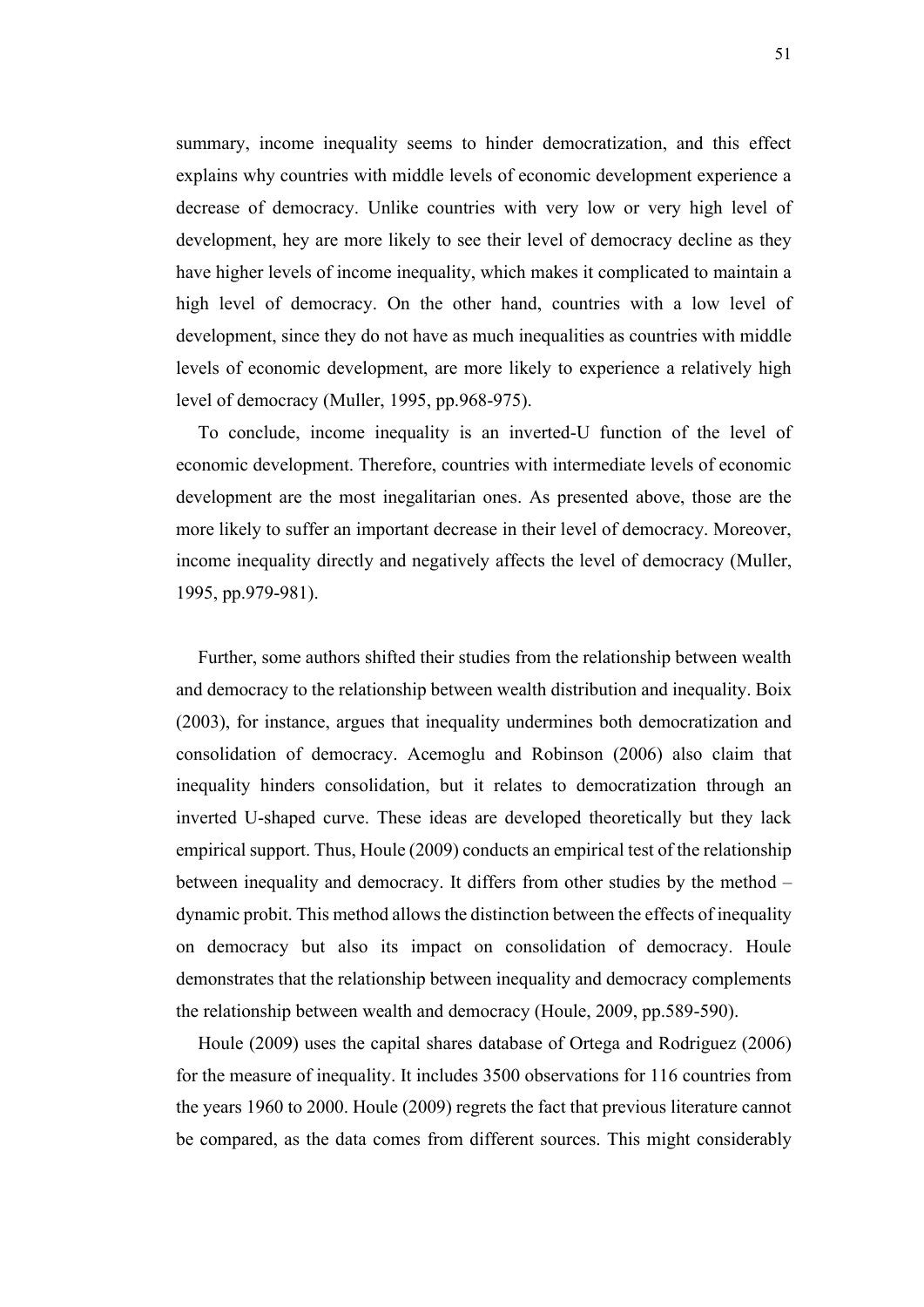summary, income inequality seems to hinder democratization, and this effect explains why countries with middle levels of economic development experience a decrease of democracy. Unlike countries with very low or very high level of development, hey are more likely to see their level of democracy decline as they have higher levels of income inequality, which makes it complicated to maintain a high level of democracy. On the other hand, countries with a low level of development, since they do not have as much inequalities as countries with middle levels of economic development, are more likely to experience a relatively high level of democracy (Muller, 1995, pp.968-975).

To conclude, income inequality is an inverted-U function of the level of economic development. Therefore, countries with intermediate levels of economic development are the most inegalitarian ones. As presented above, those are the more likely to suffer an important decrease in their level of democracy. Moreover, income inequality directly and negatively affects the level of democracy (Muller, 1995, pp.979-981).

Further, some authors shifted their studies from the relationship between wealth and democracy to the relationship between wealth distribution and inequality. Boix (2003), for instance, argues that inequality undermines both democratization and consolidation of democracy. Acemoglu and Robinson (2006) also claim that inequality hinders consolidation, but it relates to democratization through an inverted U-shaped curve. These ideas are developed theoretically but they lack empirical support. Thus, Houle (2009) conducts an empirical test of the relationship between inequality and democracy. It differs from other studies by the method – dynamic probit. This method allows the distinction between the effects of inequality on democracy but also its impact on consolidation of democracy. Houle demonstrates that the relationship between inequality and democracy complements the relationship between wealth and democracy (Houle, 2009, pp.589-590).

Houle (2009) uses the capital shares database of Ortega and Rodriguez (2006) for the measure of inequality. It includes 3500 observations for 116 countries from the years 1960 to 2000. Houle (2009) regrets the fact that previous literature cannot be compared, as the data comes from different sources. This might considerably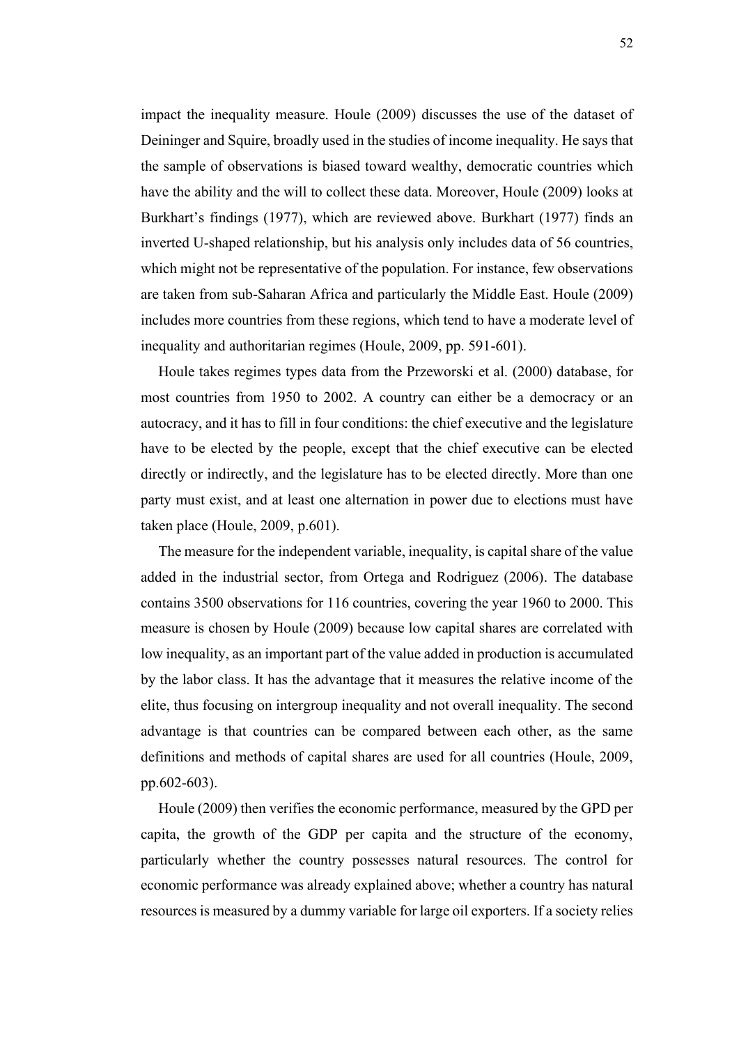impact the inequality measure. Houle (2009) discusses the use of the dataset of Deininger and Squire, broadly used in the studies of income inequality. He says that the sample of observations is biased toward wealthy, democratic countries which have the ability and the will to collect these data. Moreover, Houle (2009) looks at Burkhart's findings (1977), which are reviewed above. Burkhart (1977) finds an inverted U-shaped relationship, but his analysis only includes data of 56 countries, which might not be representative of the population. For instance, few observations are taken from sub-Saharan Africa and particularly the Middle East. Houle (2009) includes more countries from these regions, which tend to have a moderate level of inequality and authoritarian regimes (Houle, 2009, pp. 591-601).

Houle takes regimes types data from the Przeworski et al. (2000) database, for most countries from 1950 to 2002. A country can either be a democracy or an autocracy, and it has to fill in four conditions: the chief executive and the legislature have to be elected by the people, except that the chief executive can be elected directly or indirectly, and the legislature has to be elected directly. More than one party must exist, and at least one alternation in power due to elections must have taken place (Houle, 2009, p.601).

The measure for the independent variable, inequality, is capital share of the value added in the industrial sector, from Ortega and Rodriguez (2006). The database contains 3500 observations for 116 countries, covering the year 1960 to 2000. This measure is chosen by Houle (2009) because low capital shares are correlated with low inequality, as an important part of the value added in production is accumulated by the labor class. It has the advantage that it measures the relative income of the elite, thus focusing on intergroup inequality and not overall inequality. The second advantage is that countries can be compared between each other, as the same definitions and methods of capital shares are used for all countries (Houle, 2009, pp.602-603).

Houle (2009) then verifies the economic performance, measured by the GPD per capita, the growth of the GDP per capita and the structure of the economy, particularly whether the country possesses natural resources. The control for economic performance was already explained above; whether a country has natural resources is measured by a dummy variable for large oil exporters. If a society relies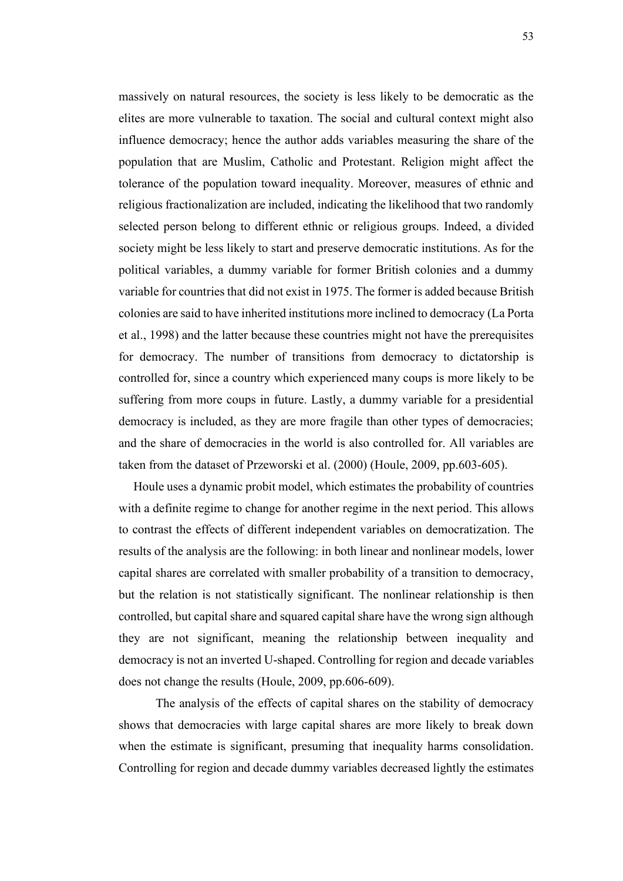massively on natural resources, the society is less likely to be democratic as the elites are more vulnerable to taxation. The social and cultural context might also influence democracy; hence the author adds variables measuring the share of the population that are Muslim, Catholic and Protestant. Religion might affect the tolerance of the population toward inequality. Moreover, measures of ethnic and religious fractionalization are included, indicating the likelihood that two randomly selected person belong to different ethnic or religious groups. Indeed, a divided society might be less likely to start and preserve democratic institutions. As for the political variables, a dummy variable for former British colonies and a dummy variable for countries that did not exist in 1975. The former is added because British colonies are said to have inherited institutions more inclined to democracy (La Porta et al., 1998) and the latter because these countries might not have the prerequisites for democracy. The number of transitions from democracy to dictatorship is controlled for, since a country which experienced many coups is more likely to be suffering from more coups in future. Lastly, a dummy variable for a presidential democracy is included, as they are more fragile than other types of democracies; and the share of democracies in the world is also controlled for. All variables are taken from the dataset of Przeworski et al. (2000) (Houle, 2009, pp.603-605).

Houle uses a dynamic probit model, which estimates the probability of countries with a definite regime to change for another regime in the next period. This allows to contrast the effects of different independent variables on democratization. The results of the analysis are the following: in both linear and nonlinear models, lower capital shares are correlated with smaller probability of a transition to democracy, but the relation is not statistically significant. The nonlinear relationship is then controlled, but capital share and squared capital share have the wrong sign although they are not significant, meaning the relationship between inequality and democracy is not an inverted U-shaped. Controlling for region and decade variables does not change the results (Houle, 2009, pp.606-609).

The analysis of the effects of capital shares on the stability of democracy shows that democracies with large capital shares are more likely to break down when the estimate is significant, presuming that inequality harms consolidation. Controlling for region and decade dummy variables decreased lightly the estimates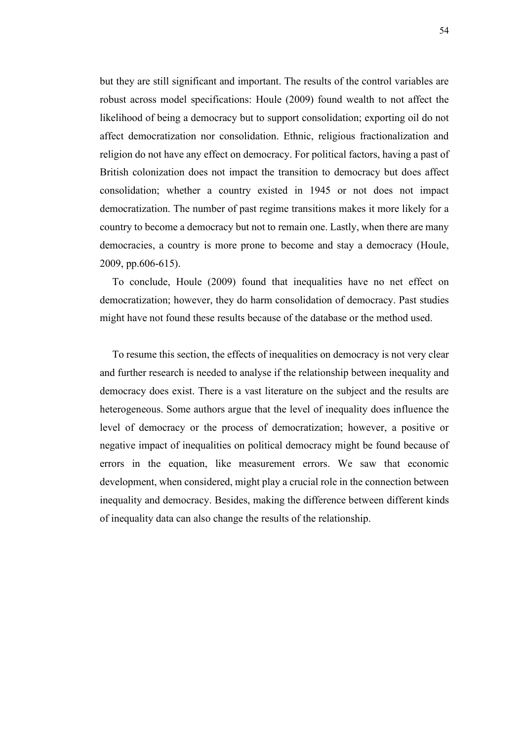but they are still significant and important. The results of the control variables are robust across model specifications: Houle (2009) found wealth to not affect the likelihood of being a democracy but to support consolidation; exporting oil do not affect democratization nor consolidation. Ethnic, religious fractionalization and religion do not have any effect on democracy. For political factors, having a past of British colonization does not impact the transition to democracy but does affect consolidation; whether a country existed in 1945 or not does not impact democratization. The number of past regime transitions makes it more likely for a country to become a democracy but not to remain one. Lastly, when there are many democracies, a country is more prone to become and stay a democracy (Houle, 2009, pp.606-615).

To conclude, Houle (2009) found that inequalities have no net effect on democratization; however, they do harm consolidation of democracy. Past studies might have not found these results because of the database or the method used.

To resume this section, the effects of inequalities on democracy is not very clear and further research is needed to analyse if the relationship between inequality and democracy does exist. There is a vast literature on the subject and the results are heterogeneous. Some authors argue that the level of inequality does influence the level of democracy or the process of democratization; however, a positive or negative impact of inequalities on political democracy might be found because of errors in the equation, like measurement errors. We saw that economic development, when considered, might play a crucial role in the connection between inequality and democracy. Besides, making the difference between different kinds of inequality data can also change the results of the relationship.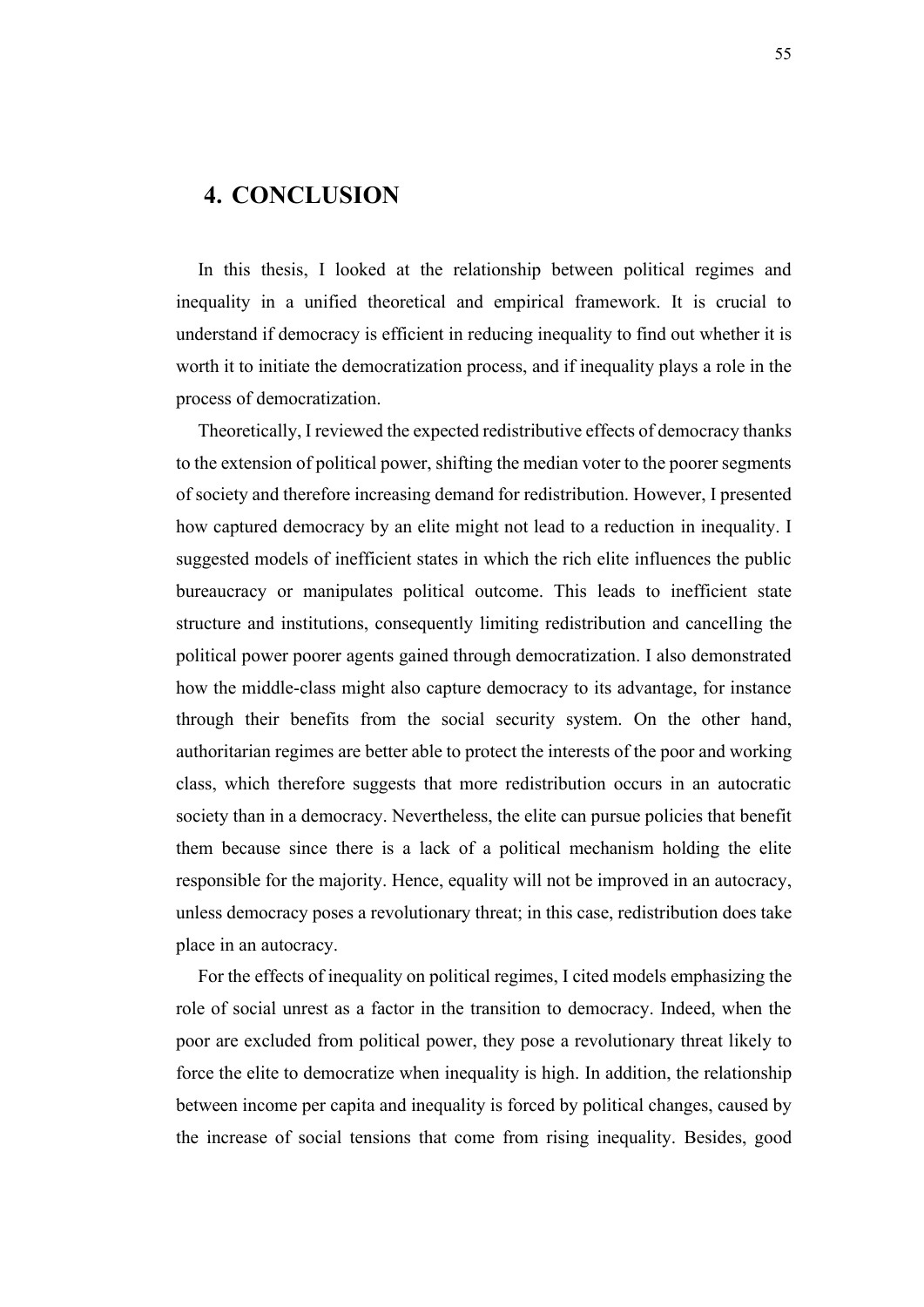# 4. CONCLUSION

In this thesis, I looked at the relationship between political regimes and inequality in a unified theoretical and empirical framework. It is crucial to understand if democracy is efficient in reducing inequality to find out whether it is worth it to initiate the democratization process, and if inequality plays a role in the process of democratization.

Theoretically, I reviewed the expected redistributive effects of democracy thanks to the extension of political power, shifting the median voter to the poorer segments of society and therefore increasing demand for redistribution. However, I presented how captured democracy by an elite might not lead to a reduction in inequality. I suggested models of inefficient states in which the rich elite influences the public bureaucracy or manipulates political outcome. This leads to inefficient state structure and institutions, consequently limiting redistribution and cancelling the political power poorer agents gained through democratization. I also demonstrated how the middle-class might also capture democracy to its advantage, for instance through their benefits from the social security system. On the other hand, authoritarian regimes are better able to protect the interests of the poor and working class, which therefore suggests that more redistribution occurs in an autocratic society than in a democracy. Nevertheless, the elite can pursue policies that benefit them because since there is a lack of a political mechanism holding the elite responsible for the majority. Hence, equality will not be improved in an autocracy, unless democracy poses a revolutionary threat; in this case, redistribution does take place in an autocracy.

For the effects of inequality on political regimes, I cited models emphasizing the role of social unrest as a factor in the transition to democracy. Indeed, when the poor are excluded from political power, they pose a revolutionary threat likely to force the elite to democratize when inequality is high. In addition, the relationship between income per capita and inequality is forced by political changes, caused by the increase of social tensions that come from rising inequality. Besides, good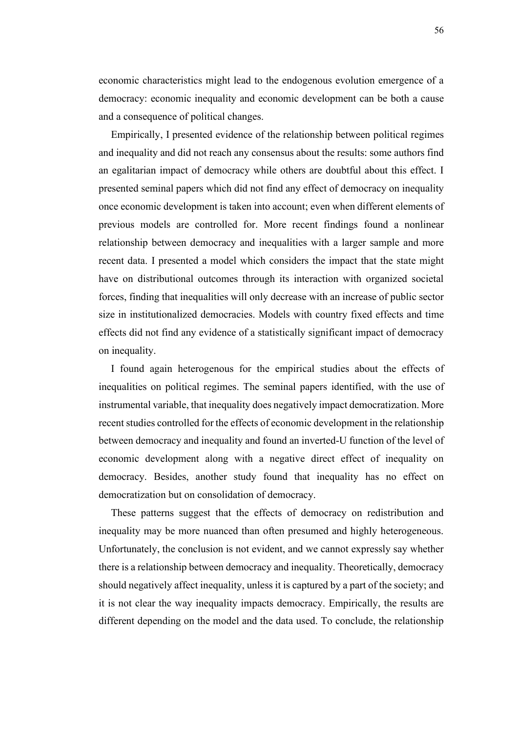economic characteristics might lead to the endogenous evolution emergence of a democracy: economic inequality and economic development can be both a cause and a consequence of political changes.

Empirically, I presented evidence of the relationship between political regimes and inequality and did not reach any consensus about the results: some authors find an egalitarian impact of democracy while others are doubtful about this effect. I presented seminal papers which did not find any effect of democracy on inequality once economic development is taken into account; even when different elements of previous models are controlled for. More recent findings found a nonlinear relationship between democracy and inequalities with a larger sample and more recent data. I presented a model which considers the impact that the state might have on distributional outcomes through its interaction with organized societal forces, finding that inequalities will only decrease with an increase of public sector size in institutionalized democracies. Models with country fixed effects and time effects did not find any evidence of a statistically significant impact of democracy on inequality.

I found again heterogenous for the empirical studies about the effects of inequalities on political regimes. The seminal papers identified, with the use of instrumental variable, that inequality does negatively impact democratization. More recent studies controlled for the effects of economic development in the relationship between democracy and inequality and found an inverted-U function of the level of economic development along with a negative direct effect of inequality on democracy. Besides, another study found that inequality has no effect on democratization but on consolidation of democracy.

These patterns suggest that the effects of democracy on redistribution and inequality may be more nuanced than often presumed and highly heterogeneous. Unfortunately, the conclusion is not evident, and we cannot expressly say whether there is a relationship between democracy and inequality. Theoretically, democracy should negatively affect inequality, unless it is captured by a part of the society; and it is not clear the way inequality impacts democracy. Empirically, the results are different depending on the model and the data used. To conclude, the relationship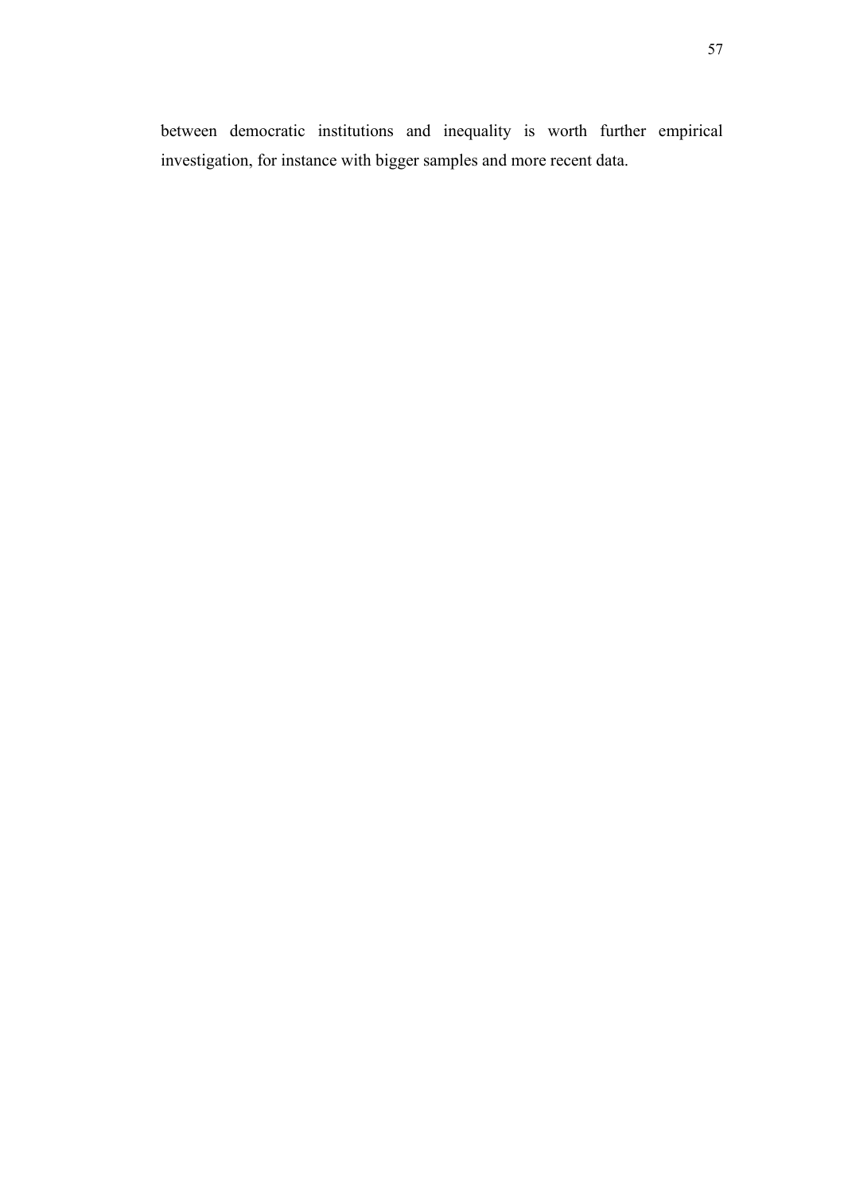between democratic institutions and inequality is worth further empirical investigation, for instance with bigger samples and more recent data.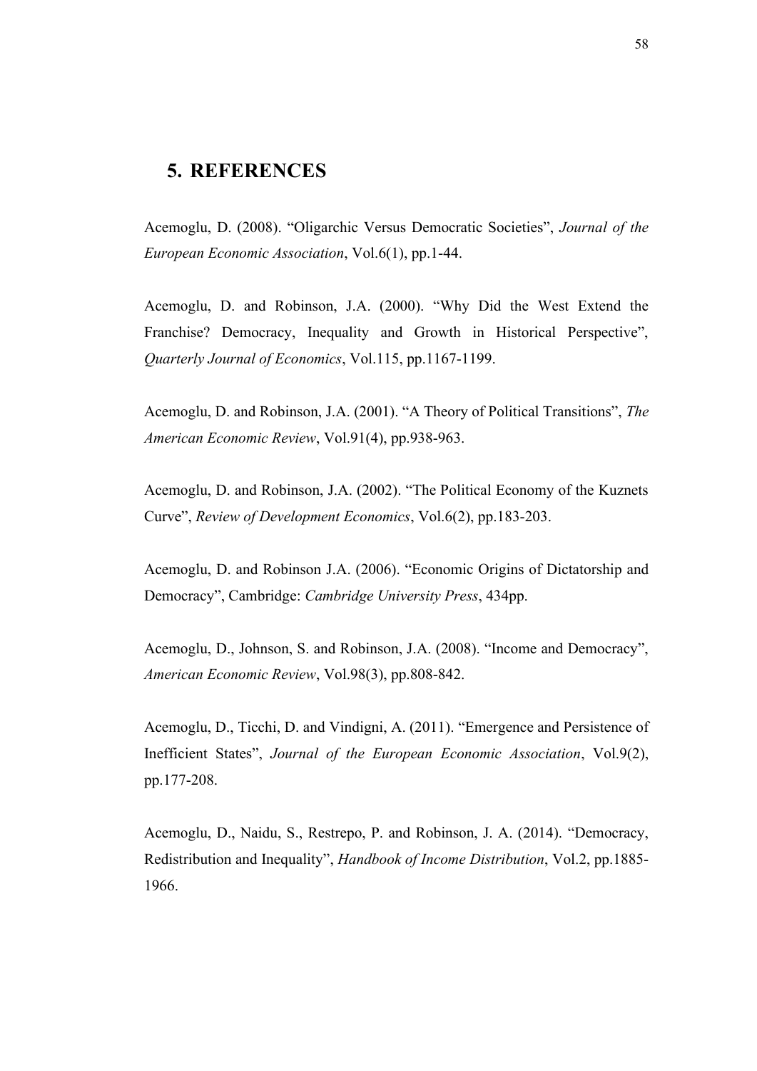# 5. REFERENCES

Acemoglu, D. (2008). "Oligarchic Versus Democratic Societies", *Journal of the European Economic Association*, Vol.6(1), pp.1-44.

Acemoglu, D. and Robinson, J.A. (2000). "Why Did the West Extend the Franchise? Democracy, Inequality and Growth in Historical Perspective", *Quarterly Journal of Economics*, Vol.115, pp.1167-1199.

Acemoglu, D. and Robinson, J.A. (2001). "A Theory of Political Transitions", *The American Economic Review*, Vol.91(4), pp.938-963.

Acemoglu, D. and Robinson, J.A. (2002). "The Political Economy of the Kuznets Curve", *Review of Development Economics*, Vol.6(2), pp.183-203.

Acemoglu, D. and Robinson J.A. (2006). "Economic Origins of Dictatorship and Democracy", Cambridge: *Cambridge University Press*, 434pp.

Acemoglu, D., Johnson, S. and Robinson, J.A. (2008). "Income and Democracy", *American Economic Review*, Vol.98(3), pp.808-842.

Acemoglu, D., Ticchi, D. and Vindigni, A. (2011). "Emergence and Persistence of Inefficient States", *Journal of the European Economic Association*, Vol.9(2), pp.177-208.

Acemoglu, D., Naidu, S., Restrepo, P. and Robinson, J. A. (2014). "Democracy, Redistribution and Inequality", *Handbook of Income Distribution*, Vol.2, pp.1885-1966.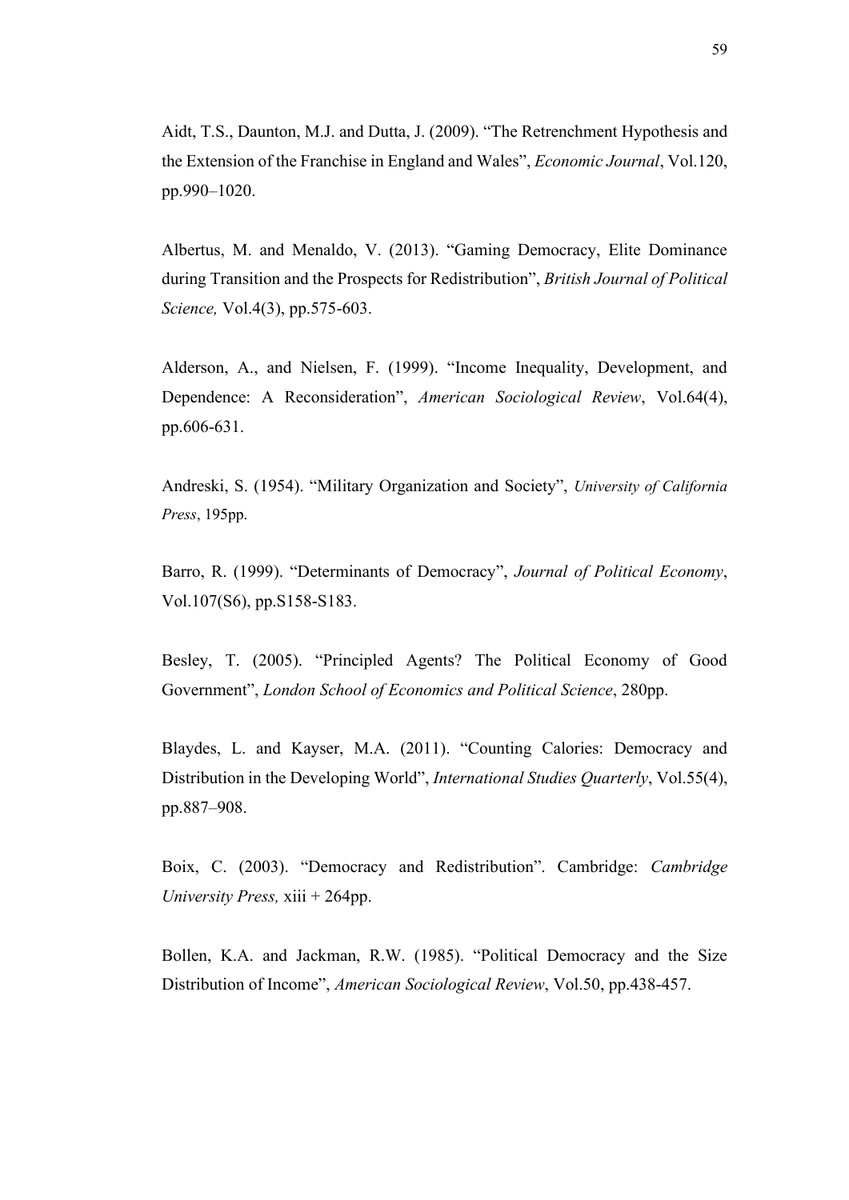Aidt, T.S., Daunton, M.J. and Dutta, J. (2009). "The Retrenchment Hypothesis and the Extension of the Franchise in England and Wales", *Economic Journal*, Vol.120, pp.990–1020.

Albertus, M. and Menaldo, V. (2013). "Gaming Democracy, Elite Dominance during Transition and the Prospects for Redistribution", *British Journal of Political Science,* Vol.4(3), pp.575-603.

Alderson, A., and Nielsen, F. (1999). "Income Inequality, Development, and Dependence: A Reconsideration", *American Sociological Review*, Vol.64(4), pp.606-631.

Andreski, S. (1954). "Military Organization and Society", *University of California Press*, 195pp.

Barro, R. (1999). "Determinants of Democracy", *Journal of Political Economy*, Vol.107(S6), pp.S158-S183.

Besley, T. (2005). "Principled Agents? The Political Economy of Good Government", *London School of Economics and Political Science*, 280pp.

Blaydes, L. and Kayser, M.A. (2011). "Counting Calories: Democracy and Distribution in the Developing World", *International Studies Quarterly*, Vol.55(4), pp.887–908.

Boix, C. (2003). "Democracy and Redistribution". Cambridge: *Cambridge University Press,* xiii + 264pp.

Bollen, K.A. and Jackman, R.W. (1985). "Political Democracy and the Size Distribution of Income", *American Sociological Review*, Vol.50, pp.438-457.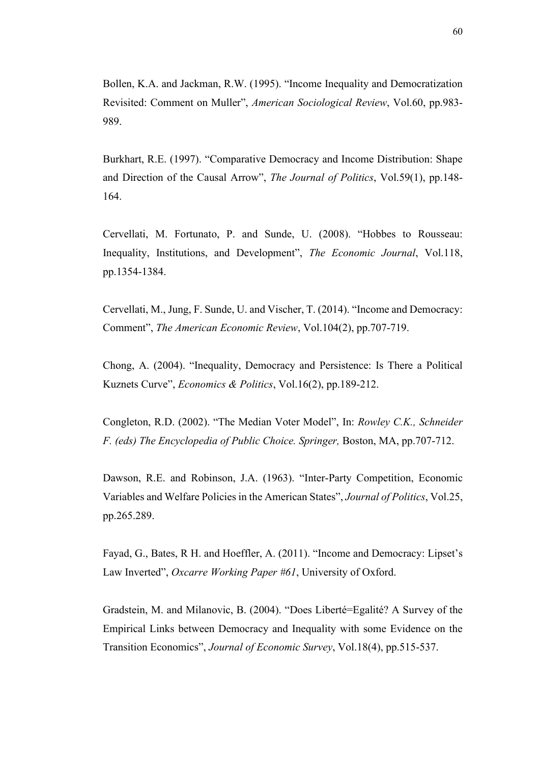Bollen, K.A. and Jackman, R.W. (1995). "Income Inequality and Democratization Revisited: Comment on Muller", *American Sociological Review*, Vol.60, pp.983-989.

Burkhart, R.E. (1997). "Comparative Democracy and Income Distribution: Shape and Direction of the Causal Arrow", *The Journal of Politics*, Vol.59(1), pp.148-164.

Cervellati, M. Fortunato, P. and Sunde, U. (2008). "Hobbes to Rousseau: Inequality, Institutions, and Development", *The Economic Journal*, Vol.118, pp.1354-1384.

Cervellati, M., Jung, F. Sunde, U. and Vischer, T. (2014). "Income and Democracy: Comment", *The American Economic Review*, Vol.104(2), pp.707-719.

Chong, A. (2004). "Inequality, Democracy and Persistence: Is There a Political Kuznets Curve", *Economics & Politics*, Vol.16(2), pp.189-212.

Congleton, R.D. (2002). "The Median Voter Model", In: *Rowley C.K., Schneider F. (eds) The Encyclopedia of Public Choice. Springer,* Boston, MA, pp.707-712.

Dawson, R.E. and Robinson, J.A. (1963). "Inter-Party Competition, Economic Variables and Welfare Policies in the American States", *Journal of Politics*, Vol.25, pp.265.289.

Fayad, G., Bates, R H. and Hoeffler, A. (2011). "Income and Democracy: Lipset's Law Inverted", *Oxcarre Working Paper #61*, University of Oxford.

Gradstein, M. and Milanovic, B. (2004). "Does Liberté=Egalité? A Survey of the Empirical Links between Democracy and Inequality with some Evidence on the Transition Economics", *Journal of Economic Survey*, Vol.18(4), pp.515-537.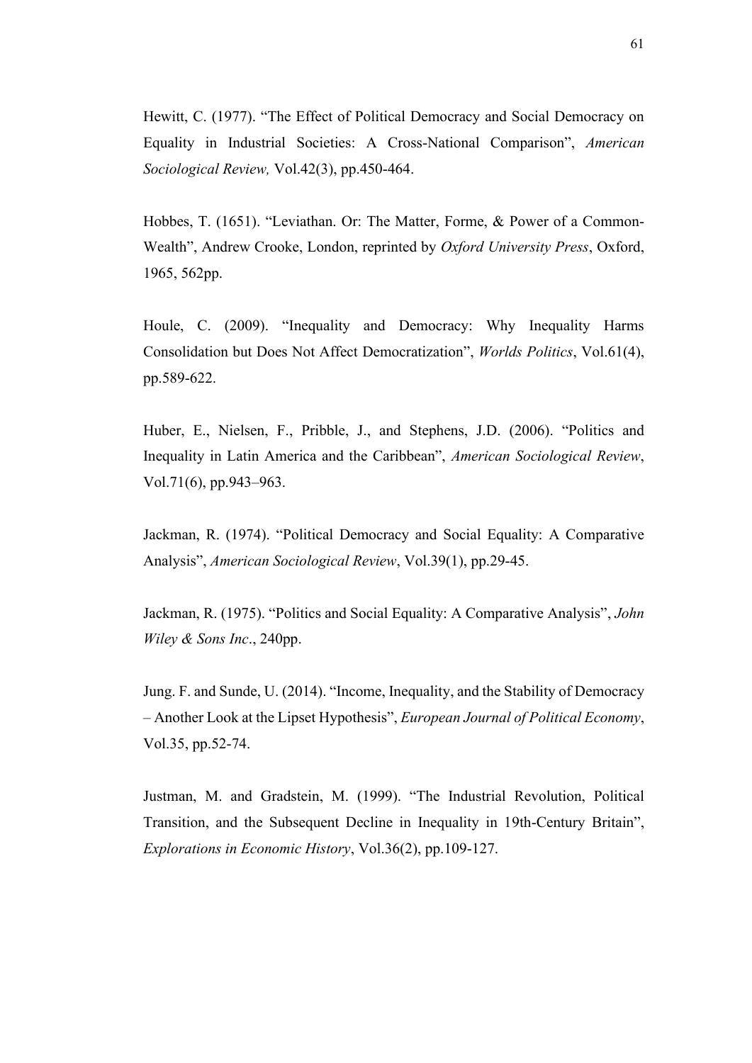Hewitt, C. (1977). "The Effect of Political Democracy and Social Democracy on Equality in Industrial Societies: A Cross-National Comparison", *American Sociological Review,* Vol.42(3), pp.450-464.

Hobbes, T. (1651). "Leviathan. Or: The Matter, Forme, & Power of a Common-Wealth", Andrew Crooke, London, reprinted by *Oxford University Press*, Oxford, 1965, 562pp.

Houle, C. (2009). "Inequality and Democracy: Why Inequality Harms Consolidation but Does Not Affect Democratization", *Worlds Politics*, Vol.61(4), pp.589-622.

Huber, E., Nielsen, F., Pribble, J., and Stephens, J.D. (2006). "Politics and Inequality in Latin America and the Caribbean", *American Sociological Review*, Vol.71(6), pp.943–963.

Jackman, R. (1974). "Political Democracy and Social Equality: A Comparative Analysis", *American Sociological Review*, Vol.39(1), pp.29-45.

Jackman, R. (1975). "Politics and Social Equality: A Comparative Analysis", *John Wiley & Sons Inc*., 240pp.

Jung. F. and Sunde, U. (2014). "Income, Inequality, and the Stability of Democracy – Another Look at the Lipset Hypothesis", *European Journal of Political Economy*, Vol.35, pp.52-74.

Justman, M. and Gradstein, M. (1999). "The Industrial Revolution, Political Transition, and the Subsequent Decline in Inequality in 19th-Century Britain", *Explorations in Economic History*, Vol.36(2), pp.109-127.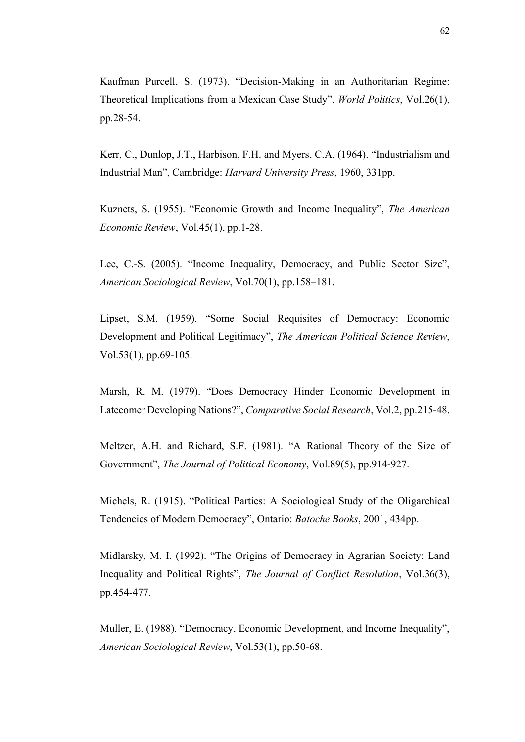Kaufman Purcell, S. (1973). "Decision-Making in an Authoritarian Regime: Theoretical Implications from a Mexican Case Study", *World Politics*, Vol.26(1), pp.28-54.

Kerr, C., Dunlop, J.T., Harbison, F.H. and Myers, C.A. (1964). "Industrialism and Industrial Man", Cambridge: *Harvard University Press*, 1960, 331pp.

Kuznets, S. (1955). "Economic Growth and Income Inequality", *The American Economic Review*, Vol.45(1), pp.1-28.

Lee, C.-S. (2005). "Income Inequality, Democracy, and Public Sector Size", *American Sociological Review*, Vol.70(1), pp.158–181.

Lipset, S.M. (1959). "Some Social Requisites of Democracy: Economic Development and Political Legitimacy", *The American Political Science Review*, Vol.53(1), pp.69-105.

Marsh, R. M. (1979). "Does Democracy Hinder Economic Development in Latecomer Developing Nations?", *Comparative Social Research*, Vol.2, pp.215-48.

Meltzer, A.H. and Richard, S.F. (1981). "A Rational Theory of the Size of Government", *The Journal of Political Economy*, Vol.89(5), pp.914-927.

Michels, R. (1915). "Political Parties: A Sociological Study of the Oligarchical Tendencies of Modern Democracy", Ontario: *Batoche Books*, 2001, 434pp.

Midlarsky, M. I. (1992). "The Origins of Democracy in Agrarian Society: Land Inequality and Political Rights", *The Journal of Conflict Resolution*, Vol.36(3), pp.454-477.

Muller, E. (1988). "Democracy, Economic Development, and Income Inequality", *American Sociological Review*, Vol.53(1), pp.50-68.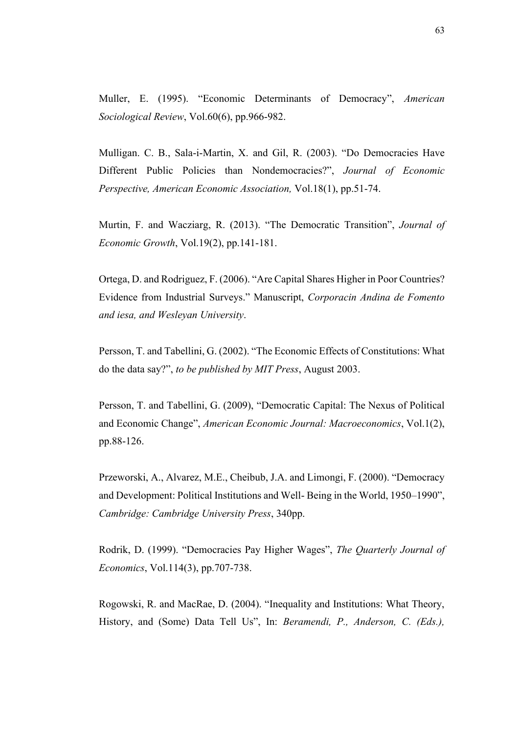Muller, E. (1995). "Economic Determinants of Democracy", *American Sociological Review*, Vol.60(6), pp.966-982.

Mulligan. C. B., Sala-i-Martin, X. and Gil, R. (2003). "Do Democracies Have Different Public Policies than Nondemocracies?", *Journal of Economic Perspective, American Economic Association,* Vol.18(1), pp.51-74.

Murtin, F. and Wacziarg, R. (2013). "The Democratic Transition", *Journal of Economic Growth*, Vol.19(2), pp.141-181.

Ortega, D. and Rodriguez, F. (2006). "Are Capital Shares Higher in Poor Countries? Evidence from Industrial Surveys." Manuscript, *Corporacin Andina de Fomento and iesa, and Wesleyan University*.

Persson, T. and Tabellini, G. (2002). "The Economic Effects of Constitutions: What do the data say?", *to be published by MIT Press*, August 2003.

Persson, T. and Tabellini, G. (2009), "Democratic Capital: The Nexus of Political and Economic Change", *American Economic Journal: Macroeconomics*, Vol.1(2), pp.88-126.

Przeworski, A., Alvarez, M.E., Cheibub, J.A. and Limongi, F. (2000). "Democracy and Development: Political Institutions and Well- Being in the World, 1950–1990", *Cambridge: Cambridge University Press*, 340pp.

Rodrik, D. (1999). "Democracies Pay Higher Wages", *The Quarterly Journal of Economics*, Vol.114(3), pp.707-738.

Rogowski, R. and MacRae, D. (2004). "Inequality and Institutions: What Theory, History, and (Some) Data Tell Us", In: *Beramendi, P., Anderson, C. (Eds.),*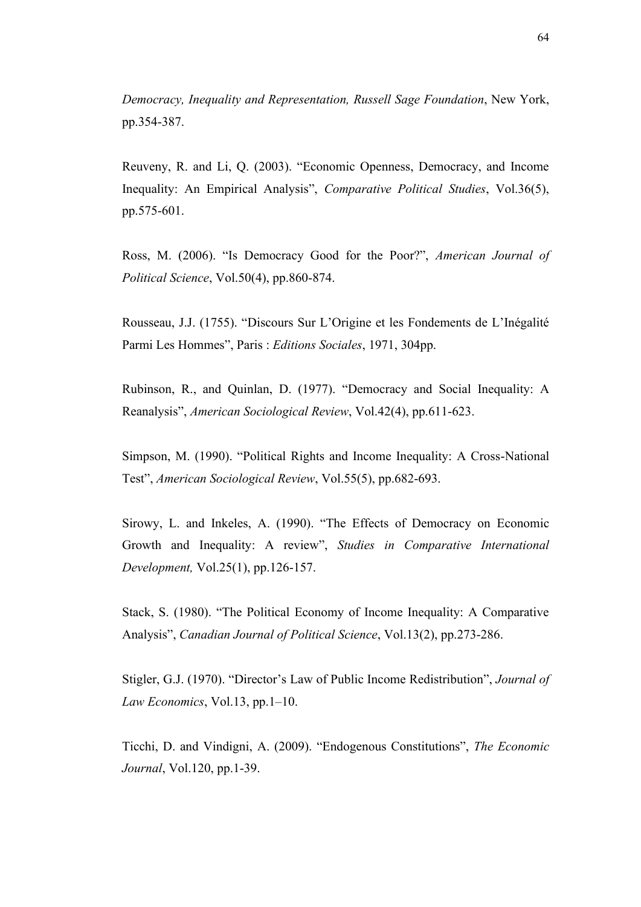*Democracy, Inequality and Representation, Russell Sage Foundation*, New York, pp.354-387.

Reuveny, R. and Li, Q. (2003). "Economic Openness, Democracy, and Income Inequality: An Empirical Analysis", *Comparative Political Studies*, Vol.36(5), pp.575-601.

Ross, M. (2006). "Is Democracy Good for the Poor?", *American Journal of Political Science*, Vol.50(4), pp.860-874.

Rousseau, J.J. (1755). "Discours Sur L'Origine et les Fondements de L'Inégalité Parmi Les Hommes", Paris : *Editions Sociales*, 1971, 304pp.

Rubinson, R., and Quinlan, D. (1977). "Democracy and Social Inequality: A Reanalysis", *American Sociological Review*, Vol.42(4), pp.611-623.

Simpson, M. (1990). "Political Rights and Income Inequality: A Cross-National Test", *American Sociological Review*, Vol.55(5), pp.682-693.

Sirowy, L. and Inkeles, A. (1990). "The Effects of Democracy on Economic Growth and Inequality: A review", *Studies in Comparative International Development,* Vol.25(1), pp.126-157.

Stack, S. (1980). "The Political Economy of Income Inequality: A Comparative Analysis", *Canadian Journal of Political Science*, Vol.13(2), pp.273-286.

Stigler, G.J. (1970). "Director's Law of Public Income Redistribution", *Journal of Law Economics*, Vol.13, pp.1–10.

Ticchi, D. and Vindigni, A. (2009). "Endogenous Constitutions", *The Economic Journal*, Vol.120, pp.1-39.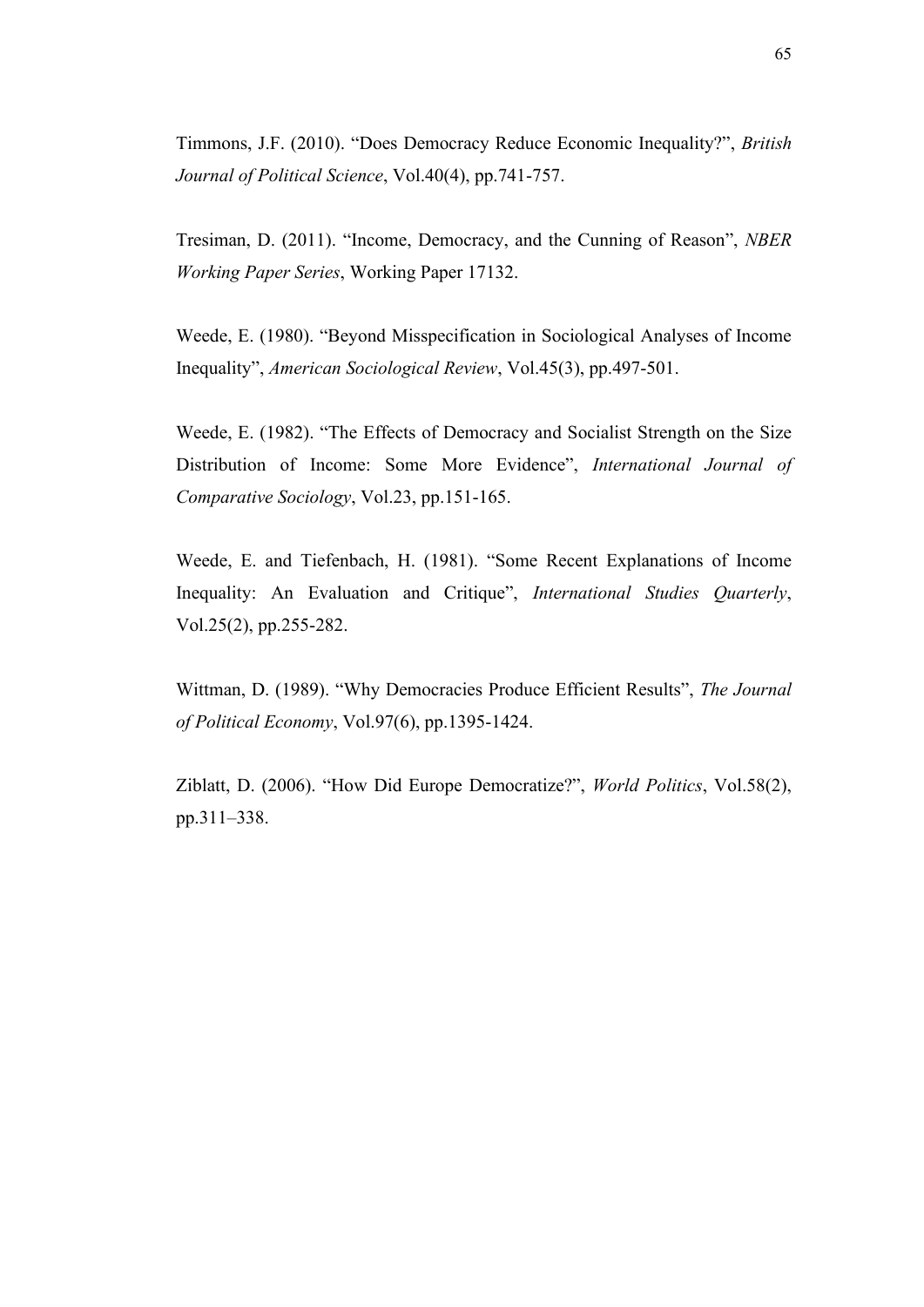Timmons, J.F. (2010). "Does Democracy Reduce Economic Inequality?", *British Journal of Political Science*, Vol.40(4), pp.741-757.

Tresiman, D. (2011). "Income, Democracy, and the Cunning of Reason", *NBER Working Paper Series*, Working Paper 17132.

Weede, E. (1980). "Beyond Misspecification in Sociological Analyses of Income Inequality", *American Sociological Review*, Vol.45(3), pp.497-501.

Weede, E. (1982). "The Effects of Democracy and Socialist Strength on the Size Distribution of Income: Some More Evidence", *International Journal of Comparative Sociology*, Vol.23, pp.151-165.

Weede, E. and Tiefenbach, H. (1981). "Some Recent Explanations of Income Inequality: An Evaluation and Critique", *International Studies Quarterly*, Vol.25(2), pp.255-282.

Wittman, D. (1989). "Why Democracies Produce Efficient Results", *The Journal of Political Economy*, Vol.97(6), pp.1395-1424.

Ziblatt, D. (2006). "How Did Europe Democratize?", *World Politics*, Vol.58(2), pp.311–338.